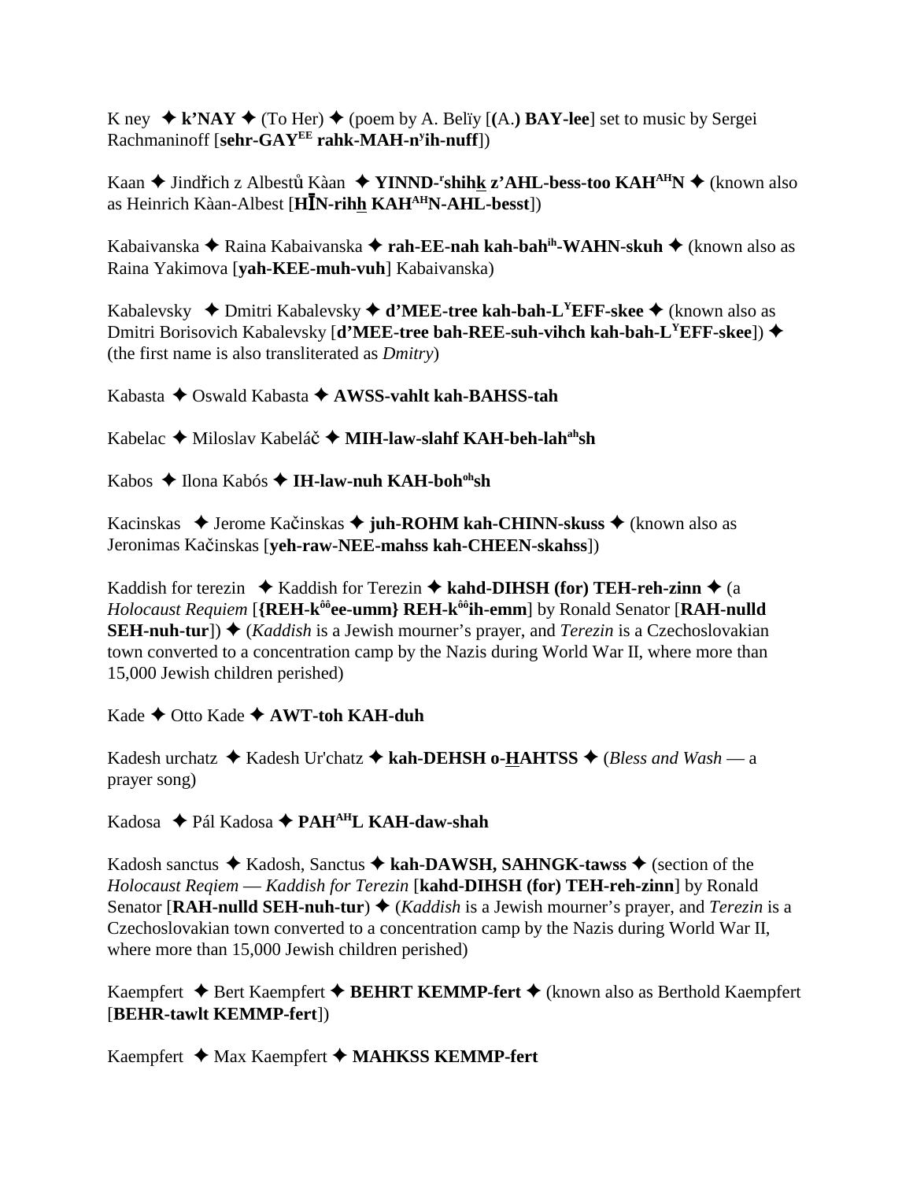K ney ✦ **k'NAY** ✦ (To Her) ✦ (poem by A. Belïy [(A.) **BAY-lee**] set to music by Sergei Rachmaninoff [**sehr-GAY^EE rahk-MAH-n^yih-nuff**])

Kaan ✦ Jindřich z Albestů Kàan ✦ **YINND-^rshihk z'AHL-bess-too KAH^AHN** ✦ (known also as Heinrich Kàan-Albest [**HĪN-rihh KAH^AHN-AHL-besst**])

Kabaivanska ✦ Raina Kabaivanska ✦ **rah-EE-nah kah-bah^ih-WAHN-skuh** ✦ (known also as Raina Yakimova [**yah-KEE-muh-vuh**] Kabaivanska)

Kabalevsky ✦ Dmitri Kabalevsky ✦ **d'MEE-tree kah-bah-L^YEFF-skee** ✦ (known also as Dmitri Borisovich Kabalevsky [**d'MEE-tree bah-REE-suh-vihch kah-bah-L^YEFF-skee**]) ✦ (the first name is also transliterated as *Dmitry*)

Kabasta ✦ Oswald Kabasta ✦ **AWSS-vahlt kah-BAHSS-tah**

Kabelac ✦ Miloslav Kabeláč ✦ **MIH-law-slahf KAH-beh-lah^ah sh**

Kabos ✦ Ilona Kabós ✦ **IH-law-nuh KAH-boh^oh sh**

Kacinskas ✦ Jerome Kačinskas ✦ **juh-ROHM kah-CHINN-skuss** ✦ (known also as Jeronimas Kačinskas [**yeh-raw-NEE-mahss kah-CHEEN-skahss**])

Kaddish for terezin ✦ Kaddish for Terezin ✦ **kahd-DIHSH (for) TEH-reh-zinn** ✦ (a *Holocaust Requiem* [**{REH-k^ôô ee-umm} REH-k^ôô ih-emm**] by Ronald Senator [**RAH-nulld SEH-nuh-tur**]) ✦ (*Kaddish* is a Jewish mourner's prayer, and *Terezin* is a Czechoslovakian town converted to a concentration camp by the Nazis during World War II, where more than 15,000 Jewish children perished)

Kade ✦ Otto Kade ✦ **AWT-toh KAH-duh**

Kadesh urchatz ✦ Kadesh Ur'chatz ✦ **kah-DEHSH o-HAHTSS** ✦ (*Bless and Wash* — a prayer song)

Kadosa ✦ Pál Kadosa ✦ **PAH^AH L KAH-daw-shah**

Kadosh sanctus ✦ Kadosh, Sanctus ✦ **kah-DAWSH, SAHNGK-tawss** ✦ (section of the *Holocaust Reqiem — Kaddish for Terezin* [**kahd-DIHSH (for) TEH-reh-zinn**] by Ronald Senator [**RAH-nulld SEH-nuh-tur**) ✦ (*Kaddish* is a Jewish mourner's prayer, and *Terezin* is a Czechoslovakian town converted to a concentration camp by the Nazis during World War II, where more than 15,000 Jewish children perished)

Kaempfert ✦ Bert Kaempfert ✦ **BEHRT KEMMP-fert** ✦ (known also as Berthold Kaempfert [**BEHR-tawlt KEMMP-fert**])

Kaempfert ✦ Max Kaempfert ✦ **MAHKSS KEMMP-fert**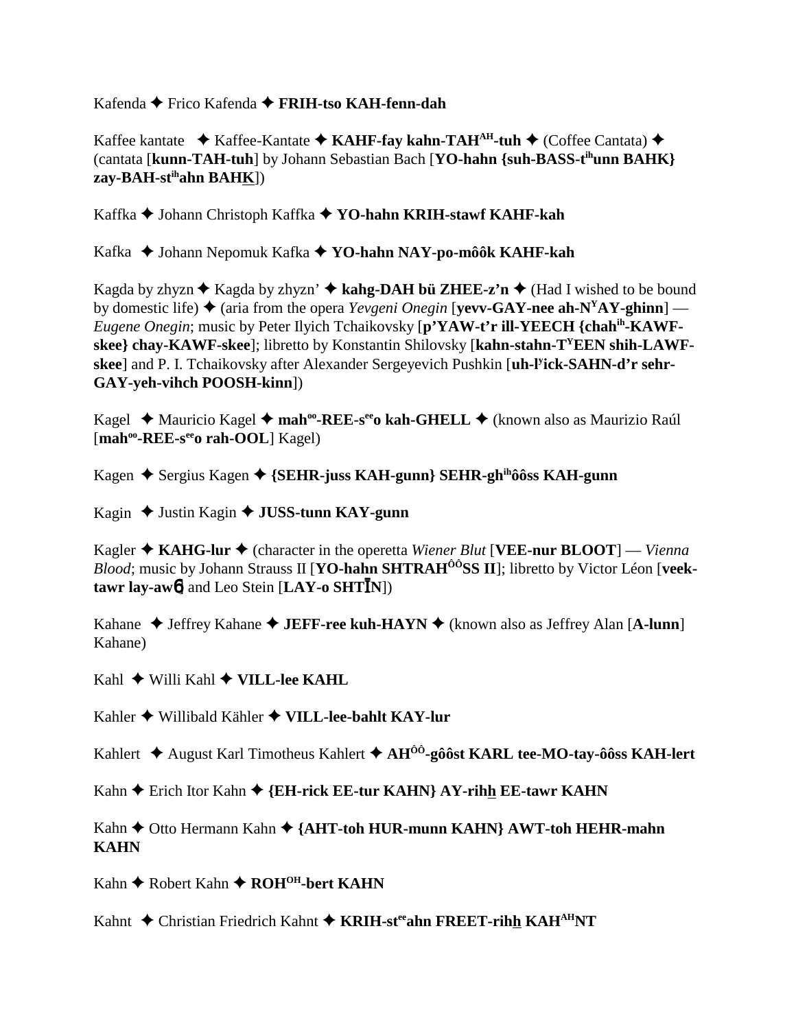Kafenda ✦ Frico Kafenda ✦ **FRIH-tso KAH-fenn-dah**

Kaffee kantate ✦ Kaffee-Kantate ✦ **KAHF-fay kahn-TAH^AH-tuh** ✦ (Coffee Cantata) ✦ (cantata [**kunn-TAH-tuh**] by Johann Sebastian Bach [**YO-hahn {suh-BASS-t^ih unn BAHK} zay-BAH-st^ih ahn BAHK**])

Kaffka ✦ Johann Christoph Kaffka ✦ **YO-hahn KRIH-stawf KAHF-kah**

Kafka ✦ Johann Nepomuk Kafka ✦ **YO-hahn NAY-po-môôk KAHF-kah**

Kagda by zhyzn ✦ Kagda by zhyzn' ✦ **kahg-DAH bü ZHEE-z'n** ✦ (Had I wished to be bound by domestic life) ✦ (aria from the opera *Yevgeni Onegin* [**yevv-GAY-nee ah-N^Y AY-ghinn**] — *Eugene Onegin*; music by Peter Ilyich Tchaikovsky [**p'YAW-t'r ill-YEECH {chah^ih-KAWF-skee} chay-KAWF-skee**]; libretto by Konstantin Shilovsky [**kahn-stahn-T^Y EEN shih-LAWF-skee**] and P. I. Tchaikovsky after Alexander Sergeyevich Pushkin [**uh-l^y ick-SAHN-d'r sehr-GAY-yeh-vihch POOSH-kinn**])

Kagel ✦ Mauricio Kagel ✦ **mah^oo-REE-s^ee o kah-GHELL** ✦ (known also as Maurizio Raúl [**mah^oo-REE-s^ee o rah-OOL**] Kagel)

Kagen ✦ Sergius Kagen ✦ **{SEHR-juss KAH-gunn} SEHR-gh^ih ôôss KAH-gunn**

Kagin ✦ Justin Kagin ✦ **JUSS-tunn KAY-gunn**

Kagler ✦ **KAHG-lur** ✦ (character in the operetta *Wiener Blut* [**VEE-nur BLOOT**] — *Vienna Blood*; music by Johann Strauss II [**YO-hahn SHTRAH^ÔÔ SS II**]; libretto by Victor Léon [**veek-tawr lay-awɲ**] and Leo Stein [**LAY-o SHTĪN**])

Kahane ✦ Jeffrey Kahane ✦ **JEFF-ree kuh-HAYN** ✦ (known also as Jeffrey Alan [**A-lunn**] Kahane)

Kahl ✦ Willi Kahl ✦ **VILL-lee KAHL**

Kahler ✦ Willibald Kähler ✦ **VILL-lee-bahlt KAY-lur**

Kahlert ✦ August Karl Timotheus Kahlert ✦ **AH^ÔÔ-gôôst KARL tee-MO-tay-ôôss KAH-lert**

Kahn ✦ Erich Itor Kahn ✦ **{EH-rick EE-tur KAHN} AY-rihh EE-tawr KAHN**

Kahn ✦ Otto Hermann Kahn ✦ **{AHT-toh HUR-munn KAHN} AWT-toh HEHR-mahn KAHN**

Kahn ✦ Robert Kahn ✦ **ROH^OH-bert KAHN**

Kahnt ✦ Christian Friedrich Kahnt ✦ **KRIH-st^ee ahn FREET-rihh KAH^AH NT**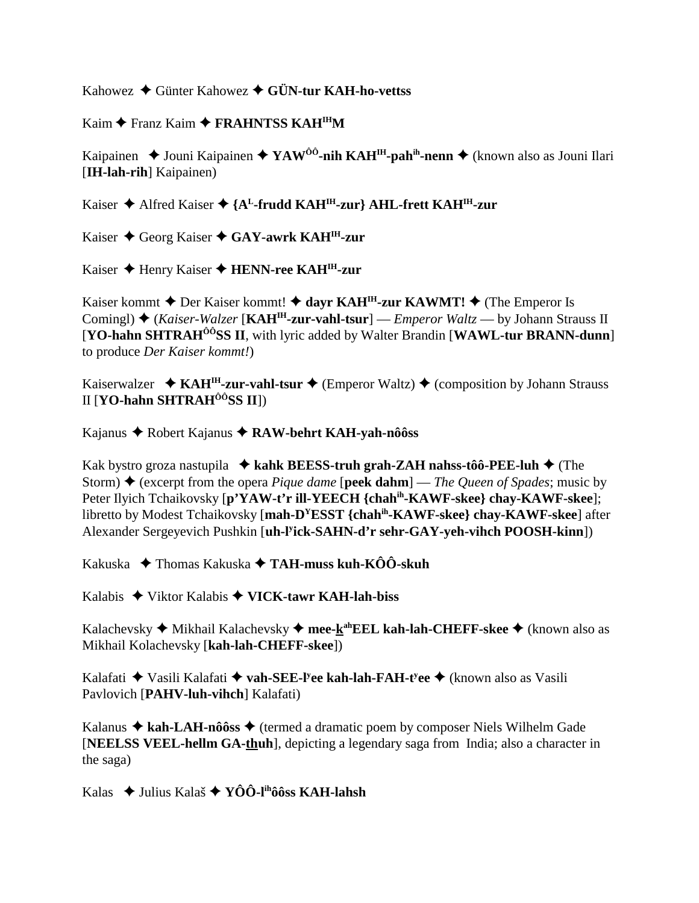Kahowez ✦ Günter Kahowez ✦ **GÜN-tur KAH-ho-vettss**

Kaim ✦ Franz Kaim ✦ **FRAHNTSS KAH[IH]M**

Kaipainen ✦ Jouni Kaipainen ✦ **YAW[ÔÔ]-nih KAH[IH]-pah[ih]-nenn** ✦ (known also as Jouni Ilari [**IH-lah-rih**] Kaipainen)

Kaiser ✦ Alfred Kaiser ✦ **{A[L]-frudd KAH[IH]-zur} AHL-frett KAH[IH]-zur**

Kaiser ✦ Georg Kaiser ✦ **GAY-awrk KAH[IH]-zur**

Kaiser ✦ Henry Kaiser ✦ **HENN-ree KAH[IH]-zur**

Kaiser kommt ✦ Der Kaiser kommt! ✦ **dayr KAH[IH]-zur KAWMT!** ✦ (The Emperor Is Comingl) ✦ (*Kaiser-Walzer* [**KAH[IH]-zur-vahl-tsur**] — *Emperor Waltz* — by Johann Strauss II [**YO-hahn SHTRAH[ÔÔ]SS II**, with lyric added by Walter Brandin [**WAWL-tur BRANN-dunn**] to produce *Der Kaiser kommt!*)

Kaiserwalzer ✦ **KAH[IH]-zur-vahl-tsur** ✦ (Emperor Waltz) ✦ (composition by Johann Strauss II [**YO-hahn SHTRAH[ÔÔ]SS II**])

Kajanus ✦ Robert Kajanus ✦ **RAW-behrt KAH-yah-nôôss**

Kak bystro groza nastupila ✦ **kahk BEESS-truh grah-ZAH nahss-tôô-PEE-luh** ✦ (The Storm) ✦ (excerpt from the opera *Pique dame* [**peek dahm**] — *The Queen of Spades*; music by Peter Ilyich Tchaikovsky [**p'YAW-t'r ill-YEECH {chah[ih]-KAWF-skee} chay-KAWF-skee**]; libretto by Modest Tchaikovsky [**mah-D[Y]ESST {chah[ih]-KAWF-skee} chay-KAWF-skee**] after Alexander Sergeyevich Pushkin [**uh-l[y]ick-SAHN-d'r sehr-GAY-yeh-vihch POOSH-kinn**])

Kakuska ✦ Thomas Kakuska ✦ **TAH-muss kuh-KÔÔ-skuh**

Kalabis ✦ Viktor Kalabis ✦ **VICK-tawr KAH-lah-biss**

Kalachevsky ✦ Mikhail Kalachevsky ✦ **mee-k[ah]EEL kah-lah-CHEFF-skee** ✦ (known also as Mikhail Kolachevsky [**kah-lah-CHEFF-skee**])

Kalafati ✦ Vasili Kalafati ✦ **vah-SEE-l[y]ee kah-lah-FAH-t[y]ee** ✦ (known also as Vasili Pavlovich [**PAHV-luh-vihch**] Kalafati)

Kalanus ✦ **kah-LAH-nôôss** ✦ (termed a dramatic poem by composer Niels Wilhelm Gade [**NEELSS VEEL-hellm GA-thuh**], depicting a legendary saga from India; also a character in the saga)

Kalas ✦ Julius Kalaš ✦ **YÔÔ-l[ih]ôôss KAH-lahsh**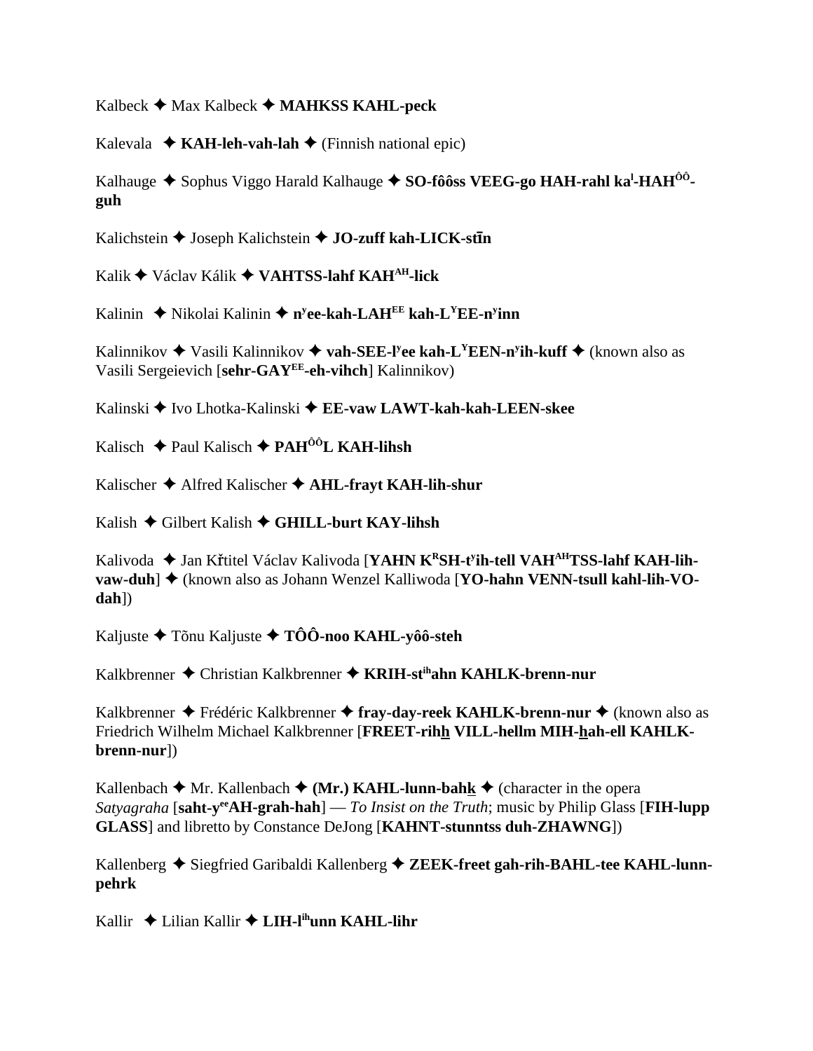Kalbeck ✦ Max Kalbeck ✦ **MAHKSS KAHL-peck**

Kalevala ✦ **KAH-leh-vah-lah** ✦ (Finnish national epic)

Kalhauge ✦ Sophus Viggo Harald Kalhauge ✦ **SO-fôôss VEEG-go HAH-rahl ka^l-HAH^ÔÔ-guh**

Kalichstein ✦ Joseph Kalichstein ✦ **JO-zuff kah-LICK-stīn**

Kalik ✦ Václav Kálik ✦ **VAHTSS-lahf KAH^AH-lick**

Kalinin ✦ Nikolai Kalinin ✦ **n^yee-kah-LAH^EE kah-L^YEE-n^yinn**

Kalinnikov ✦ Vasili Kalinnikov ✦ **vah-SEE-l^yee kah-L^YEEN-n^yih-kuff** ✦ (known also as Vasili Sergeievich [**sehr-GAY^EE-eh-vihch**] Kalinnikov)

Kalinski ✦ Ivo Lhotka-Kalinski ✦ **EE-vaw LAWT-kah-kah-LEEN-skee**

Kalisch ✦ Paul Kalisch ✦ **PAH^ÔÔL KAH-lihsh**

Kalischer ✦ Alfred Kalischer ✦ **AHL-frayt KAH-lih-shur**

Kalish ✦ Gilbert Kalish ✦ **GHILL-burt KAY-lihsh**

Kalivoda ✦ Jan Křtitel Václav Kalivoda [**YAHN K^RSH-t^yih-tell VAH^AHTSS-lahf KAH-lih-vaw-duh**] ✦ (known also as Johann Wenzel Kalliwoda [**YO-hahn VENN-tsull kahl-lih-VO-dah**])

Kaljuste ✦ Tõnu Kaljuste ✦ **TÔÔ-noo KAHL-yôô-steh**

Kalkbrenner ✦ Christian Kalkbrenner ✦ **KRIH-st^ihahn KAHLK-brenn-nur**

Kalkbrenner ✦ Frédéric Kalkbrenner ✦ **fray-day-reek KAHLK-brenn-nur** ✦ (known also as Friedrich Wilhelm Michael Kalkbrenner [**FREET-rihh VILL-hellm MIH-hah-ell KAHLK-brenn-nur**])

Kallenbach ✦ Mr. Kallenbach ✦ **(Mr.) KAHL-lunn-bahk** ✦ (character in the opera *Satyagraha* [**saht-y^eeAH-grah-hah**] — *To Insist on the Truth*; music by Philip Glass [**FIH-lupp GLASS**] and libretto by Constance DeJong [**KAHNT-stunntss duh-ZHAWNG**])

Kallenberg ✦ Siegfried Garibaldi Kallenberg ✦ **ZEEK-freet gah-rih-BAHL-tee KAHL-lunn-pehrk**

Kallir ✦ Lilian Kallir ✦ **LIH-l^ihunn KAHL-lihr**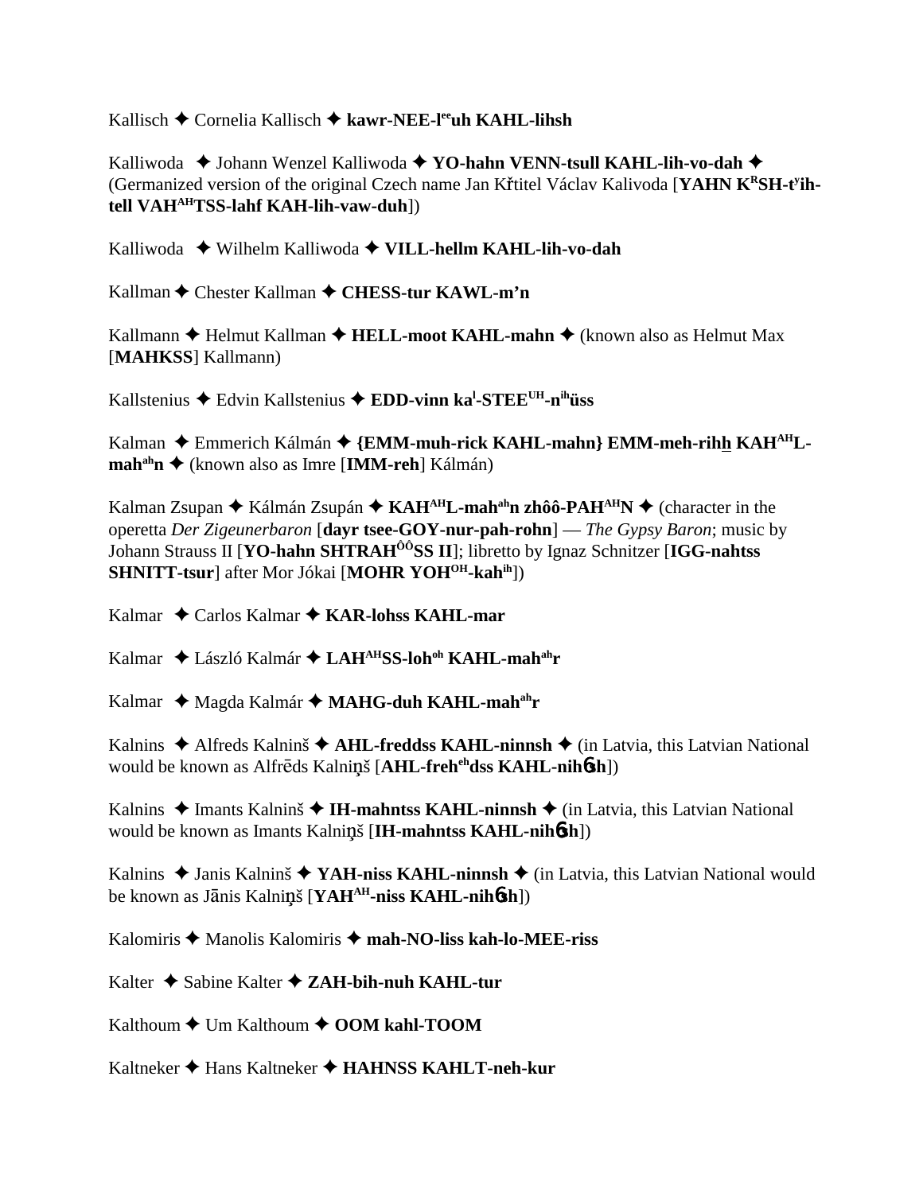Kallisch ✦ Cornelia Kallisch ✦ **kawr-NEE-l**ee**uh KAHL-lihsh**

Kalliwoda ✦ Johann Wenzel Kalliwoda ✦ **YO-hahn VENN-tsull KAHL-lih-vo-dah** ✦ (Germanized version of the original Czech name Jan Křtitel Václav Kalivoda [**YAHN K**R**SH-t**y**ih-tell VAH**AH**TSS-lahf KAH-lih-vaw-duh**])

Kalliwoda ✦ Wilhelm Kalliwoda ✦ **VILL-hellm KAHL-lih-vo-dah**

Kallman ✦ Chester Kallman ✦ **CHESS-tur KAWL-m'n**

Kallmann ✦ Helmut Kallman ✦ **HELL-moot KAHL-mahn** ✦ (known also as Helmut Max [**MAHKSS**] Kallmann)

Kallstenius ✦ Edvin Kallstenius ✦ **EDD-vinn ka**l**-STEE**UH**-n**ih**üss**

Kalman ✦ Emmerich Kálmán ✦ **{EMM-muh-rick KAHL-mahn} EMM-meh-rihh KAH**AH**L-mah**ah**n** ✦ (known also as Imre [**IMM-reh**] Kálmán)

Kalman Zsupan ✦ Kálmán Zsupán ✦ **KAH**AH**L-mah**ah**n zhôô-PAH**AH**N** ✦ (character in the operetta *Der Zigeunerbaron* [**dayr tsee-GOY-nur-pah-rohn**] — *The Gypsy Baron*; music by Johann Strauss II [**YO-hahn SHTRAH**ÔÔ**SS II**]; libretto by Ignaz Schnitzer [**IGG-nahtss SHNITT-tsur**] after Mor Jókai [**MOHR YOH**OH**-kah**ih])

Kalmar ✦ Carlos Kalmar ✦ **KAR-lohss KAHL-mar**

Kalmar ✦ László Kalmár ✦ **LAH**AH**SS-loh**oh **KAHL-mah**ah**r**

Kalmar ✦ Magda Kalmár ✦ **MAHG-duh KAHL-mah**ah**r**

Kalnins ✦ Alfreds Kalninš ✦ **AHL-freddss KAHL-ninnsh** ✦ (in Latvia, this Latvian National would be known as Alfrēds Kalniņš [**AHL-freh**eh**dss KAHL-nihɲsh**])

Kalnins ✦ Imants Kalninš ✦ **IH-mahntss KAHL-ninnsh** ✦ (in Latvia, this Latvian National would be known as Imants Kalniņš [**IH-mahntss KAHL-nihɲsh**])

Kalnins ✦ Janis Kalninš ✦ **YAH-niss KAHL-ninnsh** ✦ (in Latvia, this Latvian National would be known as Jānis Kalniņš [**YAH**AH**-niss KAHL-nihɲsh**])

Kalomiris ✦ Manolis Kalomiris ✦ **mah-NO-liss kah-lo-MEE-riss**

Kalter ✦ Sabine Kalter ✦ **ZAH-bih-nuh KAHL-tur**

Kalthoum ✦ Um Kalthoum ✦ **OOM kahl-TOOM**

Kaltneker ✦ Hans Kaltneker ✦ **HAHNSS KAHLT-neh-kur**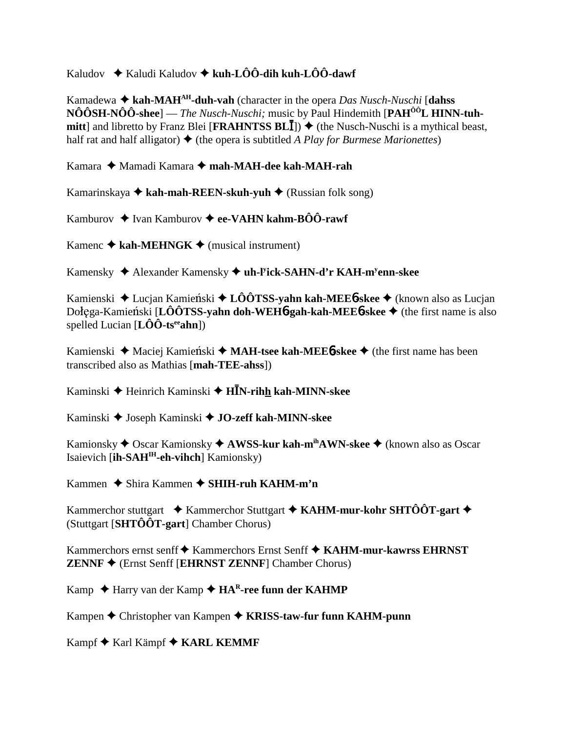Kaludov ✦ Kaludi Kaludov ✦ **kuh-LÔÔ-dih kuh-LÔÔ-dawf**

Kamadewa ✦ **kah-MAH^AH-duh-vah** (character in the opera *Das Nusch-Nuschi* [**dahss NÔÔSH-NÔÔ-shee**] — *The Nusch-Nuschi;* music by Paul Hindemith [**PAH^ÔÔL HINN-tuh-mitt**] and libretto by Franz Blei [**FRAHNTSS BLĪ**]) ✦ (the Nusch-Nuschi is a mythical beast, half rat and half alligator) ✦ (the opera is subtitled *A Play for Burmese Marionettes*)

Kamara ✦ Mamadi Kamara ✦ **mah-MAH-dee kah-MAH-rah**

Kamarinskaya ✦ **kah-mah-REEN-skuh-yuh** ✦ (Russian folk song)

Kamburov ✦ Ivan Kamburov ✦ **ee-VAHN kahm-BÔÔ-rawf**

Kamenc ✦ **kah-MEHNGK** ✦ (musical instrument)

Kamensky ✦ Alexander Kamensky ✦ **uh-l^y ick-SAHN-d'r KAH-m^y enn-skee**

Kamienski ✦ Lucjan Kamieński ✦ **LÔÔTSS-yahn kah-MEE6skee** ✦ (known also as Lucjan Dołęga-Kamieński [**LÔÔTSS-yahn doh-WEH6gah-kah-MEE6skee** ✦ (the first name is also spelled Lucian [**LÔÔ-ts^ee ahn**])

Kamienski ✦ Maciej Kamieński ✦ **MAH-tsee kah-MEE6skee** ✦ (the first name has been transcribed also as Mathias [**mah-TEE-ahss**])

Kaminski ✦ Heinrich Kaminski ✦ **HĪN-rihh kah-MINN-skee**

Kaminski ✦ Joseph Kaminski ✦ **JO-zeff kah-MINN-skee**

Kamionsky ✦ Oscar Kamionsky ✦ **AWSS-kur kah-m^ih AWN-skee** ✦ (known also as Oscar Isaievich [**ih-SAH^IH-eh-vihch**] Kamionsky)

Kammen ✦ Shira Kammen ✦ **SHIH-ruh KAHM-m'n**

Kammerchor stuttgart ✦ Kammerchor Stuttgart ✦ **KAHM-mur-kohr SHTÔÔT-gart** ✦ (Stuttgart [**SHTÔÔT-gart**] Chamber Chorus)

Kammerchors ernst senff ✦ Kammerchors Ernst Senff ✦ **KAHM-mur-kawrss EHRNST ZENNF** ✦ (Ernst Senff [**EHRNST ZENNF**] Chamber Chorus)

Kamp ✦ Harry van der Kamp ✦ **HA^R-ree funn der KAHMP**

Kampen ✦ Christopher van Kampen ✦ **KRISS-taw-fur funn KAHM-punn**

Kampf ✦ Karl Kämpf ✦ **KARL KEMMF**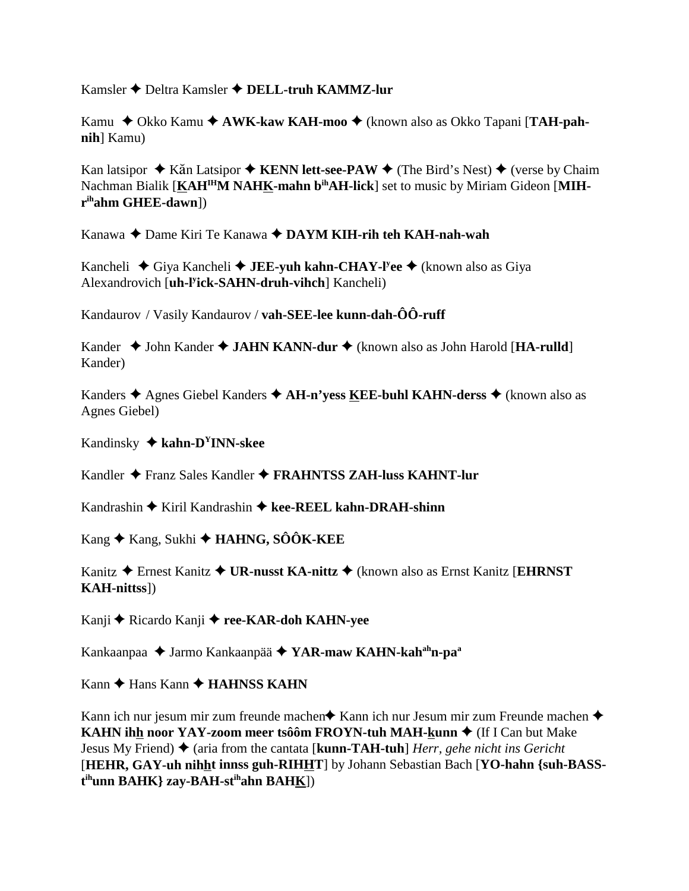Kamsler ✦ Deltra Kamsler ✦ **DELL-truh KAMMZ-lur**

Kamu ✦ Okko Kamu ✦ **AWK-kaw KAH-moo** ✦ (known also as Okko Tapani [**TAH-pah-nih**] Kamu)

Kan latsipor ✦ Kăn Latsipor ✦ **KENN lett-see-PAW** ✦ (The Bird's Nest) ✦ (verse by Chaim Nachman Bialik [**KAH[IH]M NAHK-mahn b[ih]AH-lick**] set to music by Miriam Gideon [**MIH-r[ih]ahm GHEE-dawn**])

Kanawa ✦ Dame Kiri Te Kanawa ✦ **DAYM KIH-rih teh KAH-nah-wah**

Kancheli ✦ Giya Kancheli ✦ **JEE-yuh kahn-CHAY-l[y]ee** ✦ (known also as Giya Alexandrovich [**uh-l[y]ick-SAHN-druh-vihch**] Kancheli)

Kandaurov / Vasily Kandaurov / **vah-SEE-lee kunn-dah-ÔÔ-ruff**

Kander ✦ John Kander ✦ **JAHN KANN-dur** ✦ (known also as John Harold [**HA-rulld**] Kander)

Kanders ✦ Agnes Giebel Kanders ✦ **AH-n'yess KEE-buhl KAHN-derss** ✦ (known also as Agnes Giebel)

Kandinsky ✦ **kahn-D[Y]INN-skee**

Kandler ✦ Franz Sales Kandler ✦ **FRAHNTSS ZAH-luss KAHNT-lur**

Kandrashin ✦ Kiril Kandrashin ✦ **kee-REEL kahn-DRAH-shinn**

Kang ✦ Kang, Sukhi ✦ **HAHNG, SÔÔK-KEE**

Kanitz ✦ Ernest Kanitz ✦ **UR-nusst KA-nittz** ✦ (known also as Ernst Kanitz [**EHRNST KAH-nittss**])

Kanji ✦ Ricardo Kanji ✦ **ree-KAR-doh KAHN-yee**

Kankaanpaa ✦ Jarmo Kankaanpää ✦ **YAR-maw KAHN-kah[ah]n-pa[a]**

Kann ✦ Hans Kann ✦ **HAHNSS KAHN**

Kann ich nur jesum mir zum freunde machen✦ Kann ich nur Jesum mir zum Freunde machen ✦ **KAHN ihh noor YAY-zoom meer tsôôm FROYN-tuh MAH-kunn** ✦ (If I Can but Make Jesus My Friend) ✦ (aria from the cantata [**kunn-TAH-tuh**] *Herr, gehe nicht ins Gericht* [**HEHR, GAY-uh nihht innss guh-RIHHT**] by Johann Sebastian Bach [**YO-hahn {suh-BASS-t[ih]unn BAHK} zay-BAH-st[ih]ahn BAHK**])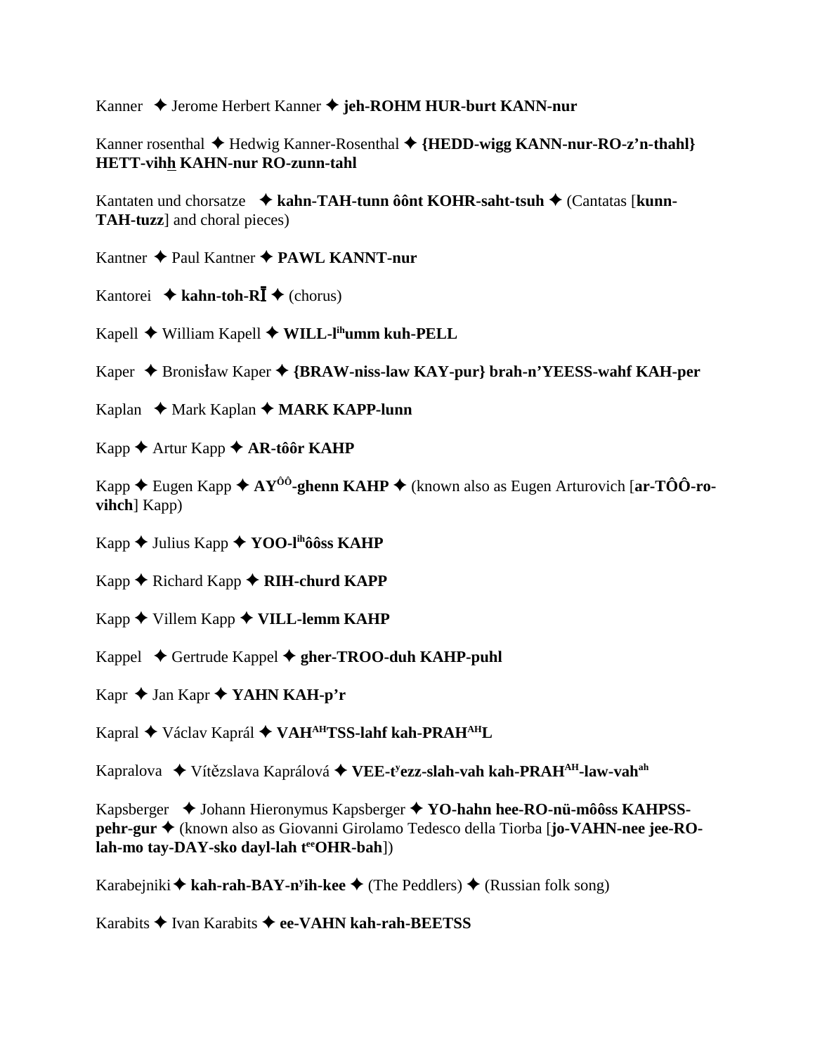Kanner ✦ Jerome Herbert Kanner ✦ **jeh-ROHM HUR-burt KANN-nur**

Kanner rosenthal ✦ Hedwig Kanner-Rosenthal ✦ **{HEDD-wigg KANN-nur-RO-z'n-thahl} HETT-vihh KAHN-nur RO-zunn-tahl**

Kantaten und chorsatze ✦ **kahn-TAH-tunn ôônt KOHR-saht-tsuh** ✦ (Cantatas [**kunn-TAH-tuzz**] and choral pieces)

Kantner ✦ Paul Kantner ✦ **PAWL KANNT-nur**

Kantorei ✦ **kahn-toh-RĪ** ✦ (chorus)

Kapell ✦ William Kapell ✦ **WILL-l^ih^umm kuh-PELL**

Kaper ✦ Bronisław Kaper ✦ **{BRAW-niss-law KAY-pur} brah-n'YEESS-wahf KAH-per**

Kaplan ✦ Mark Kaplan ✦ **MARK KAPP-lunn**

Kapp ✦ Artur Kapp ✦ **AR-tôôr KAHP**

Kapp ✦ Eugen Kapp ✦ **AY^ôô^-ghenn KAHP** ✦ (known also as Eugen Arturovich [**ar-TÔÔ-ro-vihch**] Kapp)

Kapp ✦ Julius Kapp ✦ **YOO-l^ih^ôôss KAHP**

Kapp ✦ Richard Kapp ✦ **RIH-churd KAPP**

Kapp ✦ Villem Kapp ✦ **VILL-lemm KAHP**

Kappel ✦ Gertrude Kappel ✦ **gher-TROO-duh KAHP-puhl**

Kapr ✦ Jan Kapr ✦ **YAHN KAH-p'r**

Kapral ✦ Václav Kaprál ✦ **VAH^AH^TSS-lahf kah-PRAH^AH^L**

Kapralova ✦ Vítězslava Kaprálová ✦ **VEE-t^y^ezz-slah-vah kah-PRAH^AH^-law-vah^ah^**

Kapsberger ✦ Johann Hieronymus Kapsberger ✦ **YO-hahn hee-RO-nü-môôss KAHPSS-pehr-gur** ✦ (known also as Giovanni Girolamo Tedesco della Tiorba [**jo-VAHN-nee jee-RO-lah-mo tay-DAY-sko dayl-lah t^ee^OHR-bah**])

Karabejniki ✦ **kah-rah-BAY-n^y^ih-kee** ✦ (The Peddlers) ✦ (Russian folk song)

Karabits ✦ Ivan Karabits ✦ **ee-VAHN kah-rah-BEETSS**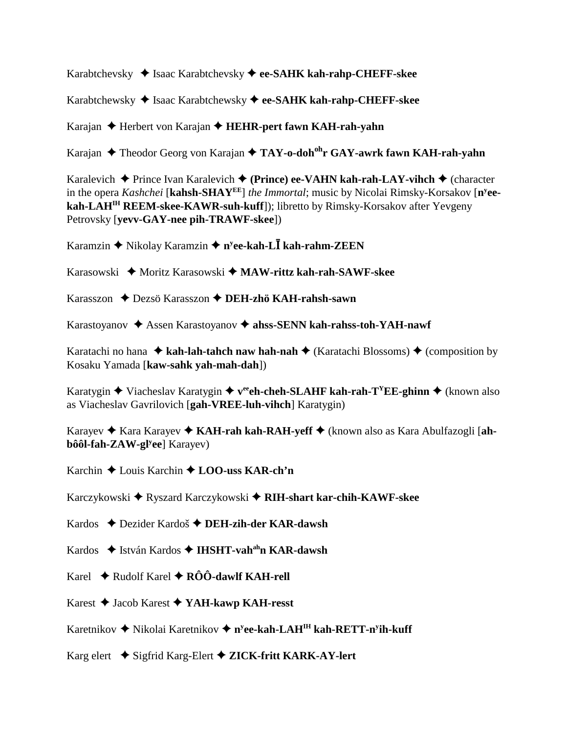Karabtchevsky ✦ Isaac Karabtchevsky ✦ **ee-SAHK kah-rahp-CHEFF-skee**

Karabtchewsky ✦ Isaac Karabtchewsky ✦ **ee-SAHK kah-rahp-CHEFF-skee**

Karajan ✦ Herbert von Karajan ✦ **HEHR-pert fawn KAH-rah-yahn**

Karajan ✦ Theodor Georg von Karajan ✦ **TAY-o-doh<sup>oh</sup>r GAY-awrk fawn KAH-rah-yahn**

Karalevich ✦ Prince Ivan Karalevich ✦ **(Prince) ee-VAHN kah-rah-LAY-vihch** ✦ (character in the opera *Kashchei* [**kahsh-SHAY<sup>EE</sup>**] *the Immortal*; music by Nicolai Rimsky-Korsakov [**n<sup>y</sup>ee-kah-LAH<sup>IH</sup> REEM-skee-KAWR-suh-kuff**]); libretto by Rimsky-Korsakov after Yevgeny Petrovsky [**yevv-GAY-nee pih-TRAWF-skee**])

Karamzin ✦ Nikolay Karamzin ✦ **n<sup>y</sup>ee-kah-LĪ kah-rahm-ZEEN**

Karasowski ✦ Moritz Karasowski ✦ **MAW-rittz kah-rah-SAWF-skee**

Karasszon ✦ Dezsö Karasszon ✦ **DEH-zhö KAH-rahsh-sawn**

Karastoyanov ✦ Assen Karastoyanov ✦ **ahss-SENN kah-rahss-toh-YAH-nawf**

Karatachi no hana ✦ **kah-lah-tahch naw hah-nah** ✦ (Karatachi Blossoms) ✦ (composition by Kosaku Yamada [**kaw-sahk yah-mah-dah**])

Karatygin ✦ Viacheslav Karatygin ✦ **v<sup>ee</sup>eh-cheh-SLAHF kah-rah-T<sup>Y</sup>EE-ghinn** ✦ (known also as Viacheslav Gavrilovich [**gah-VREE-luh-vihch**] Karatygin)

Karayev ✦ Kara Karayev ✦ **KAH-rah kah-RAH-yeff** ✦ (known also as Kara Abulfazogli [**ah-bôôl-fah-ZAW-gl<sup>y</sup>ee**] Karayev)

Karchin ✦ Louis Karchin ✦ **LOO-uss KAR-ch'n**

Karczykowski ✦ Ryszard Karczykowski ✦ **RIH-shart kar-chih-KAWF-skee**

Kardos ✦ Dezider Kardoš ✦ **DEH-zih-der KAR-dawsh**

Kardos ✦ István Kardos ✦ **IHSHT-vah<sup>ah</sup>n KAR-dawsh**

Karel ✦ Rudolf Karel ✦ **RÔÔ-dawlf KAH-rell**

Karest ✦ Jacob Karest ✦ **YAH-kawp KAH-resst**

Karetnikov ✦ Nikolai Karetnikov ✦ **n<sup>y</sup>ee-kah-LAH<sup>IH</sup> kah-RETT-n<sup>y</sup>ih-kuff**

Karg elert ✦ Sigfrid Karg-Elert ✦ **ZICK-fritt KARK-AY-lert**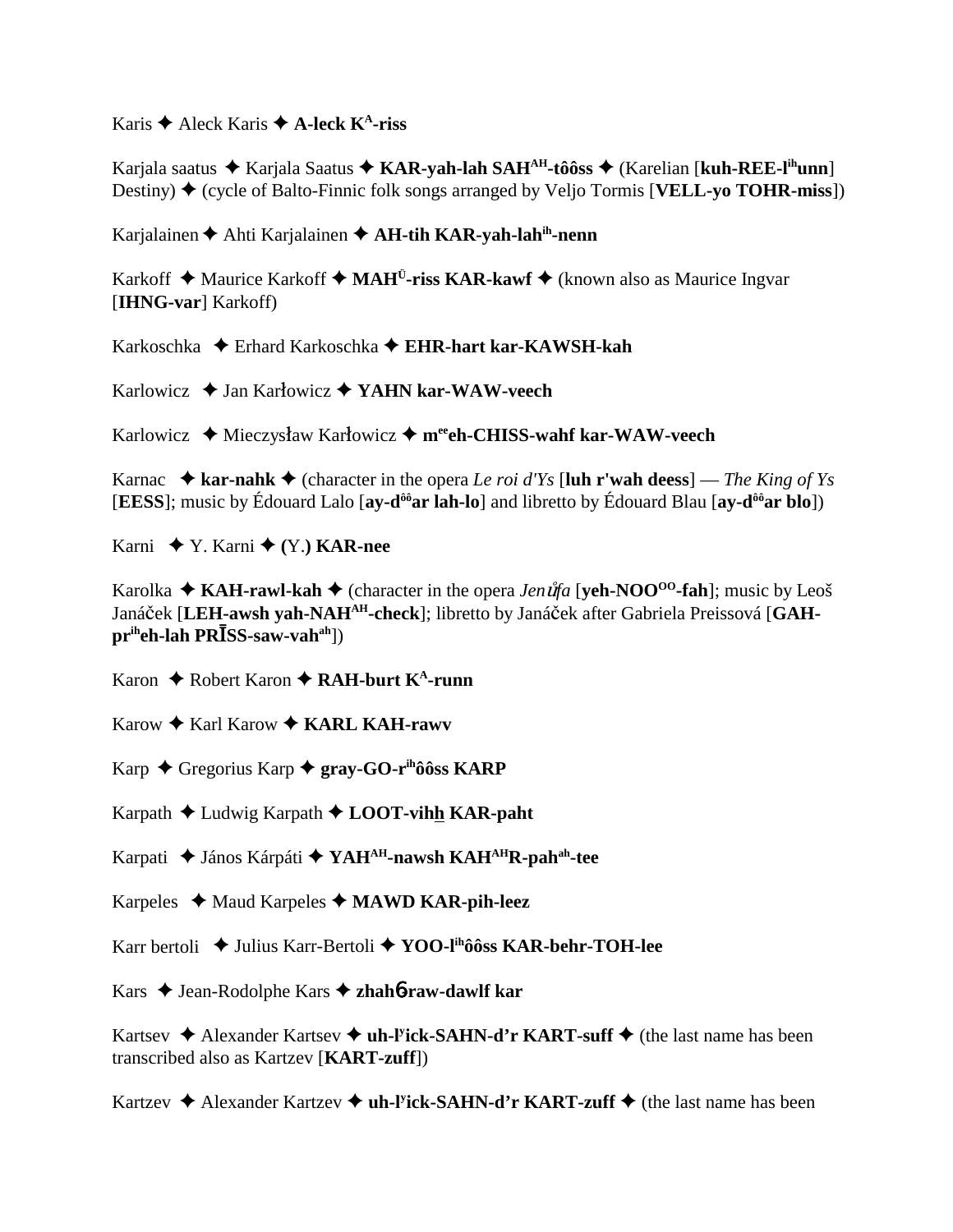Karis ✦ Aleck Karis ✦ **A-leck K^A-riss**

Karjala saatus ✦ Karjala Saatus ✦ **KAR-yah-lah SAH^AH-tôôss** ✦ (Karelian [**kuh-REE-l^ih unn**] Destiny) ✦ (cycle of Balto-Finnic folk songs arranged by Veljo Tormis [**VELL-yo TOHR-miss**])

Karjalainen ✦ Ahti Karjalainen ✦ **AH-tih KAR-yah-lah^ih-nenn**

Karkoff ✦ Maurice Karkoff ✦ **MAH^Ü-riss KAR-kawf** ✦ (known also as Maurice Ingvar [**IHNG-var**] Karkoff)

Karkoschka ✦ Erhard Karkoschka ✦ **EHR-hart kar-KAWSH-kah**

Karlowicz ✦ Jan Karłowicz ✦ **YAHN kar-WAW-veech**

Karlowicz ✦ Mieczysław Karłowicz ✦ **m^ee eh-CHISS-wahf kar-WAW-veech**

Karnac ✦ **kar-nahk** ✦ (character in the opera *Le roi d'Ys* [**luh r'wah deess**] — *The King of Ys* [**EESS**]; music by Édouard Lalo [**ay-d^ôô ar lah-lo**] and libretto by Édouard Blau [**ay-d^ôô ar blo**])

Karni ✦ Y. Karni ✦ **(Y.) KAR-nee**

Karolka ✦ **KAH-rawl-kah** ✦ (character in the opera *Jenůfa* [**yeh-NOO^OO-fah**]; music by Leoš Janáček [**LEH-awsh yah-NAH^AH-check**]; libretto by Janáček after Gabriela Preissová [**GAH-pr^ih eh-lah PRĪSS-saw-vah^ah**])

Karon ✦ Robert Karon ✦ **RAH-burt K^A-runn**

Karow ✦ Karl Karow ✦ **KARL KAH-rawv**

Karp ✦ Gregorius Karp ✦ **gray-GO-r^ih ôôss KARP**

Karpath ✦ Ludwig Karpath ✦ **LOOT-vihh̲ KAR-paht**

Karpati ✦ János Kárpáti ✦ **YAH^AH-nawsh KAH^AH R-pah^ah-tee**

Karpeles ✦ Maud Karpeles ✦ **MAWD KAR-pih-leez**

Karr bertoli ✦ Julius Karr-Bertoli ✦ **YOO-l^ih ôôss KAR-behr-TOH-lee**

Kars ✦ Jean-Rodolphe Kars ✦ **zhahƃ-raw-dawlf kar**

Kartsev ✦ Alexander Kartsev ✦ **uh-l^y ick-SAHN-d'r KART-suff** ✦ (the last name has been transcribed also as Kartzev [**KART-zuff**])

Kartzev ✦ Alexander Kartzev ✦ **uh-l^y ick-SAHN-d'r KART-zuff** ✦ (the last name has been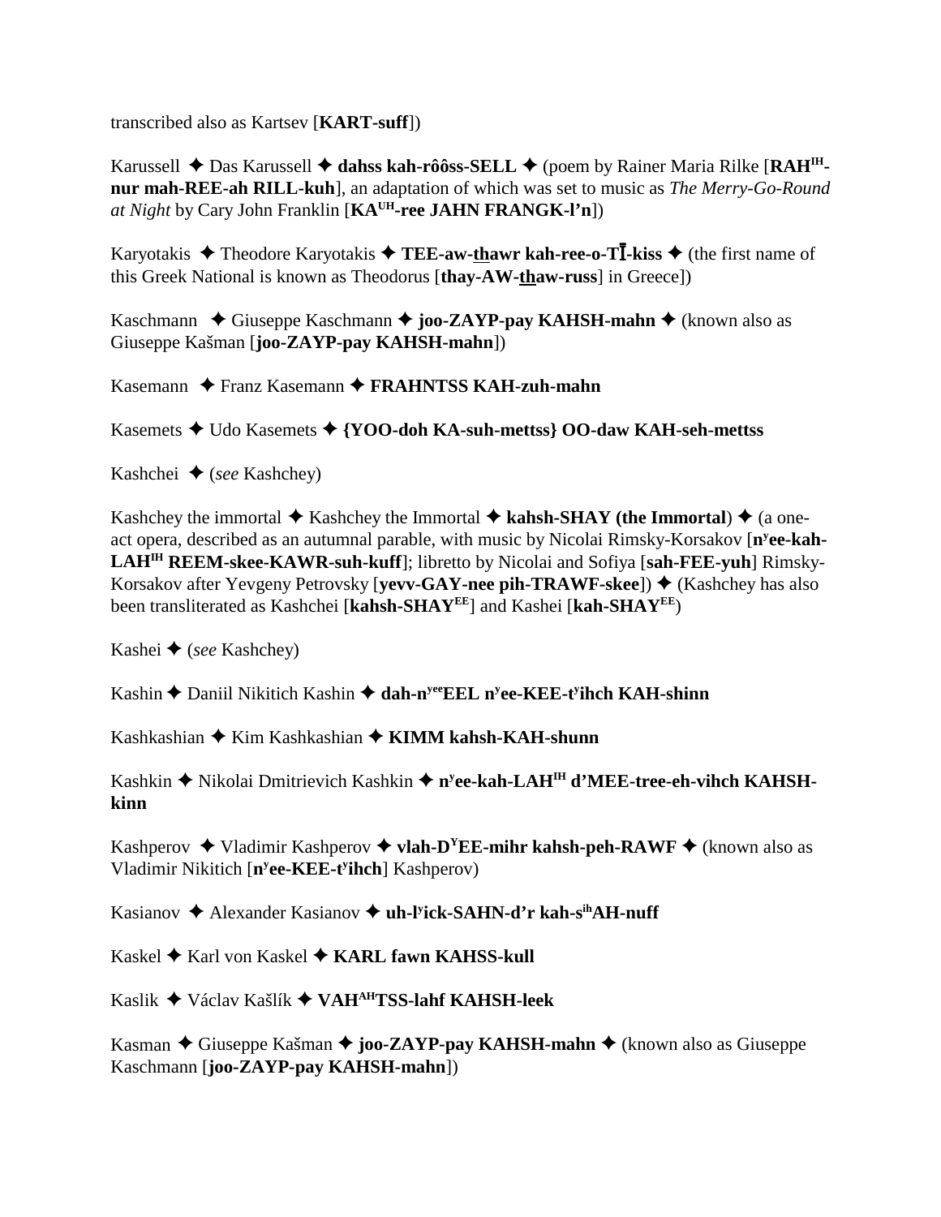transcribed also as Kartsev [**KART-suff**])

Karussell ✦ Das Karussell ✦ **dahss kah-rôôss-SELL** ✦ (poem by Rainer Maria Rilke [**RAH**[IH]**-nur mah-REE-ah RILL-kuh**], an adaptation of which was set to music as *The Merry-Go-Round at Night* by Cary John Franklin [**KA**[UH]**-ree JAHN FRANGK-l'n**])

Karyotakis ✦ Theodore Karyotakis ✦ **TEE-aw-thawr kah-ree-o-TĪ-kiss** ✦ (the first name of this Greek National is known as Theodorus [**thay-AW-thaw-russ**] in Greece])

Kaschmann ✦ Giuseppe Kaschmann ✦ **joo-ZAYP-pay KAHSH-mahn** ✦ (known also as Giuseppe Kašman [**joo-ZAYP-pay KAHSH-mahn**])

Kasemann ✦ Franz Kasemann ✦ **FRAHNTSS KAH-zuh-mahn**

Kasemets ✦ Udo Kasemets ✦ **{YOO-doh KA-suh-mettss} OO-daw KAH-seh-mettss**

Kashchei ✦ (*see* Kashchey)

Kashchey the immortal ✦ Kashchey the Immortal ✦ **kahsh-SHAY (the Immortal)** ✦ (a one-act opera, described as an autumnal parable, with music by Nicolai Rimsky-Korsakov [**n**[y]**ee-kah-LAH**[IH] **REEM-skee-KAWR-suh-kuff**]; libretto by Nicolai and Sofiya [**sah-FEE-yuh**] Rimsky-Korsakov after Yevgeny Petrovsky [**yevv-GAY-nee pih-TRAWF-skee**]) ✦ (Kashchey has also been transliterated as Kashchei [**kahsh-SHAY**[EE]] and Kashei [**kah-SHAY**[EE]])

Kashei ✦ (*see* Kashchey)

Kashin ✦ Daniil Nikitich Kashin ✦ **dah-n**[yee]**EEL n**[y]**ee-KEE-t**[y]**ihch KAH-shinn**

Kashkashian ✦ Kim Kashkashian ✦ **KIMM kahsh-KAH-shunn**

Kashkin ✦ Nikolai Dmitrievich Kashkin ✦ **n**[y]**ee-kah-LAH**[IH] **d'MEE-tree-eh-vihch KAHSH-kinn**

Kashperov ✦ Vladimir Kashperov ✦ **vlah-D**[Y]**EE-mihr kahsh-peh-RAWF** ✦ (known also as Vladimir Nikitich [**n**[y]**ee-KEE-t**[y]**ihch**] Kashperov)

Kasianov ✦ Alexander Kasianov ✦ **uh-l**[y]**ick-SAHN-d'r kah-s**[ih]**AH-nuff**

Kaskel ✦ Karl von Kaskel ✦ **KARL fawn KAHSS-kull**

Kaslik ✦ Václav Kašlík ✦ **VAH**[AH]**TSS-lahf KAHSH-leek**

Kasman ✦ Giuseppe Kašman ✦ **joo-ZAYP-pay KAHSH-mahn** ✦ (known also as Giuseppe Kaschmann [**joo-ZAYP-pay KAHSH-mahn**])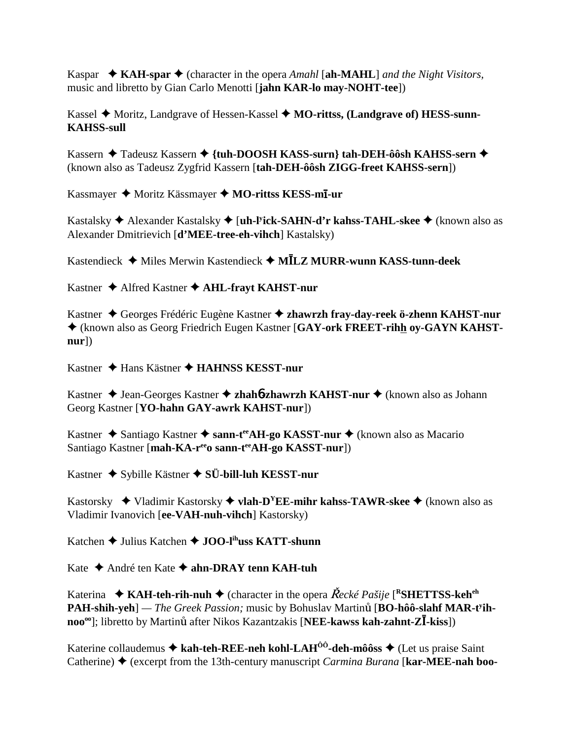Kaspar ✦ **KAH-spar** ✦ (character in the opera *Amahl* [**ah-MAHL**] *and the Night Visitors*, music and libretto by Gian Carlo Menotti [**jahn KAR-lo may-NOHT-tee**])

Kassel ✦ Moritz, Landgrave of Hessen-Kassel ✦ **MO-rittss, (Landgrave of) HESS-sunn-KAHSS-sull**

Kassern ✦ Tadeusz Kassern ✦ **{tuh-DOOSH KASS-surn} tah-DEH-ôôsh KAHSS-sern** ✦ (known also as Tadeusz Zygfrid Kassern [**tah-DEH-ôôsh ZIGG-freet KAHSS-sern**])

Kassmayer ✦ Moritz Kässmayer ✦ **MO-rittss KESS-mī-ur**

Kastalsky ✦ Alexander Kastalsky ✦ [**uh-l[y]ick-SAHN-d'r kahss-TAHL-skee** ✦ (known also as Alexander Dmitrievich [**d'MEE-tree-eh-vihch**] Kastalsky)

Kastendieck ✦ Miles Merwin Kastendieck ✦ **MĪLZ MURR-wunn KASS-tunn-deek**

Kastner ✦ Alfred Kastner ✦ **AHL-frayt KAHST-nur**

Kastner ✦ Georges Frédéric Eugène Kastner ✦ **zhawrzh fray-day-reek ö-zhenn KAHST-nur** ✦ (known also as Georg Friedrich Eugen Kastner [**GAY-ork FREET-rihh oy-GAYN KAHST-nur**])

Kastner ✦ Hans Kästner ✦ **HAHNSS KESST-nur**

Kastner ✦ Jean-Georges Kastner ✦ **zhahɓ-zhawrzh KAHST-nur** ✦ (known also as Johann Georg Kastner [**YO-hahn GAY-awrk KAHST-nur**])

Kastner ✦ Santiago Kastner ✦ **sann-t[ee]AH-go KASST-nur** ✦ (known also as Macario Santiago Kastner [**mah-KA-r[ee]o sann-t[ee]AH-go KASST-nur**])

Kastner ✦ Sybille Kästner ✦ **SÜ-bill-luh KESST-nur**

Kastorsky ✦ Vladimir Kastorsky ✦ **vlah-D[Y]EE-mihr kahss-TAWR-skee** ✦ (known also as Vladimir Ivanovich [**ee-VAH-nuh-vihch**] Kastorsky)

Katchen ✦ Julius Katchen ✦ **JOO-l[ih]uss KATT-shunn**

Kate ✦ André ten Kate ✦ **ahn-DRAY tenn KAH-tuh**

Katerina ✦ **KAH-teh-rih-nuh** ✦ (character in the opera *Řecké Pašije* [**[R]SHETTSS-keh[eh] PAH-shih-yeh**] — *The Greek Passion;* music by Bohuslav Martinů [**BO-hôô-slahf MAR-t[y]ih-noo[oo]**]; libretto by Martinů after Nikos Kazantzakis [**NEE-kawss kah-zahnt-ZĪ-kiss**])

Katerine collaudemus ✦ **kah-teh-REE-neh kohl-LAH[ÔÔ]-deh-môôss** ✦ (Let us praise Saint Catherine) ✦ (excerpt from the 13th-century manuscript *Carmina Burana* [**kar-MEE-nah boo-**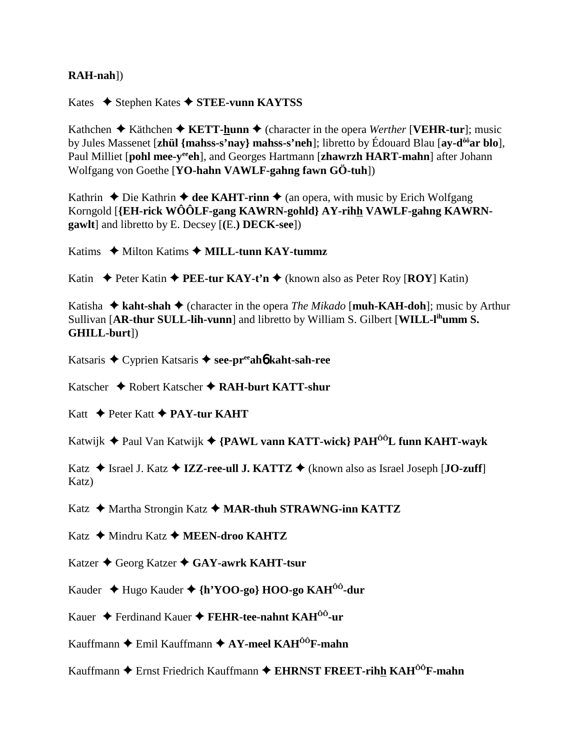**RAH-nah**])

Kates ✦ Stephen Kates ✦ **STEE-vunn KAYTSS**

Kathchen ✦ Käthchen ✦ **KETT-hunn** ✦ (character in the opera *Werther* [**VEHR-tur**]; music by Jules Massenet [**zhül {mahss-s'nay} mahss-s'neh**]; libretto by Édouard Blau [**ay-d^ôô^ar blo**], Paul Milliet [**pohl mee-y^ee^eh**], and Georges Hartmann [**zhawrzh HART-mahn**] after Johann Wolfgang von Goethe [**YO-hahn VAWLF-gahng fawn GÖ-tuh**])

Kathrin ✦ Die Kathrin ✦ **dee KAHT-rinn** ✦ (an opera, with music by Erich Wolfgang Korngold [**{EH-rick WÔÔLF-gang KAWRN-gohld} AY-rihh VAWLF-gahng KAWRN-gawlt**] and libretto by E. Decsey [**(E.) DECK-see**])

Katims ✦ Milton Katims ✦ **MILL-tunn KAY-tummz**

Katin ✦ Peter Katin ✦ **PEE-tur KAY-t'n** ✦ (known also as Peter Roy [**ROY**] Katin)

Katisha ✦ **kaht-shah** ✦ (character in the opera *The Mikado* [**muh-KAH-doh**]; music by Arthur Sullivan [**AR-thur SULL-lih-vunn**] and libretto by William S. Gilbert [**WILL-l^ih^umm S. GHILL-burt**])

Katsaris ✦ Cyprien Katsaris ✦ **see-pr^ee^ahɓ kaht-sah-ree**

Katscher ✦ Robert Katscher ✦ **RAH-burt KATT-shur**

Katt ✦ Peter Katt ✦ **PAY-tur KAHT**

Katwijk ✦ Paul Van Katwijk ✦ **{PAWL vann KATT-wick} PAH^ÔÔ^L funn KAHT-wayk**

Katz ✦ Israel J. Katz ✦ **IZZ-ree-ull J. KATTZ** ✦ (known also as Israel Joseph [**JO-zuff**] Katz)

Katz ✦ Martha Strongin Katz ✦ **MAR-thuh STRAWNG-inn KATTZ**

Katz ✦ Mindru Katz ✦ **MEEN-droo KAHTZ**

Katzer ✦ Georg Katzer ✦ **GAY-awrk KAHT-tsur**

Kauder ✦ Hugo Kauder ✦ **{h'YOO-go} HOO-go KAH^ÔÔ^-dur**

Kauer ✦ Ferdinand Kauer ✦ **FEHR-tee-nahnt KAH^ÔÔ^-ur**

Kauffmann ✦ Emil Kauffmann ✦ **AY-meel KAH^ÔÔ^F-mahn**

Kauffmann ✦ Ernst Friedrich Kauffmann ✦ **EHRNST FREET-rihh KAH^ÔÔ^F-mahn**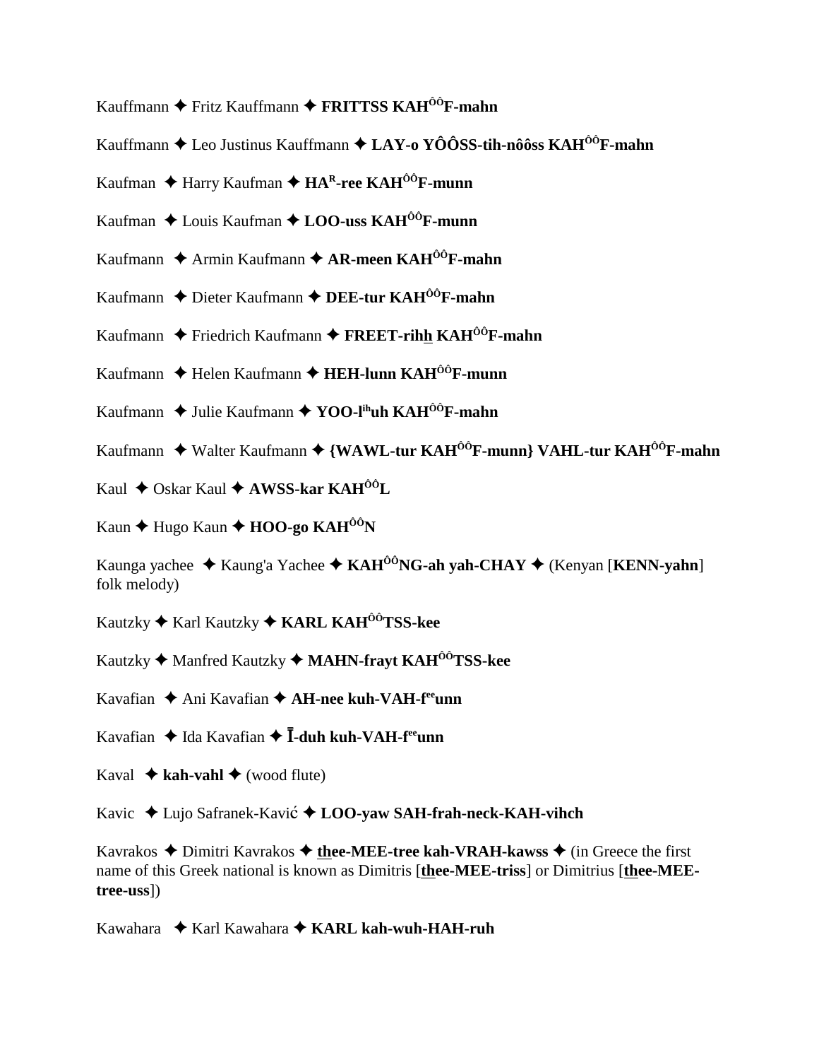Kauffmann ✦ Fritz Kauffmann ✦ **FRITTSS KAH^ÔÔ^F-mahn**

Kauffmann ✦ Leo Justinus Kauffmann ✦ **LAY-o YÔÔSS-tih-nôôss KAH^ÔÔ^F-mahn**

Kaufman ✦ Harry Kaufman ✦ **HA^R^-ree KAH^ÔÔ^F-munn**

Kaufman ✦ Louis Kaufman ✦ **LOO-uss KAH^ÔÔ^F-munn**

Kaufmann ✦ Armin Kaufmann ✦ **AR-meen KAH^ÔÔ^F-mahn**

Kaufmann ✦ Dieter Kaufmann ✦ **DEE-tur KAH^ÔÔ^F-mahn**

Kaufmann ✦ Friedrich Kaufmann ✦ **FREET-rihh KAH^ÔÔ^F-mahn**

Kaufmann ✦ Helen Kaufmann ✦ **HEH-lunn KAH^ÔÔ^F-munn**

Kaufmann ✦ Julie Kaufmann ✦ **YOO-l^ih^uh KAH^ÔÔ^F-mahn**

Kaufmann ✦ Walter Kaufmann ✦ **{WAWL-tur KAH^ÔÔ^F-munn} VAHL-tur KAH^ÔÔ^F-mahn**

Kaul ✦ Oskar Kaul ✦ **AWSS-kar KAH^ÔÔ^L**

Kaun ✦ Hugo Kaun ✦ **HOO-go KAH^ÔÔ^N**

Kaunga yachee ✦ Kaung'a Yachee ✦ **KAH^ÔÔ^NG-ah yah-CHAY** ✦ (Kenyan [**KENN-yahn**] folk melody)

Kautzky ✦ Karl Kautzky ✦ **KARL KAH^ÔÔ^TSS-kee**

Kautzky ✦ Manfred Kautzky ✦ **MAHN-frayt KAH^ÔÔ^TSS-kee**

Kavafian ✦ Ani Kavafian ✦ **AH-nee kuh-VAH-f^ee^unn**

Kavafian ✦ Ida Kavafian ✦ **Ī-duh kuh-VAH-f^ee^unn**

Kaval ✦ **kah-vahl** ✦ (wood flute)

Kavic ✦ Lujo Safranek-Kavić ✦ **LOO-yaw SAH-frah-neck-KAH-vihch**

Kavrakos ✦ Dimitri Kavrakos ✦ **thee-MEE-tree kah-VRAH-kawss** ✦ (in Greece the first name of this Greek national is known as Dimitris [**thee-MEE-triss**] or Dimitrius [**thee-MEE-tree-uss**])

Kawahara ✦ Karl Kawahara ✦ **KARL kah-wuh-HAH-ruh**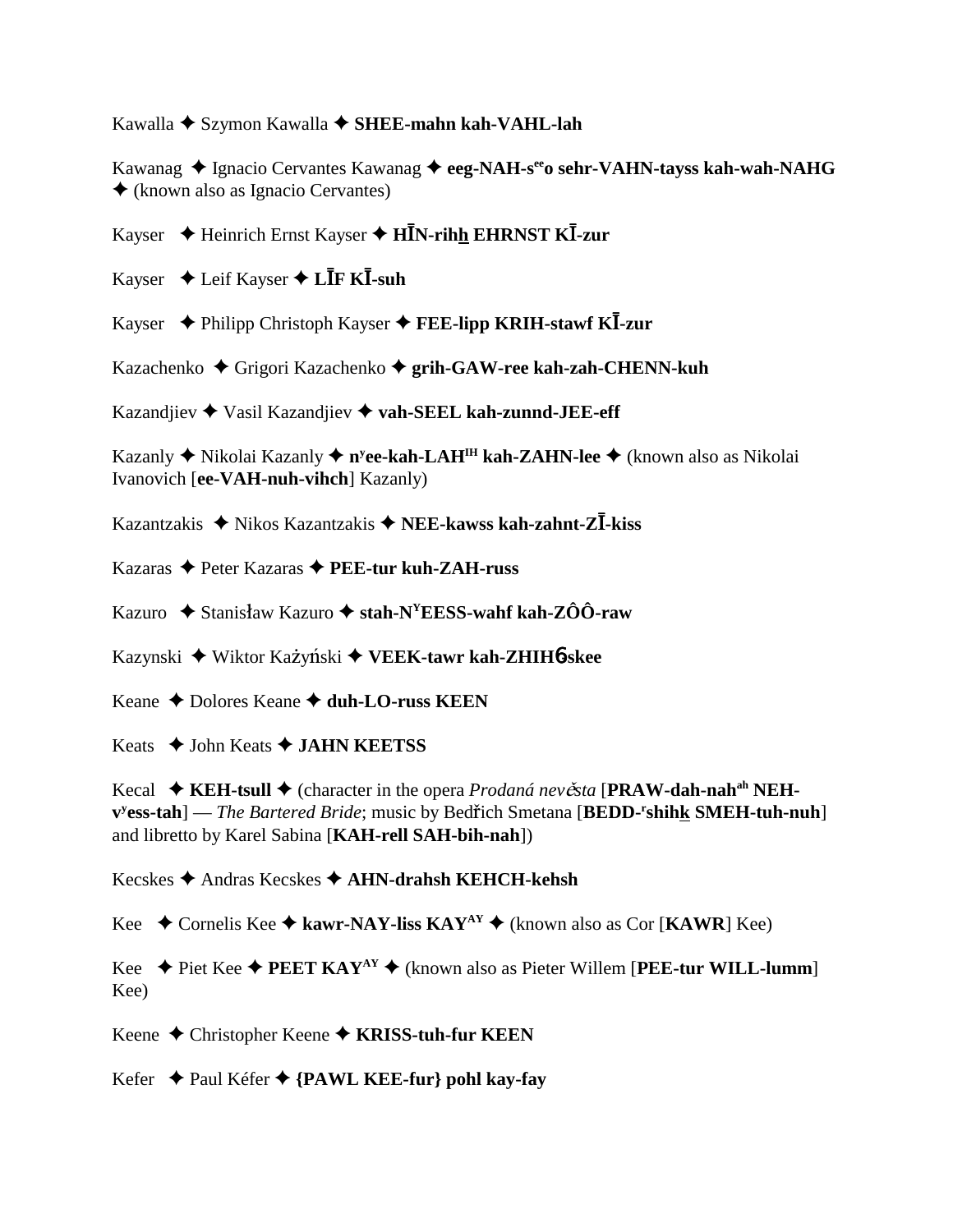Kawalla ✦ Szymon Kawalla ✦ **SHEE-mahn kah-VAHL-lah**

Kawanag ✦ Ignacio Cervantes Kawanag ✦ **eeg-NAH-s^ee^o sehr-VAHN-tayss kah-wah-NAHG** ✦ (known also as Ignacio Cervantes)

Kayser ✦ Heinrich Ernst Kayser ✦ **HĪN-rihh EHRNST KĪ-zur**

Kayser ✦ Leif Kayser ✦ **LĪF KĪ-suh**

Kayser ✦ Philipp Christoph Kayser ✦ **FEE-lipp KRIH-stawf KĪ-zur**

Kazachenko ✦ Grigori Kazachenko ✦ **grih-GAW-ree kah-zah-CHENN-kuh**

Kazandjiev ✦ Vasil Kazandjiev ✦ **vah-SEEL kah-zunnd-JEE-eff**

Kazanly ✦ Nikolai Kazanly ✦ **n^y^ee-kah-LAH^IH^ kah-ZAHN-lee** ✦ (known also as Nikolai Ivanovich [**ee-VAH-nuh-vihch**] Kazanly)

Kazantzakis ✦ Nikos Kazantzakis ✦ **NEE-kawss kah-zahnt-ZĪ-kiss**

Kazaras ✦ Peter Kazaras ✦ **PEE-tur kuh-ZAH-russ**

Kazuro ✦ Stanisław Kazuro ✦ **stah-N^Y^EESS-wahf kah-ZÔÔ-raw**

Kazynski ✦ Wiktor Każyński ✦ **VEEK-tawr kah-ZHIH6-skee**

Keane ✦ Dolores Keane ✦ **duh-LO-russ KEEN**

Keats ✦ John Keats ✦ **JAHN KEETSS**

Kecal ✦ **KEH-tsull** ✦ (character in the opera *Prodaná nevěsta* [**PRAW-dah-nah^ah^ NEH-v^y^ess-tah**] — *The Bartered Bride*; music by Bedřich Smetana [**BEDD-^r^shihk SMEH-tuh-nuh**] and libretto by Karel Sabina [**KAH-rell SAH-bih-nah**])

Kecskes ✦ Andras Kecskes ✦ **AHN-drahsh KEHCH-kehsh**

Kee ✦ Cornelis Kee ✦ **kawr-NAY-liss KAY^AY^** ✦ (known also as Cor [**KAWR**] Kee)

Kee ✦ Piet Kee ✦ **PEET KAY^AY^** ✦ (known also as Pieter Willem [**PEE-tur WILL-lumm**] Kee)

Keene ✦ Christopher Keene ✦ **KRISS-tuh-fur KEEN**

Kefer ✦ Paul Kéfer ✦ **{PAWL KEE-fur} pohl kay-fay**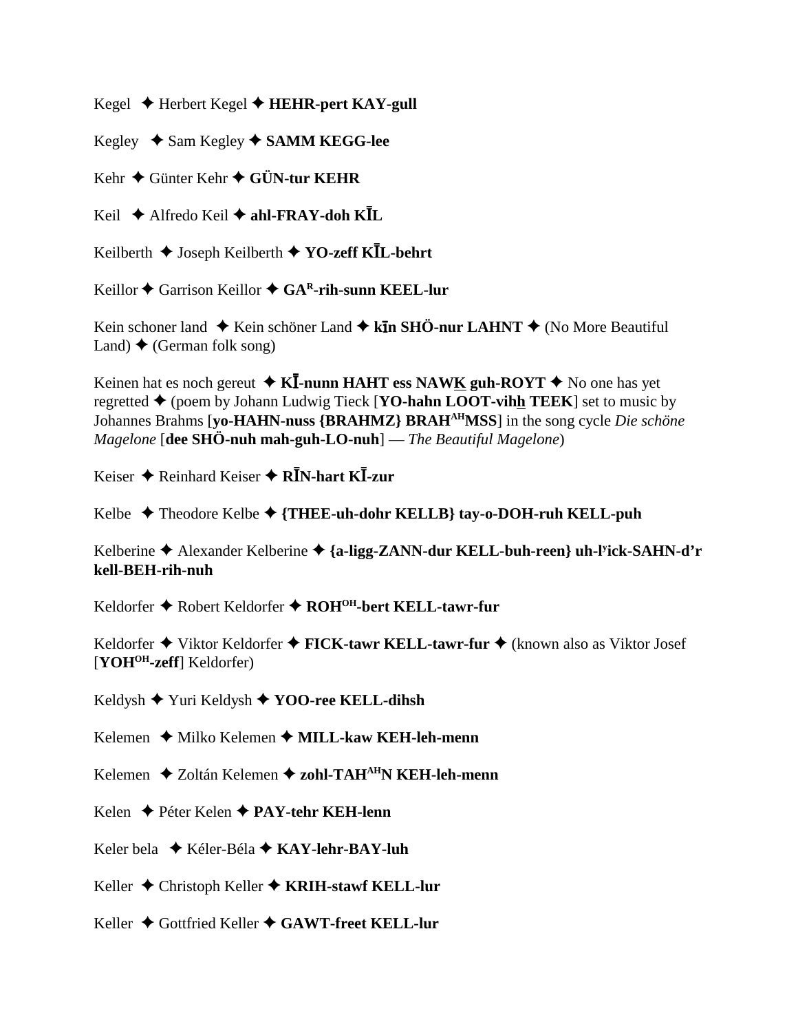Kegel ✦ Herbert Kegel ✦ **HEHR-pert KAY-gull**

Kegley ✦ Sam Kegley ✦ **SAMM KEGG-lee**

Kehr ✦ Günter Kehr ✦ **GÜN-tur KEHR**

Keil ✦ Alfredo Keil ✦ **ahl-FRAY-doh KĪL**

Keilberth ✦ Joseph Keilberth ✦ **YO-zeff KĪL-behrt**

Keillor ✦ Garrison Keillor ✦ **GA^R-rih-sunn KEEL-lur**

Kein schoner land ✦ Kein schöner Land ✦ **kīn SHÖ-nur LAHNT** ✦ (No More Beautiful Land) ✦ (German folk song)

Keinen hat es noch gereut ✦ **KĪ-nunn HAHT ess NAWK guh-ROYT** ✦ No one has yet regretted ✦ (poem by Johann Ludwig Tieck [**YO-hahn LOOT-vihh TEEK**] set to music by Johannes Brahms [**yo-HAHN-nuss {BRAHMZ} BRAH^AH MSS**] in the song cycle *Die schöne Magelone* [**dee SHÖ-nuh mah-guh-LO-nuh**] — *The Beautiful Magelone*)

Keiser ✦ Reinhard Keiser ✦ **RĪN-hart KĪ-zur**

Kelbe ✦ Theodore Kelbe ✦ **{THEE-uh-dohr KELLB} tay-o-DOH-ruh KELL-puh**

Kelberine ✦ Alexander Kelberine ✦ **{a-ligg-ZANN-dur KELL-buh-reen} uh-l^y ick-SAHN-d'r kell-BEH-rih-nuh**

Keldorfer ✦ Robert Keldorfer ✦ **ROH^OH-bert KELL-tawr-fur**

Keldorfer ✦ Viktor Keldorfer ✦ **FICK-tawr KELL-tawr-fur** ✦ (known also as Viktor Josef [**YOH^OH-zeff**] Keldorfer)

Keldysh ✦ Yuri Keldysh ✦ **YOO-ree KELL-dihsh**

Kelemen ✦ Milko Kelemen ✦ **MILL-kaw KEH-leh-menn**

Kelemen ✦ Zoltán Kelemen ✦ **zohl-TAH^AH N KEH-leh-menn**

Kelen ✦ Péter Kelen ✦ **PAY-tehr KEH-lenn**

Keler bela ✦ Kéler-Béla ✦ **KAY-lehr-BAY-luh**

Keller ✦ Christoph Keller ✦ **KRIH-stawf KELL-lur**

Keller ✦ Gottfried Keller ✦ **GAWT-freet KELL-lur**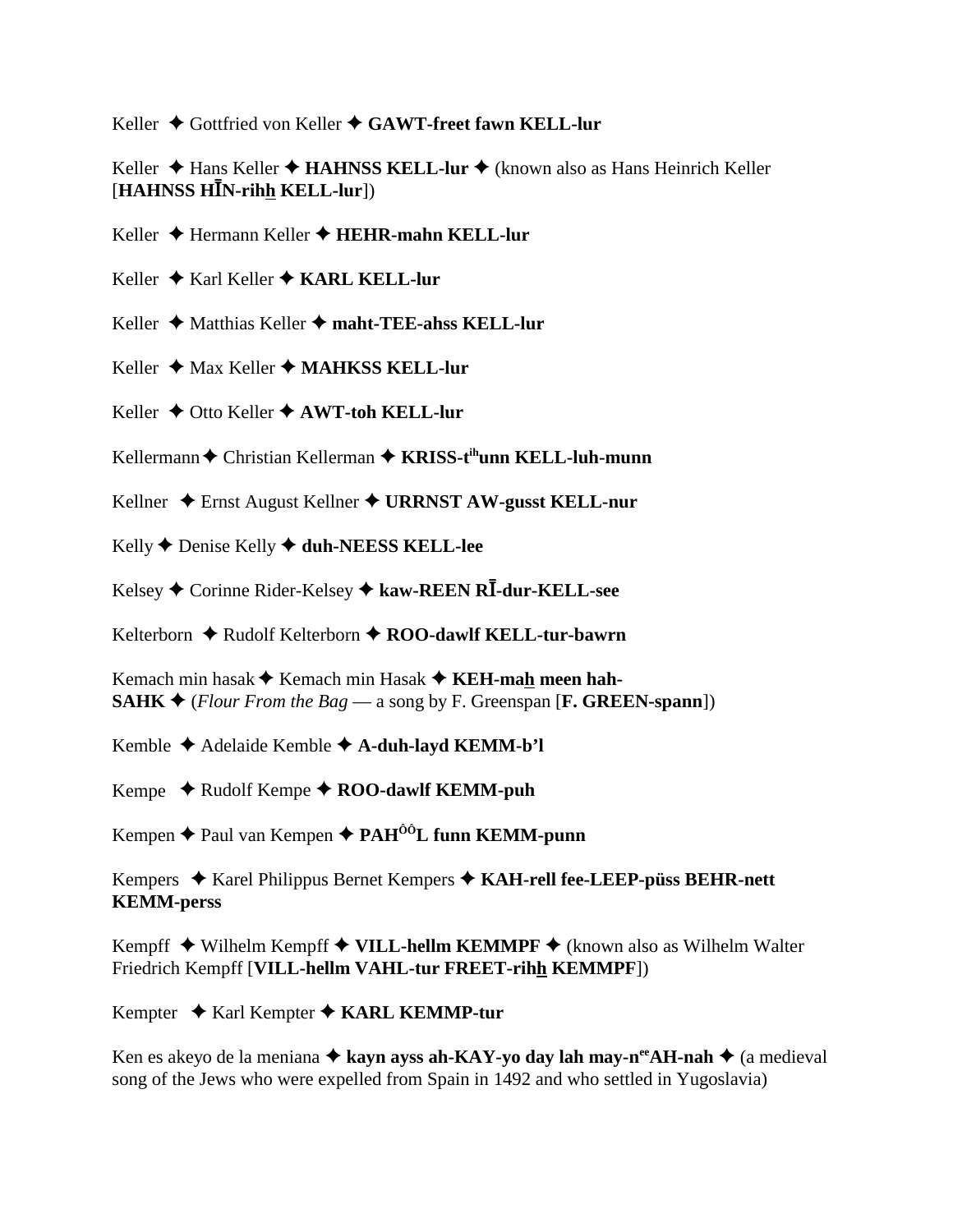Keller ✦ Gottfried von Keller ✦ **GAWT-freet fawn KELL-lur**

Keller ✦ Hans Keller ✦ **HAHNSS KELL-lur** ✦ (known also as Hans Heinrich Keller [**HAHNSS HĪN-rihh KELL-lur**])

Keller ✦ Hermann Keller ✦ **HEHR-mahn KELL-lur**

Keller ✦ Karl Keller ✦ **KARL KELL-lur**

Keller ✦ Matthias Keller ✦ **maht-TEE-ahss KELL-lur**

Keller ✦ Max Keller ✦ **MAHKSS KELL-lur**

Keller ✦ Otto Keller ✦ **AWT-toh KELL-lur**

Kellermann ✦ Christian Kellerman ✦ **KRISS-t[ih]unn KELL-luh-munn**

Kellner ✦ Ernst August Kellner ✦ **URRNST AW-gusst KELL-nur**

Kelly ✦ Denise Kelly ✦ **duh-NEESS KELL-lee**

Kelsey ✦ Corinne Rider-Kelsey ✦ **kaw-REEN RĪ-dur-KELL-see**

Kelterborn ✦ Rudolf Kelterborn ✦ **ROO-dawlf KELL-tur-bawrn**

Kemach min hasak ✦ Kemach min Hasak ✦ **KEH-mah meen hah-SAHK** ✦ (*Flour From the Bag* — a song by F. Greenspan [**F. GREEN-spann**])

Kemble ✦ Adelaide Kemble ✦ **A-duh-layd KEMM-b'l**

Kempe ✦ Rudolf Kempe ✦ **ROO-dawlf KEMM-puh**

Kempen ✦ Paul van Kempen ✦ **PAH[ôô]L funn KEMM-punn**

Kempers ✦ Karel Philippus Bernet Kempers ✦ **KAH-rell fee-LEEP-püss BEHR-nett KEMM-perss**

Kempff ✦ Wilhelm Kempff ✦ **VILL-hellm KEMMPF** ✦ (known also as Wilhelm Walter Friedrich Kempff [**VILL-hellm VAHL-tur FREET-rihh KEMMPF**])

Kempter ✦ Karl Kempter ✦ **KARL KEMMP-tur**

Ken es akeyo de la meniana ✦ **kayn ayss ah-KAY-yo day lah may-n[ee]AH-nah** ✦ (a medieval song of the Jews who were expelled from Spain in 1492 and who settled in Yugoslavia)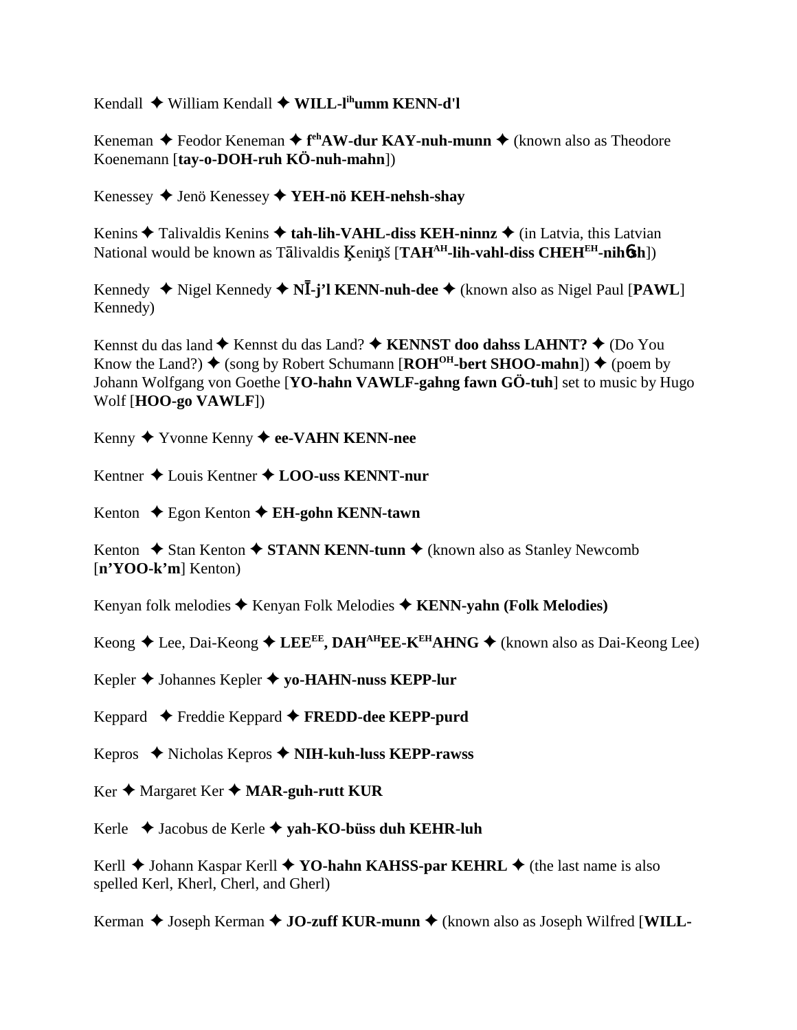Kendall ✦ William Kendall ✦ **WILL-l^ih^umm KENN-d'l**

Keneman ✦ Feodor Keneman ✦ **f^eh^AW-dur KAY-nuh-munn** ✦ (known also as Theodore Koenemann [**tay-o-DOH-ruh KÖ-nuh-mahn**])

Kenessey ✦ Jenö Kenessey ✦ **YEH-nö KEH-nehsh-shay**

Kenins ✦ Talivaldis Kenins ✦ **tah-lih-VAHL-diss KEH-ninnz** ✦ (in Latvia, this Latvian National would be known as Tālivaldis Ķeniņš [**TAH^AH^-lih-vahl-diss CHEH^EH^-nihɓsh**])

Kennedy ✦ Nigel Kennedy ✦ **NĪ-j'l KENN-nuh-dee** ✦ (known also as Nigel Paul [**PAWL**] Kennedy)

Kennst du das land ✦ Kennst du das Land? ✦ **KENNST doo dahss LAHNT?** ✦ (Do You Know the Land?) ✦ (song by Robert Schumann [**ROH^OH^-bert SHOO-mahn**]) ✦ (poem by Johann Wolfgang von Goethe [**YO-hahn VAWLF-gahng fawn GÖ-tuh**] set to music by Hugo Wolf [**HOO-go VAWLF**])

Kenny ✦ Yvonne Kenny ✦ **ee-VAHN KENN-nee**

Kentner ✦ Louis Kentner ✦ **LOO-uss KENNT-nur**

Kenton ✦ Egon Kenton ✦ **EH-gohn KENN-tawn**

Kenton ✦ Stan Kenton ✦ **STANN KENN-tunn** ✦ (known also as Stanley Newcomb [**n'YOO-k'm**] Kenton)

Kenyan folk melodies ✦ Kenyan Folk Melodies ✦ **KENN-yahn (Folk Melodies)**

Keong ✦ Lee, Dai-Keong ✦ **LEE^EE^, DAH^AH^EE-K^EH^AHNG** ✦ (known also as Dai-Keong Lee)

Kepler ✦ Johannes Kepler ✦ **yo-HAHN-nuss KEPP-lur**

Keppard ✦ Freddie Keppard ✦ **FREDD-dee KEPP-purd**

Kepros ✦ Nicholas Kepros ✦ **NIH-kuh-luss KEPP-rawss**

Ker ✦ Margaret Ker ✦ **MAR-guh-rutt KUR**

Kerle ✦ Jacobus de Kerle ✦ **yah-KO-büss duh KEHR-luh**

Kerll ✦ Johann Kaspar Kerll ✦ **YO-hahn KAHSS-par KEHRL** ✦ (the last name is also spelled Kerl, Kherl, Cherl, and Gherl)

Kerman ✦ Joseph Kerman ✦ **JO-zuff KUR-munn** ✦ (known also as Joseph Wilfred [**WILL-**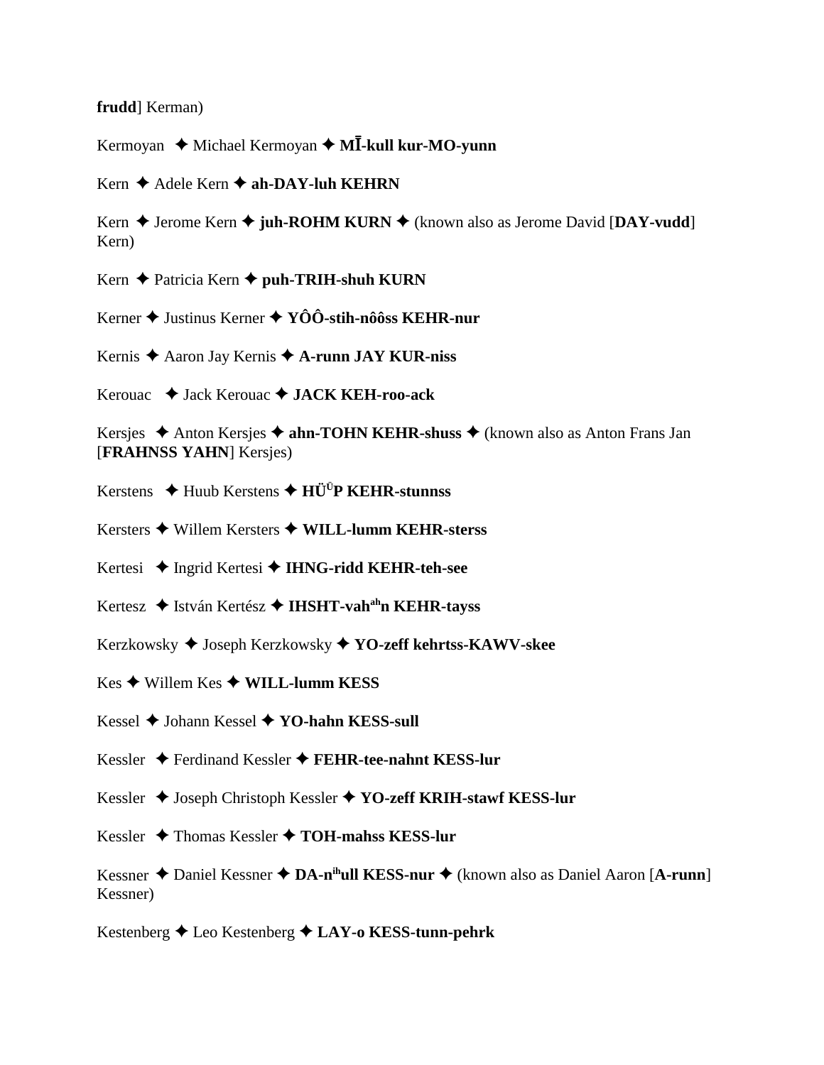**frudd**] Kerman)

Kermoyan ✦ Michael Kermoyan ✦ **MĪ-kull kur-MO-yunn**

Kern ✦ Adele Kern ✦ **ah-DAY-luh KEHRN**

Kern ✦ Jerome Kern ✦ **juh-ROHM KURN** ✦ (known also as Jerome David [**DAY-vudd**] Kern)

Kern ✦ Patricia Kern ✦ **puh-TRIH-shuh KURN**

Kerner ✦ Justinus Kerner ✦ **YÔÔ-stih-nôôss KEHR-nur**

Kernis ✦ Aaron Jay Kernis ✦ **A-runn JAY KUR-niss**

Kerouac ✦ Jack Kerouac ✦ **JACK KEH-roo-ack**

Kersjes ✦ Anton Kersjes ✦ **ahn-TOHN KEHR-shuss** ✦ (known also as Anton Frans Jan [**FRAHNSS YAHN**] Kersjes)

Kerstens ✦ Huub Kerstens ✦ **HÜ[Ü]P KEHR-stunnss**

Kersters ✦ Willem Kersters ✦ **WILL-lumm KEHR-sterss**

Kertesi ✦ Ingrid Kertesi ✦ **IHNG-ridd KEHR-teh-see**

Kertesz ✦ István Kertész ✦ **IHSHT-vah[ah]n KEHR-tayss**

Kerzkowsky ✦ Joseph Kerzkowsky ✦ **YO-zeff kehrtss-KAWV-skee**

Kes ✦ Willem Kes ✦ **WILL-lumm KESS**

Kessel ✦ Johann Kessel ✦ **YO-hahn KESS-sull**

Kessler ✦ Ferdinand Kessler ✦ **FEHR-tee-nahnt KESS-lur**

Kessler ✦ Joseph Christoph Kessler ✦ **YO-zeff KRIH-stawf KESS-lur**

Kessler ✦ Thomas Kessler ✦ **TOH-mahss KESS-lur**

Kessner ✦ Daniel Kessner ✦ **DA-n[ih]ull KESS-nur** ✦ (known also as Daniel Aaron [**A-runn**] Kessner)

Kestenberg ✦ Leo Kestenberg ✦ **LAY-o KESS-tunn-pehrk**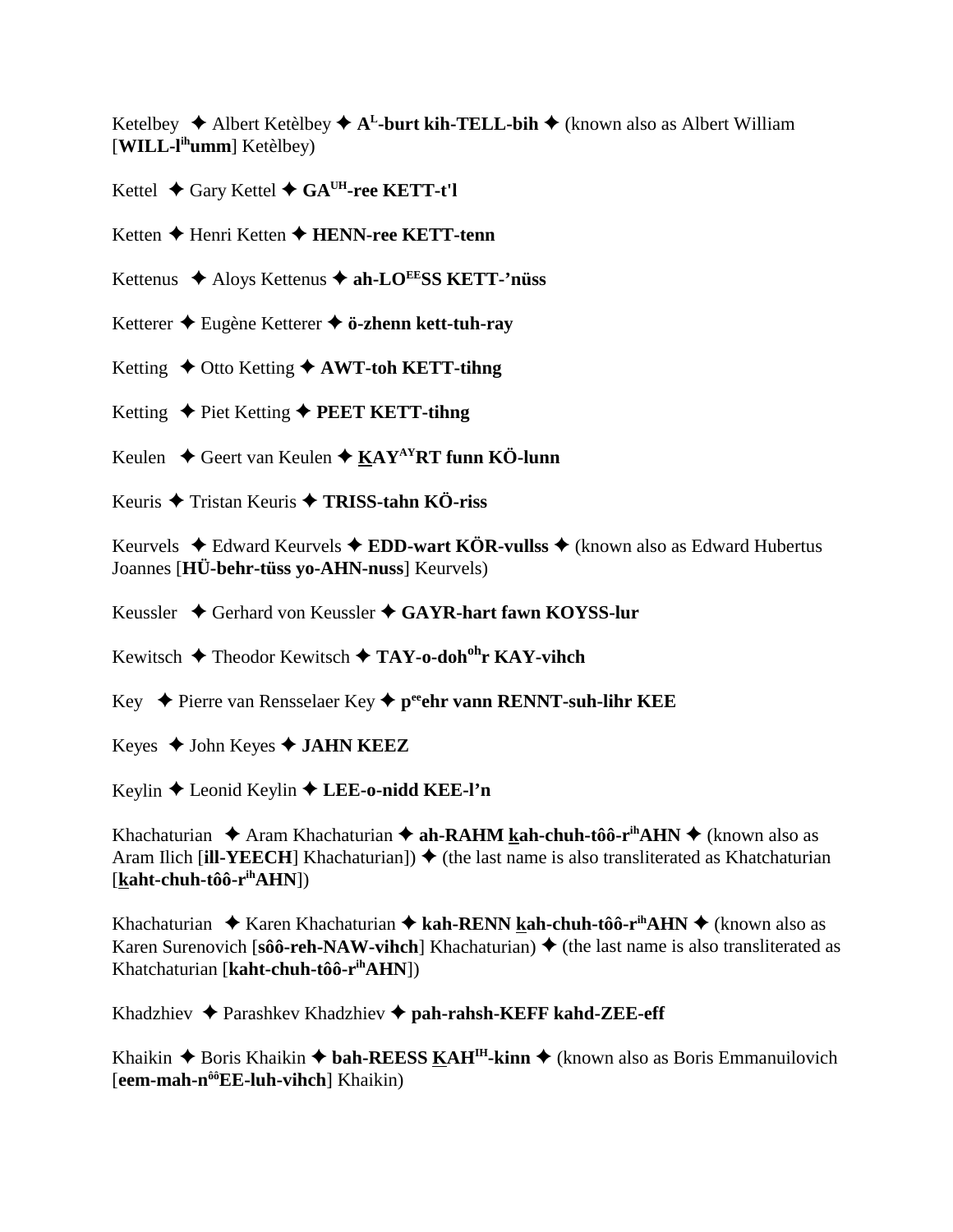Ketelbey ✦ Albert Ketèlbey ✦ **A^L-burt kih-TELL-bih** ✦ (known also as Albert William [**WILL-l^ih umm**] Ketèlbey)

Kettel ✦ Gary Kettel ✦ **GA^UH-ree KETT-t'l**

Ketten ✦ Henri Ketten ✦ **HENN-ree KETT-tenn**

Kettenus ✦ Aloys Kettenus ✦ **ah-LO^EE SS KETT-'nüss**

Ketterer ✦ Eugène Ketterer ✦ **ö-zhenn kett-tuh-ray**

Ketting ✦ Otto Ketting ✦ **AWT-toh KETT-tihng**

Ketting ✦ Piet Ketting ✦ **PEET KETT-tihng**

Keulen ✦ Geert van Keulen ✦ **KAY^AY RT funn KÖ-lunn**

Keuris ✦ Tristan Keuris ✦ **TRISS-tahn KÖ-riss**

Keurvels ✦ Edward Keurvels ✦ **EDD-wart KÖR-vullss** ✦ (known also as Edward Hubertus Joannes [**HÜ-behr-tüss yo-AHN-nuss**] Keurvels)

Keussler ✦ Gerhard von Keussler ✦ **GAYR-hart fawn KOYSS-lur**

Kewitsch ✦ Theodor Kewitsch ✦ **TAY-o-doh^oh r KAY-vihch**

Key ✦ Pierre van Rensselaer Key ✦ **p^ee ehr vann RENNT-suh-lihr KEE**

Keyes ✦ John Keyes ✦ **JAHN KEEZ**

Keylin ✦ Leonid Keylin ✦ **LEE-o-nidd KEE-l'n**

Khachaturian ✦ Aram Khachaturian ✦ **ah-RAHM kah-chuh-tôô-r^ih AHN** ✦ (known also as Aram Ilich [**ill-YEECH**] Khachaturian]) ✦ (the last name is also transliterated as Khatchaturian [**kaht-chuh-tôô-r^ih AHN**])

Khachaturian ✦ Karen Khachaturian ✦ **kah-RENN kah-chuh-tôô-r^ih AHN** ✦ (known also as Karen Surenovich [**sôô-reh-NAW-vihch**] Khachaturian) ✦ (the last name is also transliterated as Khatchaturian [**kaht-chuh-tôô-r^ih AHN**])

Khadzhiev ✦ Parashkev Khadzhiev ✦ **pah-rahsh-KEFF kahd-ZEE-eff**

Khaikin ✦ Boris Khaikin ✦ **bah-REESS KAH^IH-kinn** ✦ (known also as Boris Emmanuilovich [**eem-mah-n^ôô EE-luh-vihch**] Khaikin)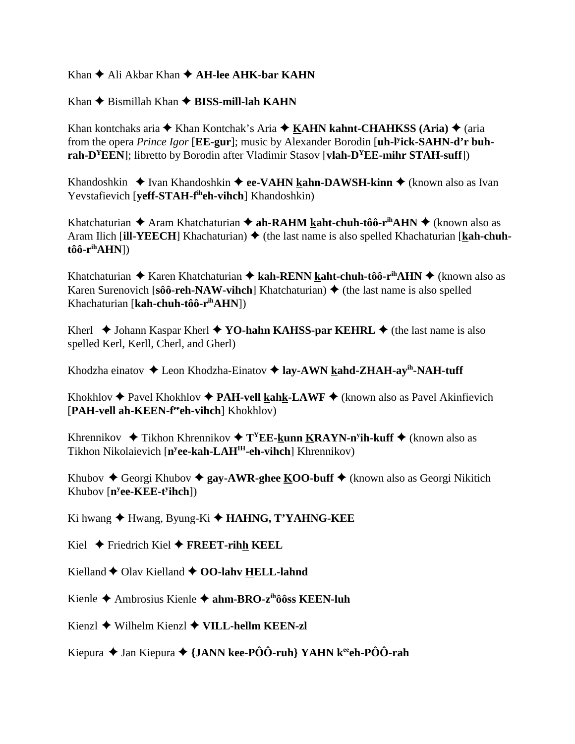Khan ✦ Ali Akbar Khan ✦ **AH-lee AHK-bar KAHN**

Khan ✦ Bismillah Khan ✦ **BISS-mill-lah KAHN**

Khan kontchaks aria ✦ Khan Kontchak's Aria ✦ **KAHN kahnt-CHAHKSS (Aria)** ✦ (aria from the opera *Prince Igor* [**EE-gur**]; music by Alexander Borodin [**uh-l[y]ick-SAHN-d'r buh-rah-D[Y]EEN**]; libretto by Borodin after Vladimir Stasov [**vlah-D[Y]EE-mihr STAH-suff**])

Khandoshkin ✦ Ivan Khandoshkin ✦ **ee-VAHN kahn-DAWSH-kinn** ✦ (known also as Ivan Yevstafievich [**yeff-STAH-f[ih]eh-vihch**] Khandoshkin)

Khatchaturian ✦ Aram Khatchaturian ✦ **ah-RAHM kaht-chuh-tôô-r[ih]AHN** ✦ (known also as Aram Ilich [**ill-YEECH**] Khachaturian) ✦ (the last name is also spelled Khachaturian [**kah-chuh-tôô-r[ih]AHN**])

Khatchaturian ✦ Karen Khatchaturian ✦ **kah-RENN kaht-chuh-tôô-r[ih]AHN** ✦ (known also as Karen Surenovich [**sôô-reh-NAW-vihch**] Khatchaturian) ✦ (the last name is also spelled Khachaturian [**kah-chuh-tôô-r[ih]AHN**])

Kherl ✦ Johann Kaspar Kherl ✦ **YO-hahn KAHSS-par KEHRL** ✦ (the last name is also spelled Kerl, Kerll, Cherl, and Gherl)

Khodzha einatov ✦ Leon Khodzha-Einatov ✦ **lay-AWN kahd-ZHAH-ay[ih]-NAH-tuff**

Khokhlov ✦ Pavel Khokhlov ✦ **PAH-vell kahk-LAWF** ✦ (known also as Pavel Akinfievich [**PAH-vell ah-KEEN-f[ee]eh-vihch**] Khokhlov)

Khrennikov ✦ Tikhon Khrennikov ✦ **T[Y]EE-kunn KRAYN-n[y]ih-kuff** ✦ (known also as Tikhon Nikolaievich [**n[y]ee-kah-LAH[IH]-eh-vihch**] Khrennikov)

Khubov ✦ Georgi Khubov ✦ **gay-AWR-ghee KOO-buff** ✦ (known also as Georgi Nikitich Khubov [**n[y]ee-KEE-t[y]ihch**])

Ki hwang ✦ Hwang, Byung-Ki ✦ **HAHNG, T'YAHNG-KEE**

Kiel ✦ Friedrich Kiel ✦ **FREET-rihh KEEL**

Kielland ✦ Olav Kielland ✦ **OO-lahv HELL-lahnd**

Kienle ✦ Ambrosius Kienle ✦ **ahm-BRO-z[ih]ôôss KEEN-luh**

Kienzl ✦ Wilhelm Kienzl ✦ **VILL-hellm KEEN-zl**

Kiepura ✦ Jan Kiepura ✦ **{JANN kee-PÔÔ-ruh} YAHN k[ee]eh-PÔÔ-rah**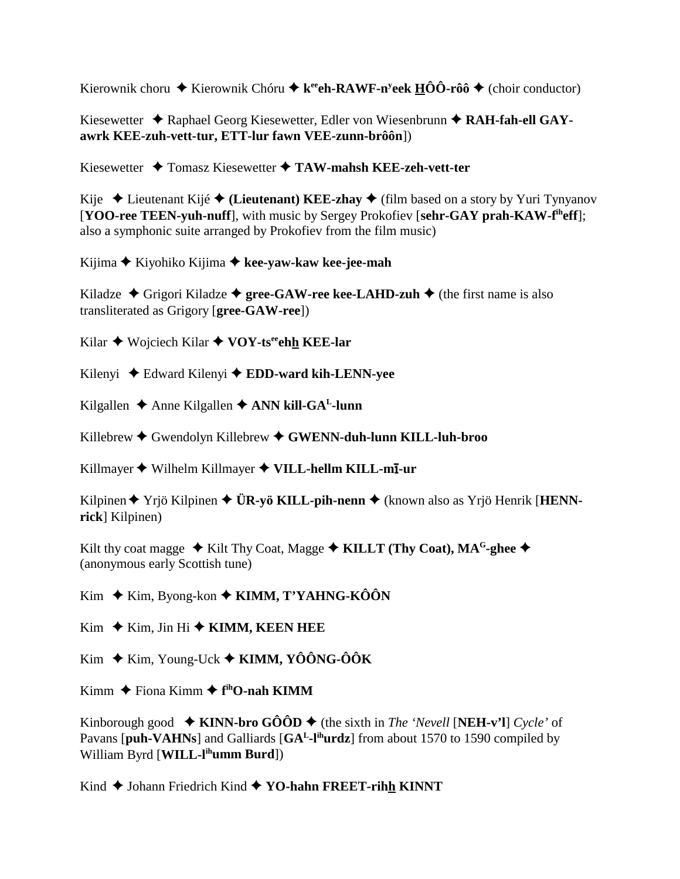Kierownik choru ✦ Kierownik Chóru ✦ **k^ee^eh-RAWF-n^y^eek H̲ÔÔ-rôô** ✦ (choir conductor)

Kiesewetter ✦ Raphael Georg Kiesewetter, Edler von Wiesenbrunn ✦ **RAH-fah-ell GAY-awrk KEE-zuh-vett-tur, ETT-lur fawn VEE-zunn-brôôn**])

Kiesewetter ✦ Tomasz Kiesewetter ✦ **TAW-mahsh KEE-zeh-vett-ter**

Kije ✦ Lieutenant Kijé ✦ **(Lieutenant) KEE-zhay** ✦ (film based on a story by Yuri Tynyanov [**YOO-ree TEEN-yuh-nuff**], with music by Sergey Prokofiev [**sehr-GAY prah-KAW-f^ih^eff**]; also a symphonic suite arranged by Prokofiev from the film music)

Kijima ✦ Kiyohiko Kijima ✦ **kee-yaw-kaw kee-jee-mah**

Kiladze ✦ Grigori Kiladze ✦ **gree-GAW-ree kee-LAHD-zuh** ✦ (the first name is also transliterated as Grigory [**gree-GAW-ree**])

Kilar ✦ Wojciech Kilar ✦ **VOY-ts^ee^ehh̲ KEE-lar**

Kilenyi ✦ Edward Kilenyi ✦ **EDD-ward kih-LENN-yee**

Kilgallen ✦ Anne Kilgallen ✦ **ANN kill-GA^L^-lunn**

Killebrew ✦ Gwendolyn Killebrew ✦ **GWENN-duh-lunn KILL-luh-broo**

Killmayer ✦ Wilhelm Killmayer ✦ **VILL-hellm KILL-mī-ur**

Kilpinen ✦ Yrjö Kilpinen ✦ **ÜR-yö KILL-pih-nenn** ✦ (known also as Yrjö Henrik [**HENN-rick**] Kilpinen)

Kilt thy coat magge ✦ Kilt Thy Coat, Magge ✦ **KILLT (Thy Coat), MA^G^-ghee** ✦ (anonymous early Scottish tune)

Kim ✦ Kim, Byong-kon ✦ **KIMM, T'YAHNG-KÔÔN**

Kim ✦ Kim, Jin Hi ✦ **KIMM, KEEN HEE**

Kim ✦ Kim, Young-Uck ✦ **KIMM, YÔÔNG-ÔÔK**

Kimm ✦ Fiona Kimm ✦ **f^ih^O-nah KIMM**

Kinborough good ✦ **KINN-bro GÔÔD** ✦ (the sixth in *The 'Nevell* [**NEH-v'l**] *Cycle'* of Pavans [**puh-VAHNs**] and Galliards [**GA^L^-l^ih^urdz**] from about 1570 to 1590 compiled by William Byrd [**WILL-l^ih^umm Burd**])

Kind ✦ Johann Friedrich Kind ✦ **YO-hahn FREET-rihh̲ KINNT**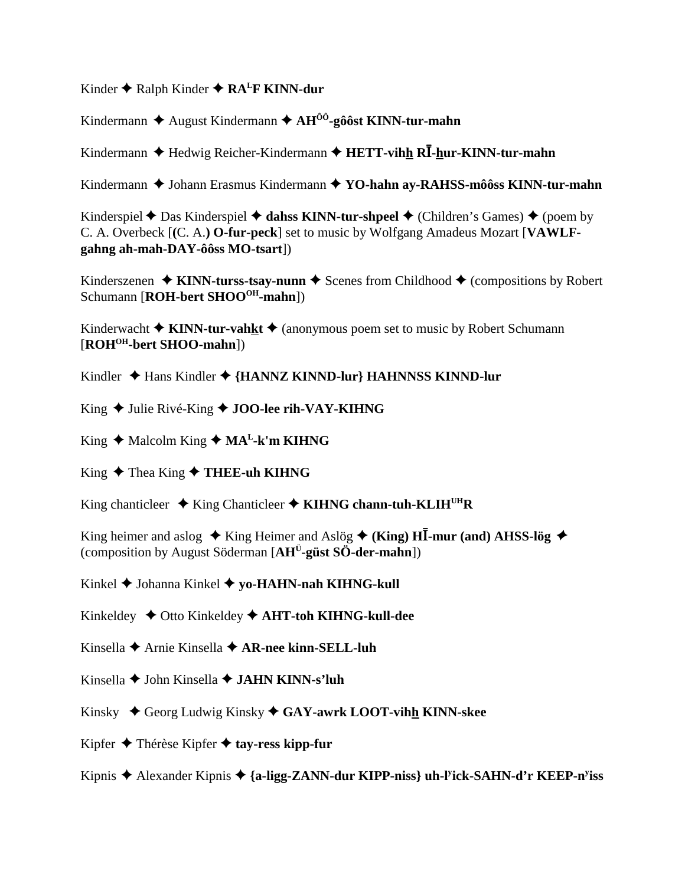Kinder ✦ Ralph Kinder ✦ **RA^L^F KINN-dur**

Kindermann ✦ August Kindermann ✦ **AH^ÔÔ^-gôôst KINN-tur-mahn**

Kindermann ✦ Hedwig Reicher-Kindermann ✦ **HETT-vihh̲ RĪ-h̲ur-KINN-tur-mahn**

Kindermann ✦ Johann Erasmus Kindermann ✦ **YO-hahn ay-RAHSS-môôss KINN-tur-mahn**

Kinderspiel ✦ Das Kinderspiel ✦ **dahss KINN-tur-shpeel** ✦ (Children's Games) ✦ (poem by C. A. Overbeck [**(**C. A.**) O-fur-peck**] set to music by Wolfgang Amadeus Mozart [**VAWLF-gahng ah-mah-DAY-ôôss MO-tsart**])

Kinderszenen ✦ **KINN-turss-tsay-nunn** ✦ Scenes from Childhood ✦ (compositions by Robert Schumann [**ROH-bert SHOO^OH^-mahn**])

Kinderwacht ✦ **KINN-tur-vahk̲t** ✦ (anonymous poem set to music by Robert Schumann [**ROH^OH^-bert SHOO-mahn**])

Kindler ✦ Hans Kindler ✦ **{HANNZ KINND-lur} HAHNNSS KINND-lur**

King ✦ Julie Rivé-King ✦ **JOO-lee rih-VAY-KIHNG**

King ✦ Malcolm King ✦ **MA^L^-k'm KIHNG**

King ✦ Thea King ✦ **THEE-uh KIHNG**

King chanticleer ✦ King Chanticleer ✦ **KIHNG chann-tuh-KLIH^UH^R**

King heimer and aslog ✦ King Heimer and Aslög ✦ **(King) HĪ-mur (and) AHSS-lög** ✦ (composition by August Söderman [**AH^Ü^-güst SÖ-der-mahn**])

Kinkel ✦ Johanna Kinkel ✦ **yo-HAHN-nah KIHNG-kull**

Kinkeldey ✦ Otto Kinkeldey ✦ **AHT-toh KIHNG-kull-dee**

Kinsella ✦ Arnie Kinsella ✦ **AR-nee kinn-SELL-luh**

Kinsella ✦ John Kinsella ✦ **JAHN KINN-s'luh**

Kinsky ✦ Georg Ludwig Kinsky ✦ **GAY-awrk LOOT-vihh̲ KINN-skee**

Kipfer ✦ Thérèse Kipfer ✦ **tay-ress kipp-fur**

Kipnis ✦ Alexander Kipnis ✦ **{a-ligg-ZANN-dur KIPP-niss} uh-l^y^ick-SAHN-d'r KEEP-n^y^iss**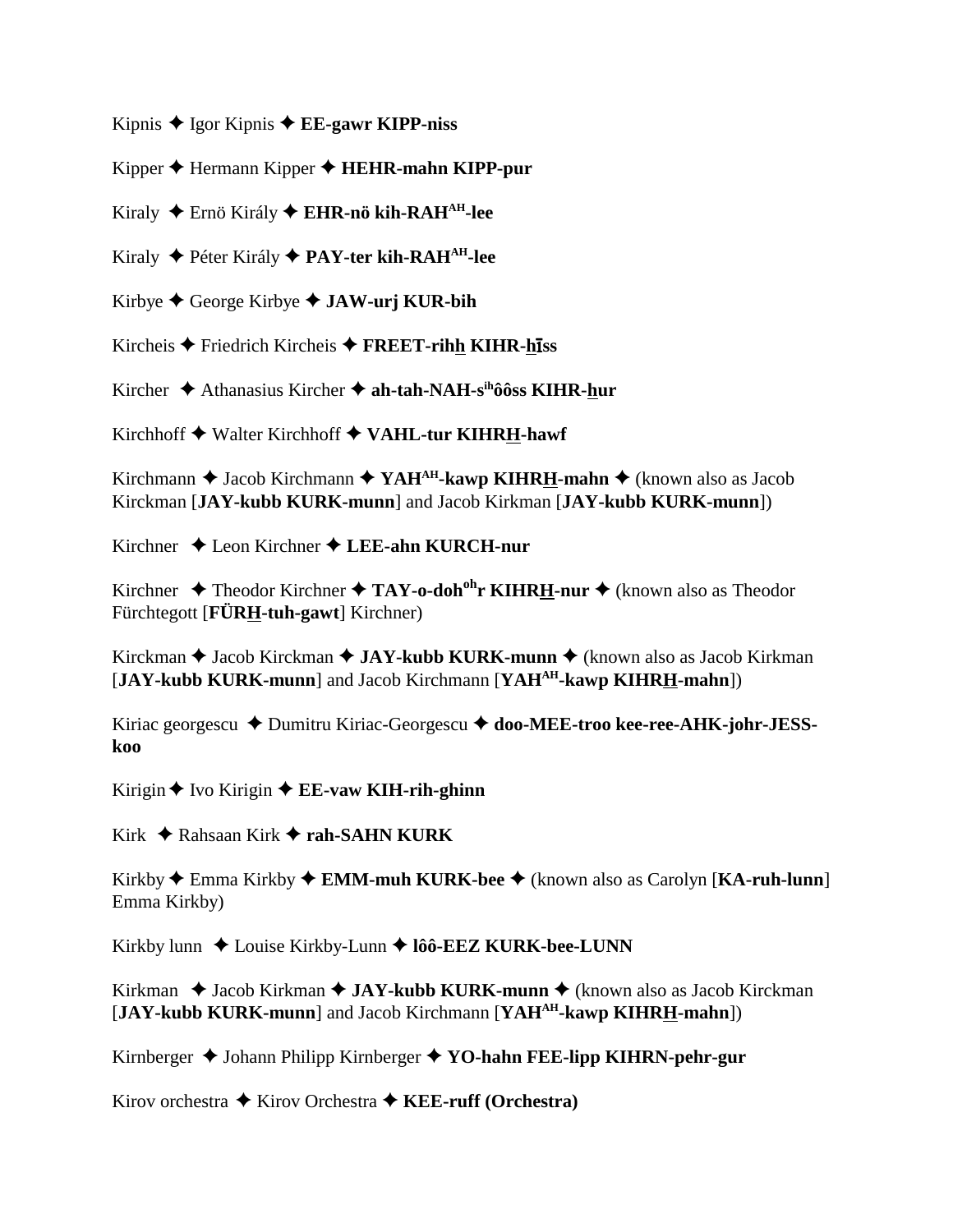Kipnis ✦ Igor Kipnis ✦ **EE-gawr KIPP-niss**

Kipper ✦ Hermann Kipper ✦ **HEHR-mahn KIPP-pur**

Kiraly ✦ Ernö Király ✦ **EHR-nö kih-RAH[AH]-lee**

Kiraly ✦ Péter Király ✦ **PAY-ter kih-RAH[AH]-lee**

Kirbye ✦ George Kirbye ✦ **JAW-urj KUR-bih**

Kircheis ✦ Friedrich Kircheis ✦ **FREET-rihh KIHR-hīss**

Kircher ✦ Athanasius Kircher ✦ **ah-tah-NAH-s[ih]ôôss KIHR-hur**

Kirchhoff ✦ Walter Kirchhoff ✦ **VAHL-tur KIHRH-hawf**

Kirchmann ✦ Jacob Kirchmann ✦ **YAH[AH]-kawp KIHRH-mahn** ✦ (known also as Jacob Kirckman [**JAY-kubb KURK-munn**] and Jacob Kirkman [**JAY-kubb KURK-munn**])

Kirchner ✦ Leon Kirchner ✦ **LEE-ahn KURCH-nur**

Kirchner ✦ Theodor Kirchner ✦ **TAY-o-doh[oh]r KIHRH-nur** ✦ (known also as Theodor Fürchtegott [**FÜRH-tuh-gawt**] Kirchner)

Kirckman ✦ Jacob Kirckman ✦ **JAY-kubb KURK-munn** ✦ (known also as Jacob Kirkman [**JAY-kubb KURK-munn**] and Jacob Kirchmann [**YAH[AH]-kawp KIHRH-mahn**])

Kiriac georgescu ✦ Dumitru Kiriac-Georgescu ✦ **doo-MEE-troo kee-ree-AHK-johr-JESS-koo**

Kirigin ✦ Ivo Kirigin ✦ **EE-vaw KIH-rih-ghinn**

Kirk ✦ Rahsaan Kirk ✦ **rah-SAHN KURK**

Kirkby ✦ Emma Kirkby ✦ **EMM-muh KURK-bee** ✦ (known also as Carolyn [**KA-ruh-lunn**] Emma Kirkby)

Kirkby lunn ✦ Louise Kirkby-Lunn ✦ **lôô-EEZ KURK-bee-LUNN**

Kirkman ✦ Jacob Kirkman ✦ **JAY-kubb KURK-munn** ✦ (known also as Jacob Kirckman [**JAY-kubb KURK-munn**] and Jacob Kirchmann [**YAH[AH]-kawp KIHRH-mahn**])

Kirnberger ✦ Johann Philipp Kirnberger ✦ **YO-hahn FEE-lipp KIHRN-pehr-gur**

Kirov orchestra ✦ Kirov Orchestra ✦ **KEE-ruff (Orchestra)**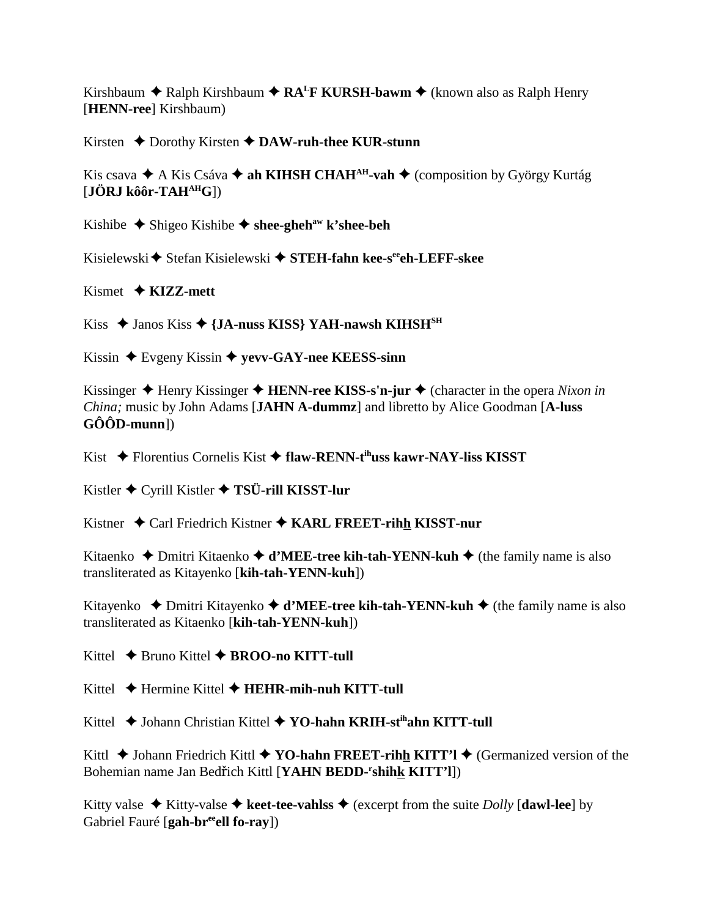Kirshbaum ✦ Ralph Kirshbaum ✦ **RA[L]F KURSH-bawm** ✦ (known also as Ralph Henry [**HENN-ree**] Kirshbaum)

Kirsten ✦ Dorothy Kirsten ✦ **DAW-ruh-thee KUR-stunn**

Kis csava ✦ A Kis Csáva ✦ **ah KIHSH CHAH[AH]-vah** ✦ (composition by György Kurtág [**JÖRJ kôôr-TAH[AH]G**])

Kishibe ✦ Shigeo Kishibe ✦ **shee-gheh[aw] k'shee-beh**

Kisielewski ✦ Stefan Kisielewski ✦ **STEH-fahn kee-s[ee]eh-LEFF-skee**

Kismet ✦ **KIZZ-mett**

Kiss ✦ Janos Kiss ✦ **{JA-nuss KISS} YAH-nawsh KIHSH[SH]**

Kissin ✦ Evgeny Kissin ✦ **yevv-GAY-nee KEESS-sinn**

Kissinger ✦ Henry Kissinger ✦ **HENN-ree KISS-s'n-jur** ✦ (character in the opera *Nixon in China;* music by John Adams [**JAHN A-dummz**] and libretto by Alice Goodman [**A-luss GÔÔD-munn**])

Kist ✦ Florentius Cornelis Kist ✦ **flaw-RENN-t[ih]uss kawr-NAY-liss KISST**

Kistler ✦ Cyrill Kistler ✦ **TSÜ-rill KISST-lur**

Kistner ✦ Carl Friedrich Kistner ✦ **KARL FREET-rihh KISST-nur**

Kitaenko ✦ Dmitri Kitaenko ✦ **d'MEE-tree kih-tah-YENN-kuh** ✦ (the family name is also transliterated as Kitayenko [**kih-tah-YENN-kuh**])

Kitayenko ✦ Dmitri Kitayenko ✦ **d'MEE-tree kih-tah-YENN-kuh** ✦ (the family name is also transliterated as Kitaenko [**kih-tah-YENN-kuh**])

Kittel ✦ Bruno Kittel ✦ **BROO-no KITT-tull**

Kittel ✦ Hermine Kittel ✦ **HEHR-mih-nuh KITT-tull**

Kittel ✦ Johann Christian Kittel ✦ **YO-hahn KRIH-st[ih]ahn KITT-tull**

Kittl ✦ Johann Friedrich Kittl ✦ **YO-hahn FREET-rihh KITT'l** ✦ (Germanized version of the Bohemian name Jan Bedřich Kittl [**YAHN BEDD-[r]shihk KITT'l**])

Kitty valse ✦ Kitty-valse ✦ **keet-tee-vahlss** ✦ (excerpt from the suite *Dolly* [**dawl-lee**] by Gabriel Fauré [**gah-br[ee]ell fo-ray**])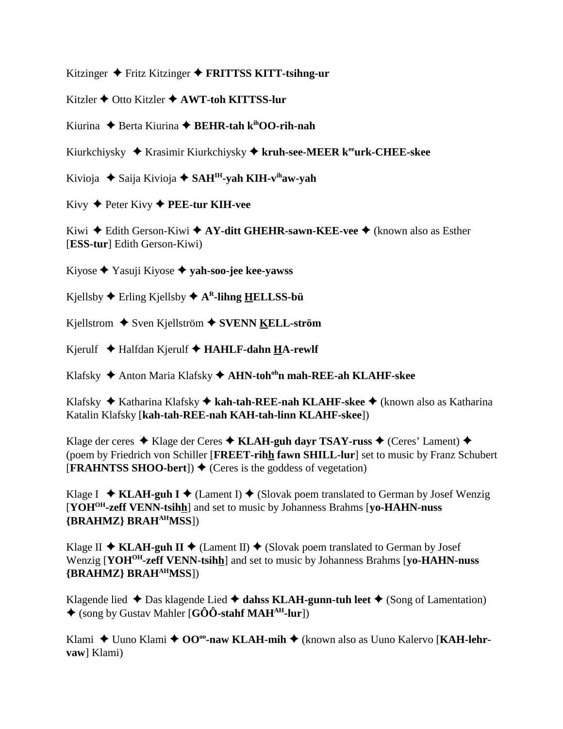Kitzinger ✦ Fritz Kitzinger ✦ **FRITTSS KITT-tsihng-ur**

Kitzler ✦ Otto Kitzler ✦ **AWT-toh KITTSS-lur**

Kiurina ✦ Berta Kiurina ✦ **BEHR-tah k[ih]OO-rih-nah**

Kiurkchiysky ✦ Krasimir Kiurkchiysky ✦ **kruh-see-MEER k[ee]urk-CHEE-skee**

Kivioja ✦ Saija Kivioja ✦ **SAH[IH]-yah KIH-v[ih]aw-yah**

Kivy ✦ Peter Kivy ✦ **PEE-tur KIH-vee**

Kiwi ✦ Edith Gerson-Kiwi ✦ **AY-ditt GHEHR-sawn-KEE-vee** ✦ (known also as Esther [**ESS-tur**] Edith Gerson-Kiwi)

Kiyose ✦ Yasuji Kiyose ✦ **yah-soo-jee kee-yawss**

Kjellsby ✦ Erling Kjellsby ✦ **A[R]-lihng HELLSS-bü**

Kjellstrom ✦ Sven Kjellström ✦ **SVENN KELL-ström**

Kjerulf ✦ Halfdan Kjerulf ✦ **HAHLF-dahn HA-rewlf**

Klafsky ✦ Anton Maria Klafsky ✦ **AHN-toh[oh]n mah-REE-ah KLAHF-skee**

Klafsky ✦ Katharina Klafsky ✦ **kah-tah-REE-nah KLAHF-skee** ✦ (known also as Katharina Katalin Klafsky [**kah-tah-REE-nah KAH-tah-linn KLAHF-skee**])

Klage der ceres ✦ Klage der Ceres ✦ **KLAH-guh dayr TSAY-russ** ✦ (Ceres' Lament) ✦ (poem by Friedrich von Schiller [**FREET-rihh fawn SHILL-lur**] set to music by Franz Schubert [**FRAHNTSS SHOO-bert**]) ✦ (Ceres is the goddess of vegetation)

Klage I ✦ **KLAH-guh I** ✦ (Lament I) ✦ (Slovak poem translated to German by Josef Wenzig [**YOH[OH]-zeff VENN-tsihh**] and set to music by Johanness Brahms [**yo-HAHN-nuss {BRAHMZ} BRAH[AH]MSS**])

Klage II ✦ **KLAH-guh II** ✦ (Lament II) ✦ (Slovak poem translated to German by Josef Wenzig [**YOH[OH]-zeff VENN-tsihh**] and set to music by Johanness Brahms [**yo-HAHN-nuss {BRAHMZ} BRAH[AH]MSS**])

Klagende lied ✦ Das klagende Lied ✦ **dahss KLAH-gunn-tuh leet** ✦ (Song of Lamentation) ✦ (song by Gustav Mahler [**GÔÔ-stahf MAH[AH]-lur**])

Klami ✦ Uuno Klami ✦ **OO[oo]-naw KLAH-mih** ✦ (known also as Uuno Kalervo [**KAH-lehr-vaw**] Klami)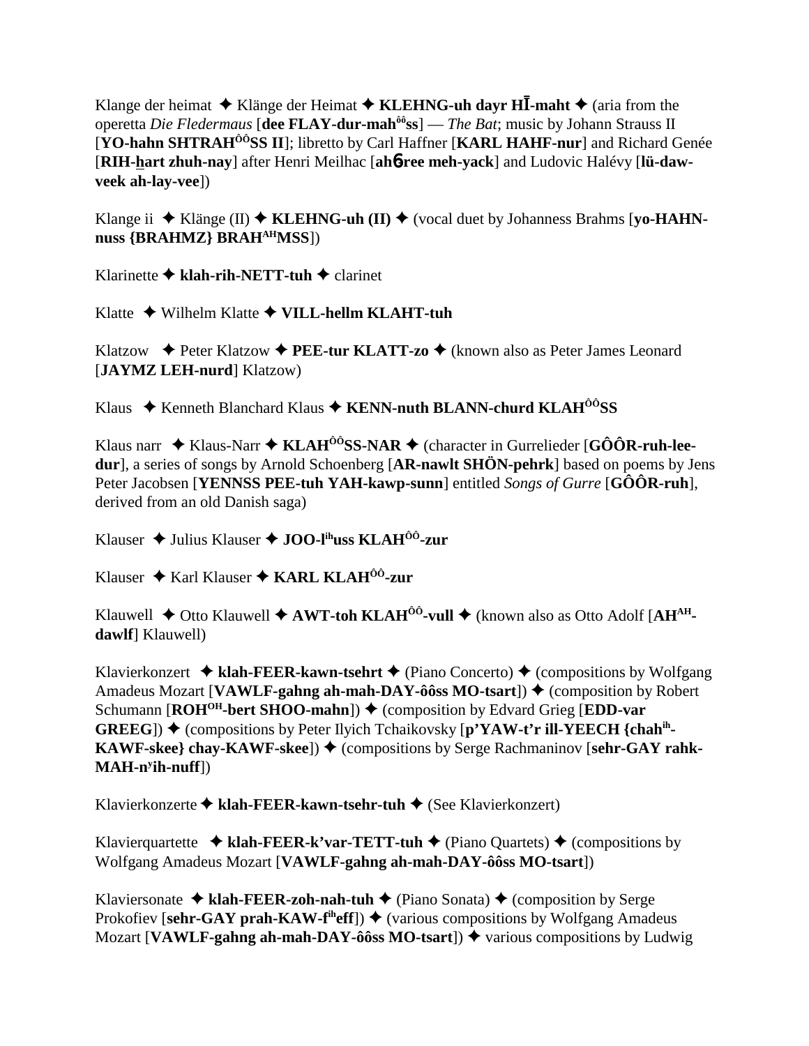Klange der heimat ✦ Klänge der Heimat ✦ **KLEHNG-uh dayr HĪ-maht** ✦ (aria from the operetta *Die Fledermaus* [**dee FLAY-dur-mah^ôô^ss**] — *The Bat*; music by Johann Strauss II [**YO-hahn SHTRAH^ÔÔ^SS II**]; libretto by Carl Haffner [**KARL HAHF-nur**] and Richard Genée [**RIH-hart zhuh-nay**] after Henri Meilhac [**ahɓree meh-yack**] and Ludovic Halévy [**lü-daw-veek ah-lay-vee**])

Klange ii ✦ Klänge (II) ✦ **KLEHNG-uh (II)** ✦ (vocal duet by Johanness Brahms [**yo-HAHN-nuss {BRAHMZ} BRAH^AH^MSS**])

Klarinette ✦ **klah-rih-NETT-tuh** ✦ clarinet

Klatte ✦ Wilhelm Klatte ✦ **VILL-hellm KLAHT-tuh**

Klatzow ✦ Peter Klatzow ✦ **PEE-tur KLATT-zo** ✦ (known also as Peter James Leonard [**JAYMZ LEH-nurd**] Klatzow)

Klaus ✦ Kenneth Blanchard Klaus ✦ **KENN-nuth BLANN-churd KLAH^ÔÔ^SS**

Klaus narr ✦ Klaus-Narr ✦ **KLAH^ÔÔ^SS-NAR** ✦ (character in Gurrelieder [**GÔÔR-ruh-lee-dur**], a series of songs by Arnold Schoenberg [**AR-nawlt SHÖN-pehrk**] based on poems by Jens Peter Jacobsen [**YENNSS PEE-tuh YAH-kawp-sunn**] entitled *Songs of Gurre* [**GÔÔR-ruh**], derived from an old Danish saga)

Klauser ✦ Julius Klauser ✦ **JOO-l^ih^uss KLAH^ÔÔ^-zur**

Klauser ✦ Karl Klauser ✦ **KARL KLAH^ÔÔ^-zur**

Klauwell ✦ Otto Klauwell ✦ **AWT-toh KLAH^ÔÔ^-vull** ✦ (known also as Otto Adolf [**AH^AH^-dawlf**] Klauwell)

Klavierkonzert ✦ **klah-FEER-kawn-tsehrt** ✦ (Piano Concerto) ✦ (compositions by Wolfgang Amadeus Mozart [**VAWLF-gahng ah-mah-DAY-ôôss MO-tsart**]) ✦ (composition by Robert Schumann [**ROH^OH^-bert SHOO-mahn**]) ✦ (composition by Edvard Grieg [**EDD-var GREEG**]) ✦ (compositions by Peter Ilyich Tchaikovsky [**p'YAW-t'r ill-YEECH {chah^ih^-KAWF-skee} chay-KAWF-skee**]) ✦ (compositions by Serge Rachmaninov [**sehr-GAY rahk-MAH-n^y^ih-nuff**])

Klavierkonzerte ✦ **klah-FEER-kawn-tsehr-tuh** ✦ (See Klavierkonzert)

Klavierquartette ✦ **klah-FEER-k'var-TETT-tuh** ✦ (Piano Quartets) ✦ (compositions by Wolfgang Amadeus Mozart [**VAWLF-gahng ah-mah-DAY-ôôss MO-tsart**])

Klaviersonate ✦ **klah-FEER-zoh-nah-tuh** ✦ (Piano Sonata) ✦ (composition by Serge Prokofiev [**sehr-GAY prah-KAW-f^ih^eff**]) ✦ (various compositions by Wolfgang Amadeus Mozart [**VAWLF-gahng ah-mah-DAY-ôôss MO-tsart**]) ✦ various compositions by Ludwig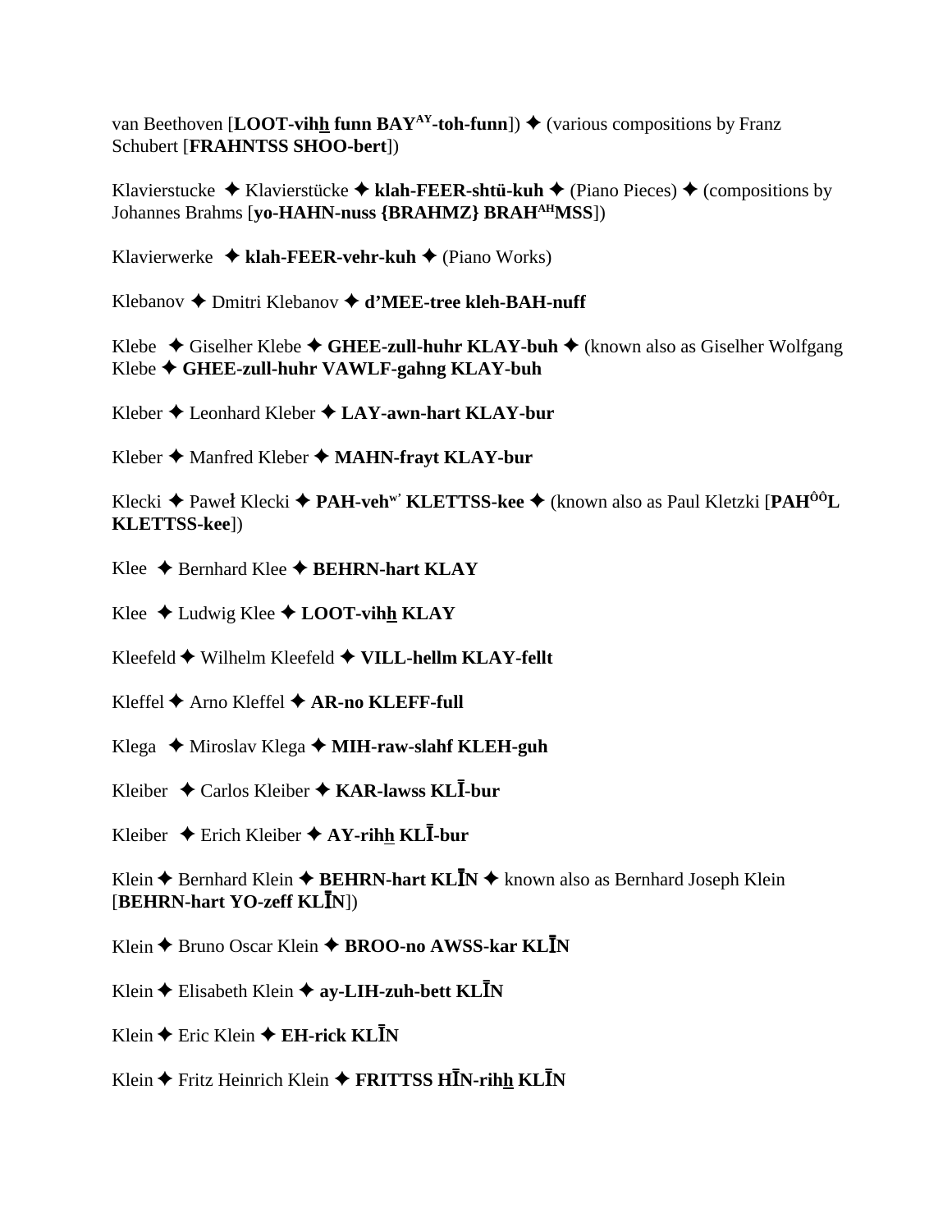van Beethoven [**LOOT-vihh funn BAY^AY-toh-funn**]) ✦ (various compositions by Franz Schubert [**FRAHNTSS SHOO-bert**])

Klavierstucke ✦ Klavierstücke ✦ **klah-FEER-shtü-kuh** ✦ (Piano Pieces) ✦ (compositions by Johannes Brahms [**yo-HAHN-nuss {BRAHMZ} BRAH^AH MSS**])

Klavierwerke ✦ **klah-FEER-vehr-kuh** ✦ (Piano Works)

Klebanov ✦ Dmitri Klebanov ✦ **d'MEE-tree kleh-BAH-nuff**

Klebe ✦ Giselher Klebe ✦ **GHEE-zull-huhr KLAY-buh** ✦ (known also as Giselher Wolfgang Klebe ✦ **GHEE-zull-huhr VAWLF-gahng KLAY-buh**

Kleber ✦ Leonhard Kleber ✦ **LAY-awn-hart KLAY-bur**

Kleber ✦ Manfred Kleber ✦ **MAHN-frayt KLAY-bur**

Klecki ✦ Paweł Klecki ✦ **PAH-veh^w' KLETTSS-kee** ✦ (known also as Paul Kletzki [**PAH^ÔÔ L KLETTSS-kee**])

Klee ✦ Bernhard Klee ✦ **BEHRN-hart KLAY**

Klee ✦ Ludwig Klee ✦ **LOOT-vihh KLAY**

Kleefeld ✦ Wilhelm Kleefeld ✦ **VILL-hellm KLAY-fellt**

Kleffel ✦ Arno Kleffel ✦ **AR-no KLEFF-full**

Klega ✦ Miroslav Klega ✦ **MIH-raw-slahf KLEH-guh**

Kleiber ✦ Carlos Kleiber ✦ **KAR-lawss KLĪ-bur**

Kleiber ✦ Erich Kleiber ✦ **AY-rihh KLĪ-bur**

Klein ✦ Bernhard Klein ✦ **BEHRN-hart KLĪN** ✦ known also as Bernhard Joseph Klein [**BEHRN-hart YO-zeff KLĪN**])

Klein ✦ Bruno Oscar Klein ✦ **BROO-no AWSS-kar KLĪN**

Klein ✦ Elisabeth Klein ✦ **ay-LIH-zuh-bett KLĪN**

Klein ✦ Eric Klein ✦ **EH-rick KLĪN**

Klein ✦ Fritz Heinrich Klein ✦ **FRITTSS HĪN-rihh KLĪN**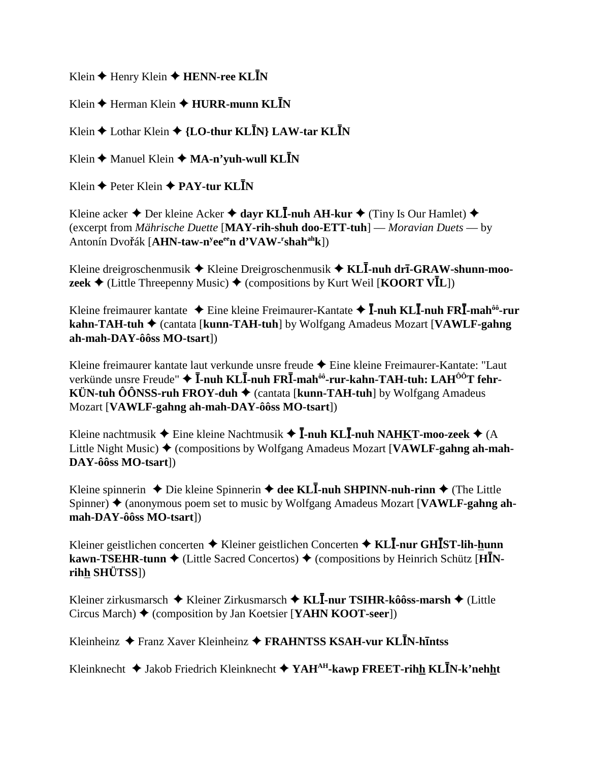Klein ✦ Henry Klein ✦ **HENN-ree KLĪN**

Klein ✦ Herman Klein ✦ **HURR-munn KLĪN**

Klein ✦ Lothar Klein ✦ **{LO-thur KLĪN} LAW-tar KLĪN**

Klein ✦ Manuel Klein ✦ **MA-n'yuh-wull KLĪN**

Klein ✦ Peter Klein ✦ **PAY-tur KLĪN**

Kleine acker ✦ Der kleine Acker ✦ **dayr KLĪ-nuh AH-kur** ✦ (Tiny Is Our Hamlet) ✦ (excerpt from *Mährische Duette* [**MAY-rih-shuh doo-ETT-tuh**] — *Moravian Duets* — by Antonín Dvořák [**AHN-taw-nʸeeᵉᵉn d'VAW-ʳshahᵃʰk**])

Kleine dreigroschenmusik ✦ Kleine Dreigroschenmusik ✦ **KLĪ-nuh drī-GRAW-shunn-moo-zeek** ✦ (Little Threepenny Music) ✦ (compositions by Kurt Weil [**KOORT VĪL**])

Kleine freimaurer kantate ✦ Eine kleine Freimaurer-Kantate ✦ **Ī-nuh KLĪ-nuh FRĪ-mahᵒᵒ-rur kahn-TAH-tuh** ✦ (cantata [**kunn-TAH-tuh**] by Wolfgang Amadeus Mozart [**VAWLF-gahng ah-mah-DAY-ôôss MO-tsart**])

Kleine freimaurer kantate laut verkunde unsre freude ✦ Eine kleine Freimaurer-Kantate: "Laut verkünde unsre Freude" ✦ **Ī-nuh KLĪ-nuh FRĪ-mahᵒᵒ-rur-kahn-TAH-tuh: LAHᴼᴼT fehr-KÜN-tuh ÔÔNSS-ruh FROY-duh** ✦ (cantata [**kunn-TAH-tuh**] by Wolfgang Amadeus Mozart [**VAWLF-gahng ah-mah-DAY-ôôss MO-tsart**])

Kleine nachtmusik ✦ Eine kleine Nachtmusik ✦ **Ī-nuh KLĪ-nuh NAHKT-moo-zeek** ✦ (A Little Night Music) ✦ (compositions by Wolfgang Amadeus Mozart [**VAWLF-gahng ah-mah-DAY-ôôss MO-tsart**])

Kleine spinnerin ✦ Die kleine Spinnerin ✦ **dee KLĪ-nuh SHPINN-nuh-rinn** ✦ (The Little Spinner) ✦ (anonymous poem set to music by Wolfgang Amadeus Mozart [**VAWLF-gahng ah-mah-DAY-ôôss MO-tsart**])

Kleiner geistlichen concerten ✦ Kleiner geistlichen Concerten ✦ **KLĪ-nur GHĪST-lih-hunn kawn-TSEHR-tunn** ✦ (Little Sacred Concertos) ✦ (compositions by Heinrich Schütz [**HĪN-rihh SHÜTSS**])

Kleiner zirkusmarsch ✦ Kleiner Zirkusmarsch ✦ **KLĪ-nur TSIHR-kôôss-marsh** ✦ (Little Circus March) ✦ (composition by Jan Koetsier [**YAHN KOOT-seer**])

Kleinheinz ✦ Franz Xaver Kleinheinz ✦ **FRAHNTSS KSAH-vur KLĪN-hīntss**

Kleinknecht ✦ Jakob Friedrich Kleinknecht ✦ **YAHᴬᴴ-kawp FREET-rihh KLĪN-k'nehht**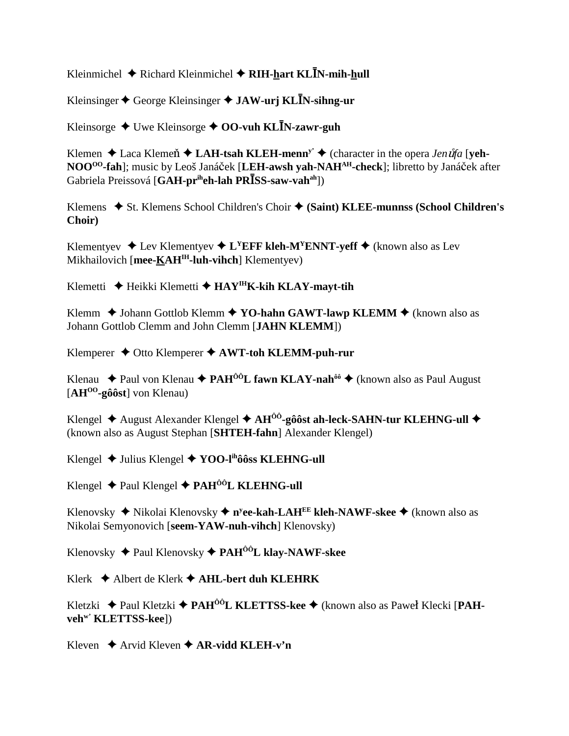Kleinmichel ✦ Richard Kleinmichel ✦ **RIH-hart KLĪN-mih-hull**

Kleinsinger ✦ George Kleinsinger ✦ **JAW-urj KLĪN-sihng-ur**

Kleinsorge ✦ Uwe Kleinsorge ✦ **OO-vuh KLĪN-zawr-guh**

Klemen ✦ Laca Klemeň ✦ **LAH-tsah KLEH-menn**[y'] ✦ (character in the opera *Jenůfa* [**yeh-NOO**[OO]**-fah**]; music by Leoš Janáček [**LEH-awsh yah-NAH**[AH]**-check**]; libretto by Janáček after Gabriela Preissová [**GAH-pr**[ih]**eh-lah PRĪSS-saw-vah**[ah]])

Klemens ✦ St. Klemens School Children's Choir ✦ **(Saint) KLEE-munnss (School Children's Choir)**

Klementyev ✦ Lev Klementyev ✦ **L**[Y]**EFF kleh-M**[Y]**ENNT-yeff** ✦ (known also as Lev Mikhailovich [**mee-KAH**[IH]**-luh-vihch**] Klementyev)

Klemetti ✦ Heikki Klemetti ✦ **HAY**[IH]**K-kih KLAY-mayt-tih**

Klemm ✦ Johann Gottlob Klemm ✦ **YO-hahn GAWT-lawp KLEMM** ✦ (known also as Johann Gottlob Clemm and John Clemm [**JAHN KLEMM**])

Klemperer ✦ Otto Klemperer ✦ **AWT-toh KLEMM-puh-rur**

Klenau ✦ Paul von Klenau ✦ **PAH**[ÔÔ]**L fawn KLAY-nah**[ôô] ✦ (known also as Paul August [**AH**[OO]**-gôôst**] von Klenau)

Klengel ✦ August Alexander Klengel ✦ **AH**[ÔÔ]**-gôôst ah-leck-SAHN-tur KLEHNG-ull** ✦ (known also as August Stephan [**SHTEH-fahn**] Alexander Klengel)

Klengel ✦ Julius Klengel ✦ **YOO-l**[ih]**ôôss KLEHNG-ull**

Klengel ✦ Paul Klengel ✦ **PAH**[ÔÔ]**L KLEHNG-ull**

Klenovsky ✦ Nikolai Klenovsky ✦ **n**[y]**ee-kah-LAH**[EE] **kleh-NAWF-skee** ✦ (known also as Nikolai Semyonovich [**seem-YAW-nuh-vihch**] Klenovsky)

Klenovsky ✦ Paul Klenovsky ✦ **PAH**[ÔÔ]**L klay-NAWF-skee**

Klerk ✦ Albert de Klerk ✦ **AHL-bert duh KLEHRK**

Kletzki ✦ Paul Kletzki ✦ **PAH**[ÔÔ]**L KLETTSS-kee** ✦ (known also as Paweł Klecki [**PAH-veh**[w'] **KLETTSS-kee**])

Kleven ✦ Arvid Kleven ✦ **AR-vidd KLEH-v'n**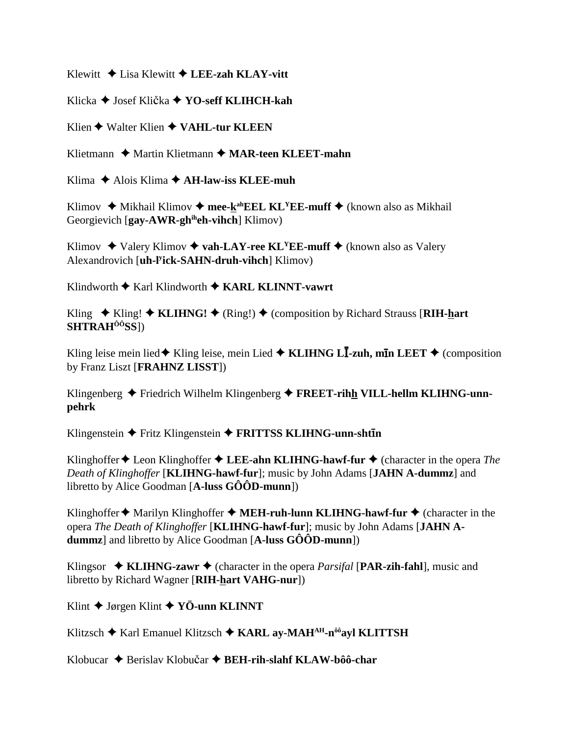Klewitt ✦ Lisa Klewitt ✦ **LEE-zah KLAY-vitt**

Klicka ✦ Josef Klička ✦ **YO-seff KLIHCH-kah**

Klien ✦ Walter Klien ✦ **VAHL-tur KLEEN**

Klietmann ✦ Martin Klietmann ✦ **MAR-teen KLEET-mahn**

Klima ✦ Alois Klima ✦ **AH-law-iss KLEE-muh**

Klimov ✦ Mikhail Klimov ✦ **mee-k̲ahEEL KLYEE-muff** ✦ (known also as Mikhail Georgievich [**gay-AWR-ghiheh-vihch**] Klimov)

Klimov ✦ Valery Klimov ✦ **vah-LAY-ree KLYEE-muff** ✦ (known also as Valery Alexandrovich [**uh-lyick-SAHN-druh-vihch**] Klimov)

Klindworth ✦ Karl Klindworth ✦ **KARL KLINNT-vawrt**

Kling ✦ Kling! ✦ **KLIHNG!** ✦ (Ring!) ✦ (composition by Richard Strauss [**RIH-h̲art SHTRAHÔÔSS**])

Kling leise mein lied ✦ Kling leise, mein Lied ✦ **KLIHNG LĪ-zuh, mīn LEET** ✦ (composition by Franz Liszt [**FRAHNZ LISST**])

Klingenberg ✦ Friedrich Wilhelm Klingenberg ✦ **FREET-rih̲h̲ VILL-hellm KLIHNG-unn-pehrk**

Klingenstein ✦ Fritz Klingenstein ✦ **FRITTSS KLIHNG-unn-shtīn**

Klinghoffer ✦ Leon Klinghoffer ✦ **LEE-ahn KLIHNG-hawf-fur** ✦ (character in the opera *The Death of Klinghoffer* [**KLIHNG-hawf-fur**]; music by John Adams [**JAHN A-dummz**] and libretto by Alice Goodman [**A-luss GÔÔD-munn**])

Klinghoffer ✦ Marilyn Klinghoffer ✦ **MEH-ruh-lunn KLIHNG-hawf-fur** ✦ (character in the opera *The Death of Klinghoffer* [**KLIHNG-hawf-fur**]; music by John Adams [**JAHN A-dummz**] and libretto by Alice Goodman [**A-luss GÔÔD-munn**])

Klingsor ✦ **KLIHNG-zawr** ✦ (character in the opera *Parsifal* [**PAR-zih-fahl**], music and libretto by Richard Wagner [**RIH-h̲art VAHG-nur**])

Klint ✦ Jørgen Klint ✦ **YÖ-unn KLINNT**

Klitzsch ✦ Karl Emanuel Klitzsch ✦ **KARL ay-MAHAH-nôôayl KLITTSH**

Klobucar ✦ Berislav Klobučar ✦ **BEH-rih-slahf KLAW-bôô-char**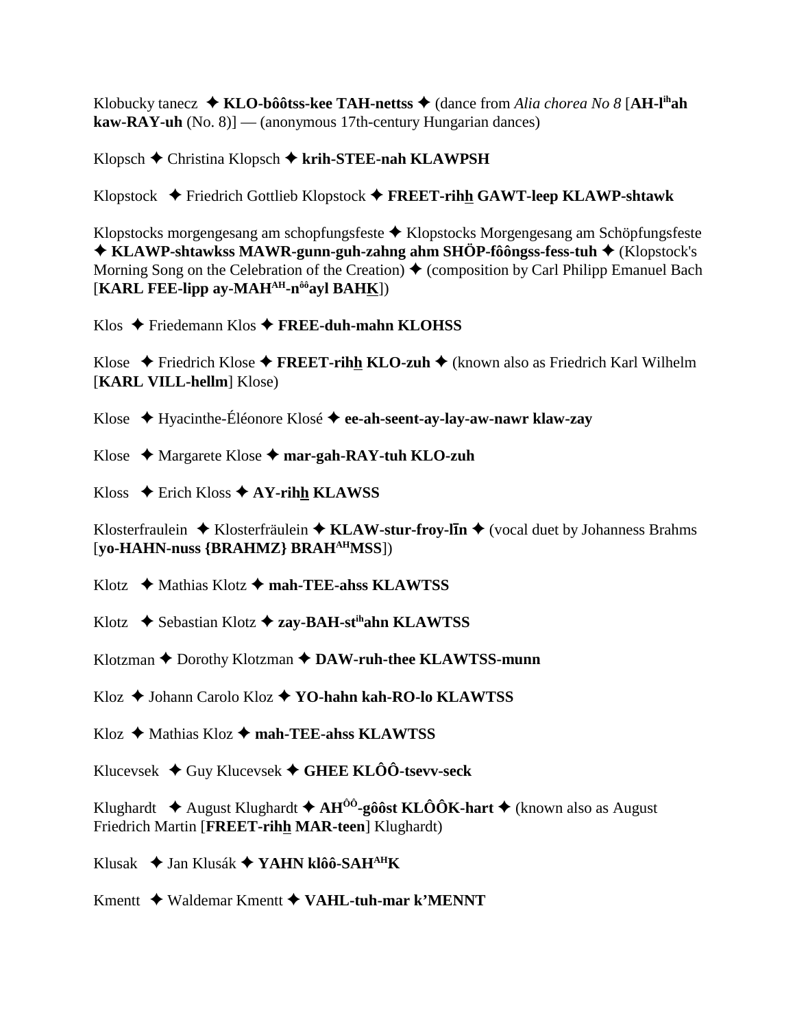Klobucky tanecz ✦ **KLO-bôôtss-kee TAH-nettss** ✦ (dance from *Alia chorea No 8* [**AH-l**[ih]**ah kaw-RAY-uh** (No. 8)] — (anonymous 17th-century Hungarian dances)

Klopsch ✦ Christina Klopsch ✦ **krih-STEE-nah KLAWPSH**

Klopstock ✦ Friedrich Gottlieb Klopstock ✦ **FREET-rihh GAWT-leep KLAWP-shtawk**

Klopstocks morgengesang am schopfungsfeste ✦ Klopstocks Morgengesang am Schöpfungsfeste ✦ **KLAWP-shtawkss MAWR-gunn-guh-zahng ahm SHÖP-fôôngss-fess-tuh** ✦ (Klopstock's Morning Song on the Celebration of the Creation) ✦ (composition by Carl Philipp Emanuel Bach [**KARL FEE-lipp ay-MAH**[AH]**-n**[ôô]**ayl BAHK**])

Klos ✦ Friedemann Klos ✦ **FREE-duh-mahn KLOHSS**

Klose ✦ Friedrich Klose ✦ **FREET-rihh KLO-zuh** ✦ (known also as Friedrich Karl Wilhelm [**KARL VILL-hellm**] Klose)

Klose ✦ Hyacinthe-Éléonore Klosé ✦ **ee-ah-seent-ay-lay-aw-nawr klaw-zay**

Klose ✦ Margarete Klose ✦ **mar-gah-RAY-tuh KLO-zuh**

Kloss ✦ Erich Kloss ✦ **AY-rihh KLAWSS**

Klosterfraulein ✦ Klosterfräulein ✦ **KLAW-stur-froy-līn** ✦ (vocal duet by Johanness Brahms [**yo-HAHN-nuss {BRAHMZ} BRAH**[AH]**MSS**])

Klotz ✦ Mathias Klotz ✦ **mah-TEE-ahss KLAWTSS**

Klotz ✦ Sebastian Klotz ✦ **zay-BAH-st**[ih]**ahn KLAWTSS**

Klotzman ✦ Dorothy Klotzman ✦ **DAW-ruh-thee KLAWTSS-munn**

Kloz ✦ Johann Carolo Kloz ✦ **YO-hahn kah-RO-lo KLAWTSS**

Kloz ✦ Mathias Kloz ✦ **mah-TEE-ahss KLAWTSS**

Klucevsek ✦ Guy Klucevsek ✦ **GHEE KLÔÔ-tsevv-seck**

Klughardt ✦ August Klughardt ✦ **AH**[ÔÔ]**-gôôst KLÔÔK-hart** ✦ (known also as August Friedrich Martin [**FREET-rihh MAR-teen**] Klughardt)

Klusak ✦ Jan Klusák ✦ **YAHN klôô-SAH**[AH]**K**

Kmentt ✦ Waldemar Kmentt ✦ **VAHL-tuh-mar k'MENNT**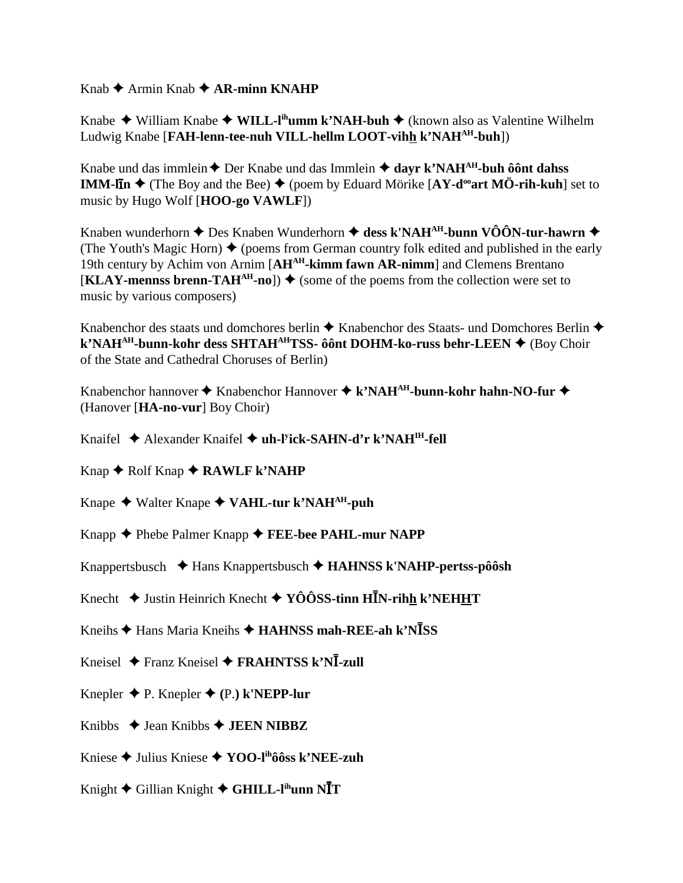Knab ✦ Armin Knab ✦ **AR-minn KNAHP**

Knabe ✦ William Knabe ✦ **WILL-l[ih]umm k'NAH-buh** ✦ (known also as Valentine Wilhelm Ludwig Knabe [**FAH-lenn-tee-nuh VILL-hellm LOOT-vihh k'NAH[AH]-buh**])

Knabe und das immlein ✦ Der Knabe und das Immlein ✦ **dayr k'NAH[AH]-buh ôônt dahss IMM-līn** ✦ (The Boy and the Bee) ✦ (poem by Eduard Mörike [**AY-d[oo]art MÖ-rih-kuh**] set to music by Hugo Wolf [**HOO-go VAWLF**])

Knaben wunderhorn ✦ Des Knaben Wunderhorn ✦ **dess k'NAH[AH]-bunn VÔÔN-tur-hawrn** ✦ (The Youth's Magic Horn) ✦ (poems from German country folk edited and published in the early 19th century by Achim von Arnim [**AH[AH]-kimm fawn AR-nimm**] and Clemens Brentano [**KLAY-mennss brenn-TAH[AH]-no**]) ✦ (some of the poems from the collection were set to music by various composers)

Knabenchor des staats und domchores berlin ✦ Knabenchor des Staats- und Domchores Berlin ✦ **k'NAH[AH]-bunn-kohr dess SHTAH[AH]TSS- ôônt DOHM-ko-russ behr-LEEN** ✦ (Boy Choir of the State and Cathedral Choruses of Berlin)

Knabenchor hannover ✦ Knabenchor Hannover ✦ **k'NAH[AH]-bunn-kohr hahn-NO-fur** ✦ (Hanover [**HA-no-vur**] Boy Choir)

Knaifel ✦ Alexander Knaifel ✦ **uh-l[y]ick-SAHN-d'r k'NAH[IH]-fell**

Knap ✦ Rolf Knap ✦ **RAWLF k'NAHP**

Knape ✦ Walter Knape ✦ **VAHL-tur k'NAH[AH]-puh**

Knapp ✦ Phebe Palmer Knapp ✦ **FEE-bee PAHL-mur NAPP**

Knappertsbusch ✦ Hans Knappertsbusch ✦ **HAHNSS k'NAHP-pertss-pôôsh**

Knecht ✦ Justin Heinrich Knecht ✦ **YÔÔSS-tinn HĪN-rihh k'NEHHT**

Kneihs ✦ Hans Maria Kneihs ✦ **HAHNSS mah-REE-ah k'NĪSS**

Kneisel ✦ Franz Kneisel ✦ **FRAHNTSS k'NĪ-zull**

Knepler ✦ P. Knepler ✦ **(P.) k'NEPP-lur**

Knibbs ✦ Jean Knibbs ✦ **JEEN NIBBZ**

Kniese ✦ Julius Kniese ✦ **YOO-l[ih]ôôss k'NEE-zuh**

Knight ✦ Gillian Knight ✦ **GHILL-l[ih]unn NĪT**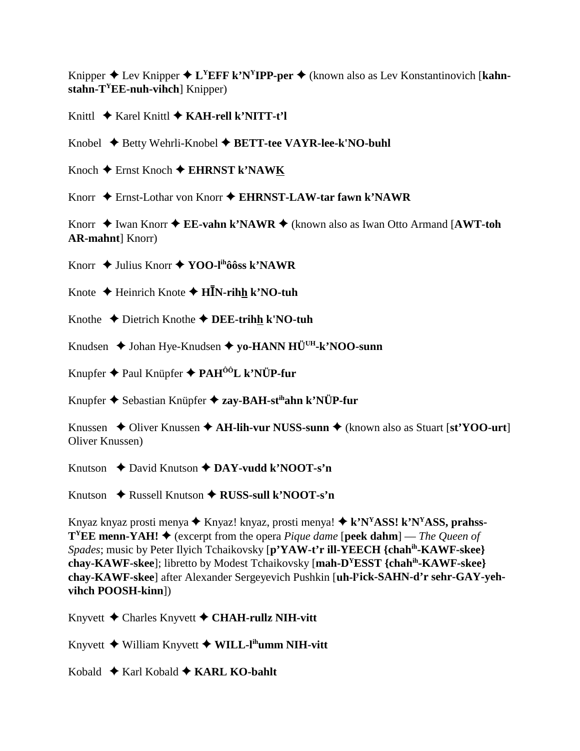Knipper ✦ Lev Knipper ✦ **L^Y^EFF k'N^Y^IPP-per** ✦ (known also as Lev Konstantinovich [**kahn-stahn-T^Y^EE-nuh-vihch**] Knipper)

Knittl ✦ Karel Knittl ✦ **KAH-rell k'NITT-t'l**

Knobel ✦ Betty Wehrli-Knobel ✦ **BETT-tee VAYR-lee-k'NO-buhl**

Knoch ✦ Ernst Knoch ✦ **EHRNST k'NAWK**

Knorr ✦ Ernst-Lothar von Knorr ✦ **EHRNST-LAW-tar fawn k'NAWR**

Knorr ✦ Iwan Knorr ✦ **EE-vahn k'NAWR** ✦ (known also as Iwan Otto Armand [**AWT-toh AR-mahnt**] Knorr)

Knorr ✦ Julius Knorr ✦ **YOO-l^ih^ôôss k'NAWR**

Knote ✦ Heinrich Knote ✦ **HĪN-rihh k'NO-tuh**

Knothe ✦ Dietrich Knothe ✦ **DEE-trihh k'NO-tuh**

Knudsen ✦ Johan Hye-Knudsen ✦ **yo-HANN HÜ^UH^-k'NOO-sunn**

Knupfer ✦ Paul Knüpfer ✦ **PAH^ÔÔ^L k'NÜP-fur**

Knupfer ✦ Sebastian Knüpfer ✦ **zay-BAH-st^ih^ahn k'NÜP-fur**

Knussen ✦ Oliver Knussen ✦ **AH-lih-vur NUSS-sunn** ✦ (known also as Stuart [**st'YOO-urt**] Oliver Knussen)

Knutson ✦ David Knutson ✦ **DAY-vudd k'NOOT-s'n**

Knutson ✦ Russell Knutson ✦ **RUSS-sull k'NOOT-s'n**

Knyaz knyaz prosti menya ✦ Knyaz! knyaz, prosti menya! ✦ **k'N^Y^ASS! k'N^Y^ASS, prahss-T^Y^EE menn-YAH!** ✦ (excerpt from the opera *Pique dame* [**peek dahm**] — *The Queen of Spades*; music by Peter Ilyich Tchaikovsky [**p'YAW-t'r ill-YEECH {chah^ih^-KAWF-skee} chay-KAWF-skee**]; libretto by Modest Tchaikovsky [**mah-D^Y^ESST {chah^ih^-KAWF-skee} chay-KAWF-skee**] after Alexander Sergeyevich Pushkin [**uh-l^y^ick-SAHN-d'r sehr-GAY-yeh-vihch POOSH-kinn**])

Knyvett ✦ Charles Knyvett ✦ **CHAH-rullz NIH-vitt**

Knyvett ✦ William Knyvett ✦ **WILL-l^ih^umm NIH-vitt**

Kobald ✦ Karl Kobald ✦ **KARL KO-bahlt**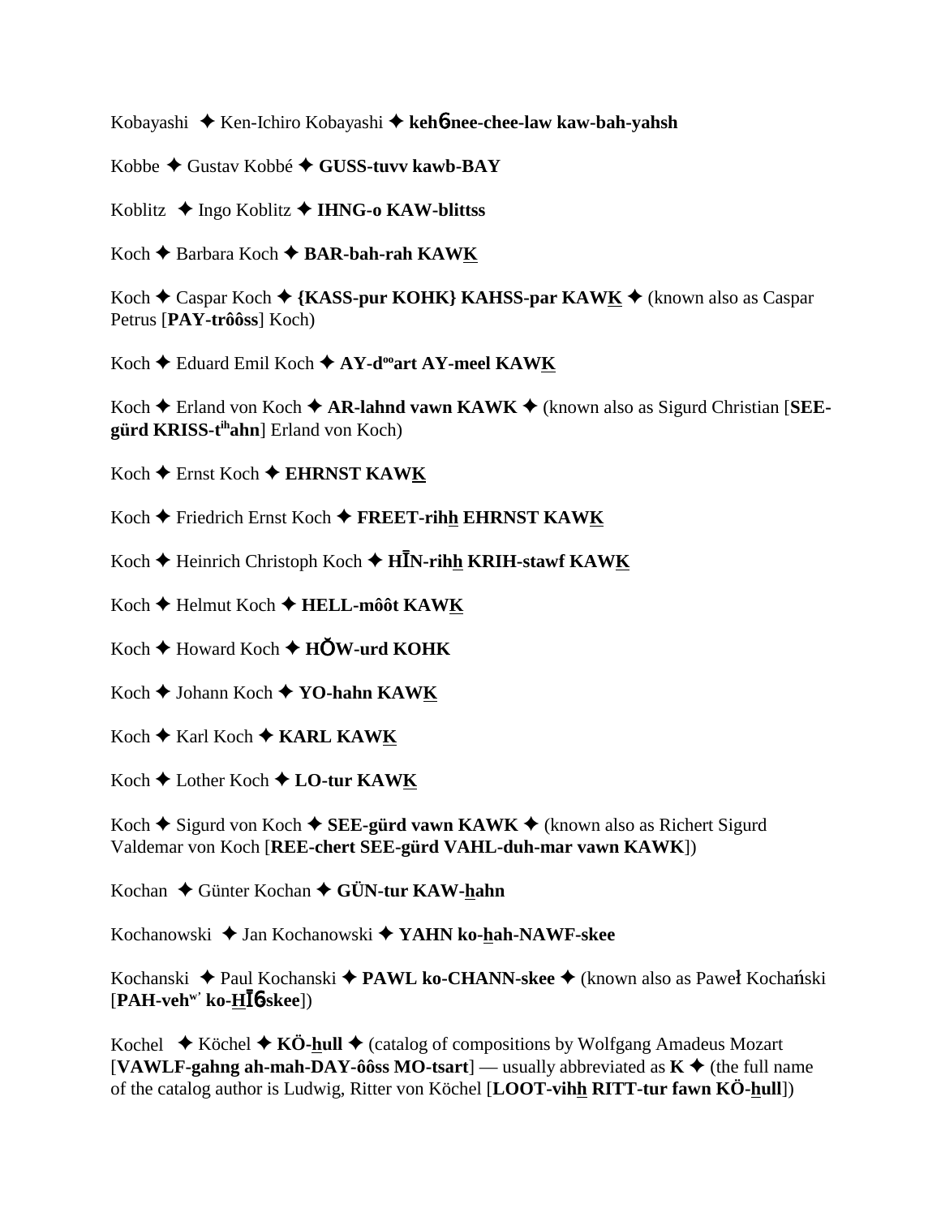Kobayashi ✦ Ken-Ichiro Kobayashi ✦ **keh6nee-chee-law kaw-bah-yahsh**

Kobbe ✦ Gustav Kobbé ✦ **GUSS-tuvv kawb-BAY**

Koblitz ✦ Ingo Koblitz ✦ **IHNG-o KAW-blittss**

Koch ✦ Barbara Koch ✦ **BAR-bah-rah KAWK**

Koch ✦ Caspar Koch ✦ **{KASS-pur KOHK} KAHSS-par KAWK** ✦ (known also as Caspar Petrus [**PAY-trôôss**] Koch)

Koch ✦ Eduard Emil Koch ✦ **AY-d$^{oo}$art AY-meel KAWK**

Koch ✦ Erland von Koch ✦ **AR-lahnd vawn KAWK** ✦ (known also as Sigurd Christian [**SEE-gürd KRISS-t$^{ih}$ahn**] Erland von Koch)

Koch ✦ Ernst Koch ✦ **EHRNST KAWK**

Koch ✦ Friedrich Ernst Koch ✦ **FREET-rihh EHRNST KAWK**

Koch ✦ Heinrich Christoph Koch ✦ **HĪN-rihh KRIH-stawf KAWK**

Koch ✦ Helmut Koch ✦ **HELL-môôt KAWK**

Koch ✦ Howard Koch ✦ **HŎW-urd KOHK**

Koch ✦ Johann Koch ✦ **YO-hahn KAWK**

Koch ✦ Karl Koch ✦ **KARL KAWK**

Koch ✦ Lother Koch ✦ **LO-tur KAWK**

Koch ✦ Sigurd von Koch ✦ **SEE-gürd vawn KAWK** ✦ (known also as Richert Sigurd Valdemar von Koch [**REE-chert SEE-gürd VAHL-duh-mar vawn KAWK**])

Kochan ✦ Günter Kochan ✦ **GÜN-tur KAW-hahn**

Kochanowski ✦ Jan Kochanowski ✦ **YAHN ko-hah-NAWF-skee**

Kochanski ✦ Paul Kochanski ✦ **PAWL ko-CHANN-skee** ✦ (known also as Paweł Kochański [**PAH-veh$^{w'}$ ko-HĪ6skee**])

Kochel ✦ Köchel ✦ **KÖ-hull** ✦ (catalog of compositions by Wolfgang Amadeus Mozart [**VAWLF-gahng ah-mah-DAY-ôôss MO-tsart**] — usually abbreviated as **K** ✦ (the full name of the catalog author is Ludwig, Ritter von Köchel [**LOOT-vihh RITT-tur fawn KÖ-hull**])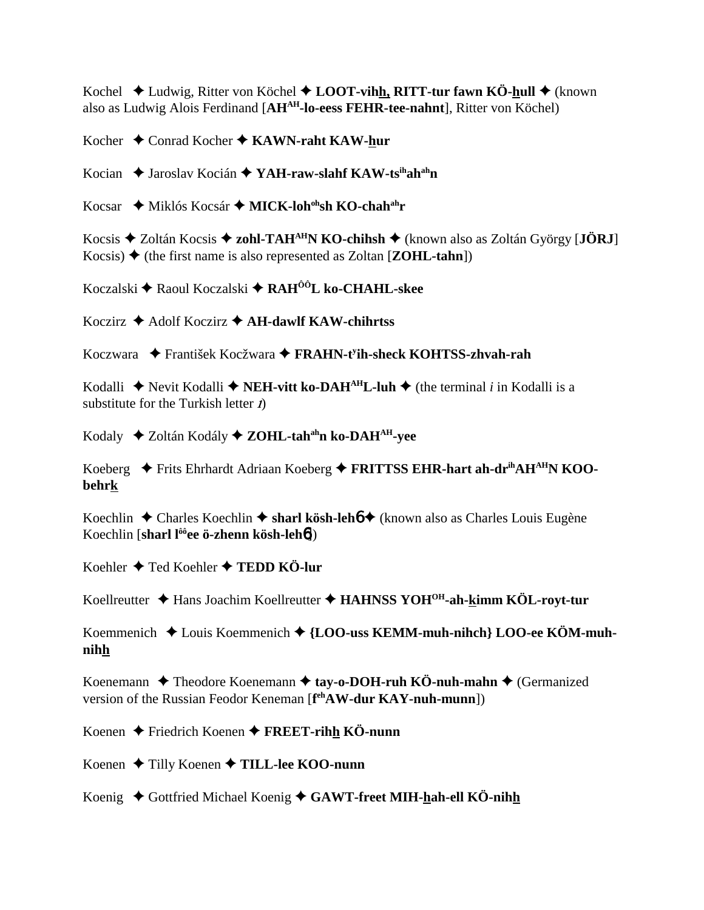Kochel ✦ Ludwig, Ritter von Köchel ✦ **LOOT-vihh, RITT-tur fawn KÖ-hull** ✦ (known also as Ludwig Alois Ferdinand [**AH$^{AH}$-lo-eess FEHR-tee-nahnt**], Ritter von Köchel)

Kocher ✦ Conrad Kocher ✦ **KAWN-raht KAW-hur**

Kocian ✦ Jaroslav Kocián ✦ **YAH-raw-slahf KAW-ts$^{ih}$ah$^{ah}$n**

Kocsar ✦ Miklós Kocsár ✦ **MICK-loh$^{oh}$sh KO-chah$^{ah}$r**

Kocsis ✦ Zoltán Kocsis ✦ **zohl-TAH$^{AH}$N KO-chihsh** ✦ (known also as Zoltán György [**JÖRJ**] Kocsis) ✦ (the first name is also represented as Zoltan [**ZOHL-tahn**])

Koczalski ✦ Raoul Koczalski ✦ **RAH$^{ÔÔ}$L ko-CHAHL-skee**

Koczirz ✦ Adolf Koczirz ✦ **AH-dawlf KAW-chihrtss**

Koczwara ✦ František Kočžwara ✦ **FRAHN-t$^{y}$ih-sheck KOHTSS-zhvah-rah**

Kodalli ✦ Nevit Kodalli ✦ **NEH-vitt ko-DAH$^{AH}$L-luh** ✦ (the terminal *i* in Kodalli is a substitute for the Turkish letter *ı*)

Kodaly ✦ Zoltán Kodály ✦ **ZOHL-tah$^{ah}$n ko-DAH$^{AH}$-yee**

Koeberg ✦ Frits Ehrhardt Adriaan Koeberg ✦ **FRITTSS EHR-hart ah-dr$^{ih}$AH$^{AH}$N KOO-behrk**

Koechlin ✦ Charles Koechlin ✦ **sharl kösh-lehɓ** ✦ (known also as Charles Louis Eugène Koechlin [**sharl l$^{ôô}$ee ö-zhenn kösh-lehɓ**])

Koehler ✦ Ted Koehler ✦ **TEDD KÖ-lur**

Koellreutter ✦ Hans Joachim Koellreutter ✦ **HAHNSS YOH$^{OH}$-ah-kimm KÖL-royt-tur**

Koemmenich ✦ Louis Koemmenich ✦ **{LOO-uss KEMM-muh-nihch} LOO-ee KÖM-muh-nihh**

Koenemann ✦ Theodore Koenemann ✦ **tay-o-DOH-ruh KÖ-nuh-mahn** ✦ (Germanized version of the Russian Feodor Keneman [**f$^{eh}$AW-dur KAY-nuh-munn**])

Koenen ✦ Friedrich Koenen ✦ **FREET-rihh KÖ-nunn**

Koenen ✦ Tilly Koenen ✦ **TILL-lee KOO-nunn**

Koenig ✦ Gottfried Michael Koenig ✦ **GAWT-freet MIH-hah-ell KÖ-nihh**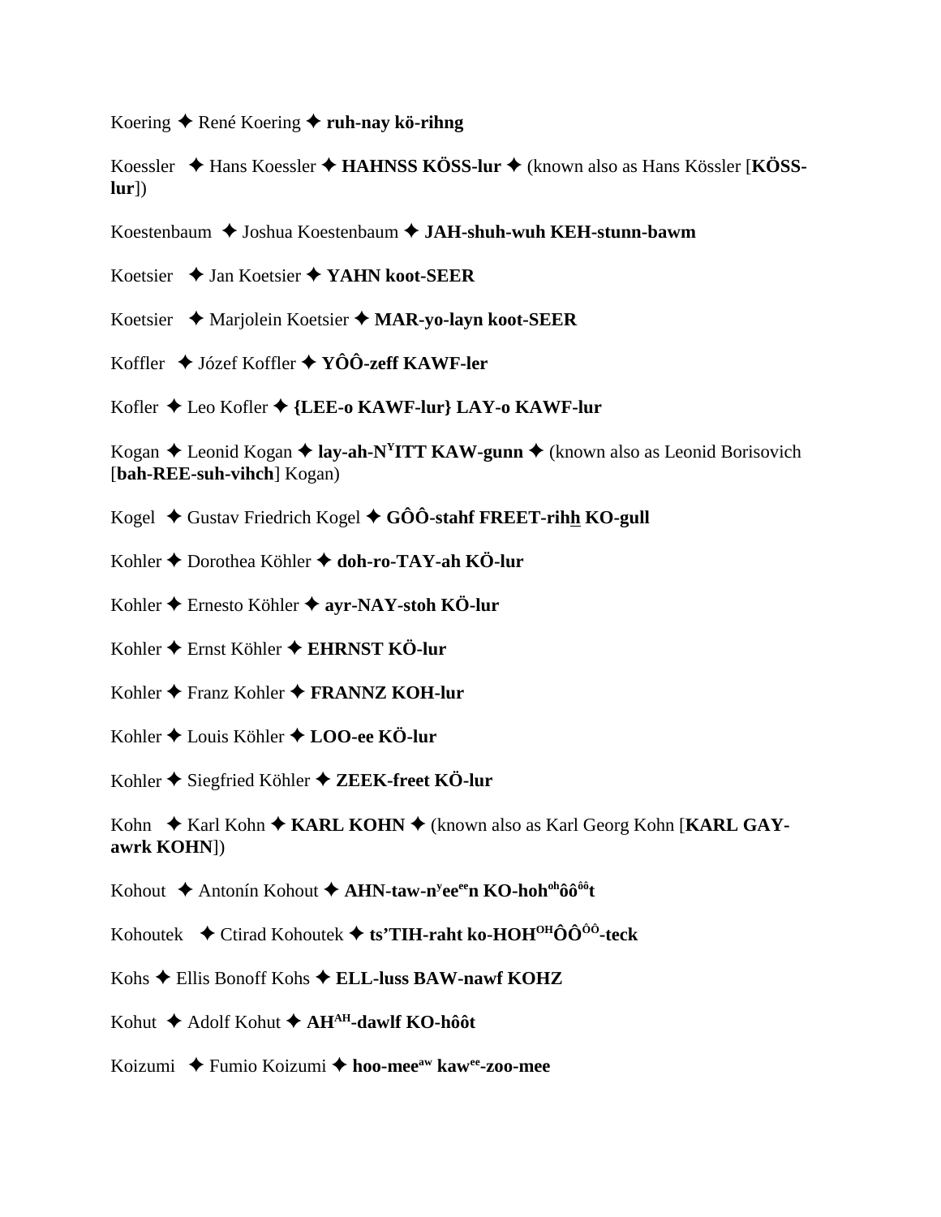Koering ✦ René Koering ✦ **ruh-nay kö-rihng**

Koessler ✦ Hans Koessler ✦ **HAHNSS KÖSS-lur** ✦ (known also as Hans Kössler [**KÖSS-lur**])

Koestenbaum ✦ Joshua Koestenbaum ✦ **JAH-shuh-wuh KEH-stunn-bawm**

Koetsier ✦ Jan Koetsier ✦ **YAHN koot-SEER**

Koetsier ✦ Marjolein Koetsier ✦ **MAR-yo-layn koot-SEER**

Koffler ✦ Józef Koffler ✦ **YÔÔ-zeff KAWF-ler**

Kofler ✦ Leo Kofler ✦ **{LEE-o KAWF-lur} LAY-o KAWF-lur**

Kogan ✦ Leonid Kogan ✦ **lay-ah-N[Y]ITT KAW-gunn** ✦ (known also as Leonid Borisovich [**bah-REE-suh-vihch**] Kogan)

Kogel ✦ Gustav Friedrich Kogel ✦ **GÔÔ-stahf FREET-rihh KO-gull**

Kohler ✦ Dorothea Köhler ✦ **doh-ro-TAY-ah KÖ-lur**

Kohler ✦ Ernesto Köhler ✦ **ayr-NAY-stoh KÖ-lur**

Kohler ✦ Ernst Köhler ✦ **EHRNST KÖ-lur**

Kohler ✦ Franz Kohler ✦ **FRANNZ KOH-lur**

Kohler ✦ Louis Köhler ✦ **LOO-ee KÖ-lur**

Kohler ✦ Siegfried Köhler ✦ **ZEEK-freet KÖ-lur**

Kohn ✦ Karl Kohn ✦ **KARL KOHN** ✦ (known also as Karl Georg Kohn [**KARL GAY-awrk KOHN**])

Kohout ✦ Antonín Kohout ✦ **AHN-taw-n[y]ee[ee]n KO-hoh[oh]ôô[ôô]t**

Kohoutek ✦ Ctirad Kohoutek ✦ **ts'TIH-raht ko-HOH[OH]ÔÔ[ÔÔ]-teck**

Kohs ✦ Ellis Bonoff Kohs ✦ **ELL-luss BAW-nawf KOHZ**

Kohut ✦ Adolf Kohut ✦ **AH[AH]-dawlf KO-hôôt**

Koizumi ✦ Fumio Koizumi ✦ **hoo-mee[aw] kaw[ee]-zoo-mee**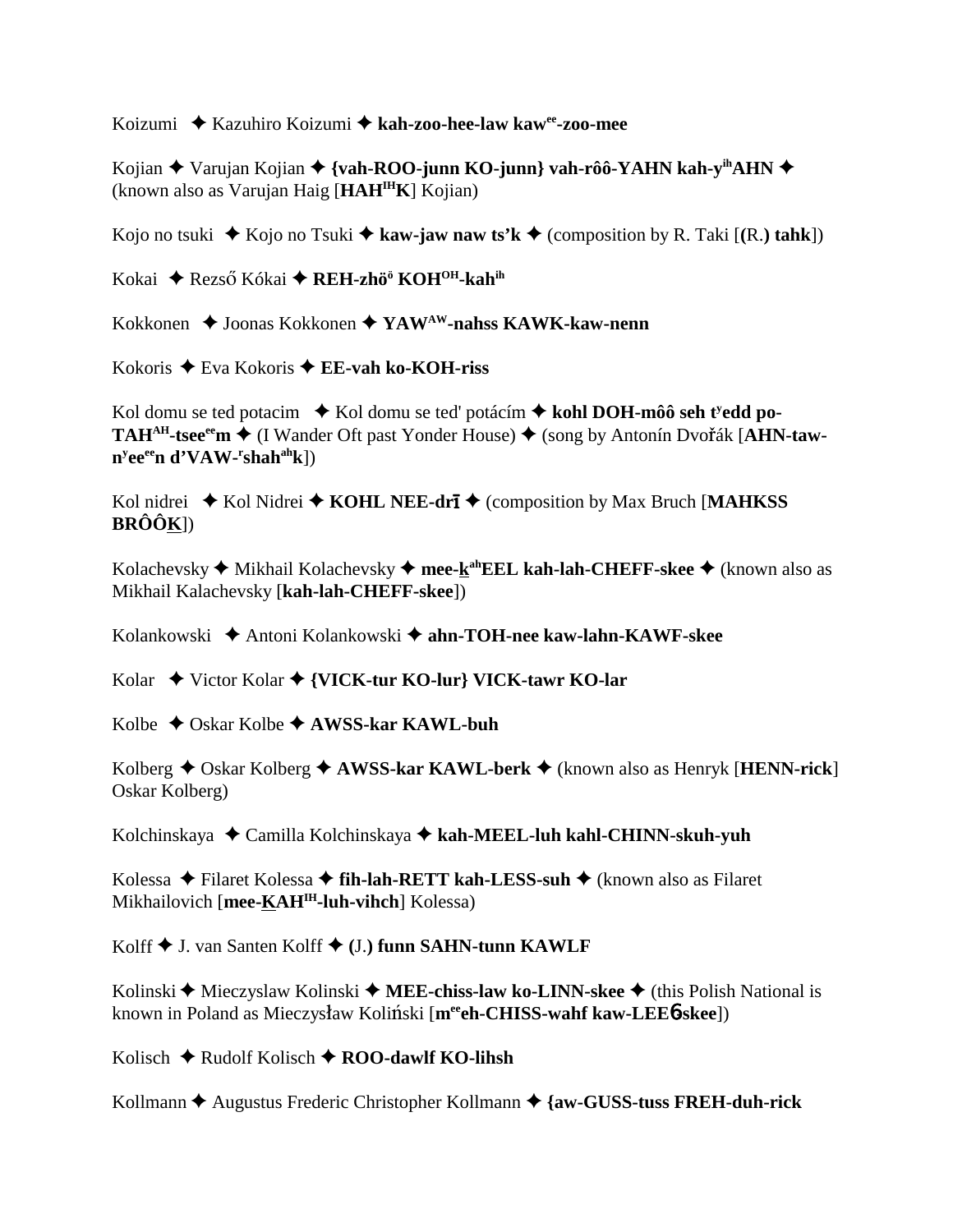Koizumi ✦ Kazuhiro Koizumi ✦ **kah-zoo-hee-law kaw[ee]-zoo-mee**

Kojian ✦ Varujan Kojian ✦ **{vah-ROO-junn KO-junn} vah-rôô-YAHN kah-y[ih]AHN** ✦ (known also as Varujan Haig [**HAH[IH]K**] Kojian)

Kojo no tsuki ✦ Kojo no Tsuki ✦ **kaw-jaw naw ts'k** ✦ (composition by R. Taki [**(**R.**) tahk**])

Kokai ✦ Rezső Kókai ✦ **REH-zhö[ö] KOH[OH]-kah[ih]**

Kokkonen ✦ Joonas Kokkonen ✦ **YAW[AW]-nahss KAWK-kaw-nenn**

Kokoris ✦ Eva Kokoris ✦ **EE-vah ko-KOH-riss**

Kol domu se ted potacim ✦ Kol domu se ted' potácím ✦ **kohl DOH-môô seh t[y]edd po-TAH[AH]-tsee[ee]m** ✦ (I Wander Oft past Yonder House) ✦ (song by Antonín Dvořák [**AHN-taw-n[y]ee[ee]n d'VAW-[r]shah[ah]k**])

Kol nidrei ✦ Kol Nidrei ✦ **KOHL NEE-drī** ✦ (composition by Max Bruch [**MAHKSS BRÔÔK**])

Kolachevsky ✦ Mikhail Kolachevsky ✦ **mee-k[ah]EEL kah-lah-CHEFF-skee** ✦ (known also as Mikhail Kalachevsky [**kah-lah-CHEFF-skee**])

Kolankowski ✦ Antoni Kolankowski ✦ **ahn-TOH-nee kaw-lahn-KAWF-skee**

Kolar ✦ Victor Kolar ✦ **{VICK-tur KO-lur} VICK-tawr KO-lar**

Kolbe ✦ Oskar Kolbe ✦ **AWSS-kar KAWL-buh**

Kolberg ✦ Oskar Kolberg ✦ **AWSS-kar KAWL-berk** ✦ (known also as Henryk [**HENN-rick**] Oskar Kolberg)

Kolchinskaya ✦ Camilla Kolchinskaya ✦ **kah-MEEL-luh kahl-CHINN-skuh-yuh**

Kolessa ✦ Filaret Kolessa ✦ **fih-lah-RETT kah-LESS-suh** ✦ (known also as Filaret Mikhailovich [**mee-KAH[IH]-luh-vihch**] Kolessa)

Kolff ✦ J. van Santen Kolff ✦ **(**J.**) funn SAHN-tunn KAWLF**

Kolinski ✦ Mieczyslaw Kolinski ✦ **MEE-chiss-law ko-LINN-skee** ✦ (this Polish National is known in Poland as Mieczysław Koliński [**m[ee]eh-CHISS-wahf kaw-LEE6skee**])

Kolisch ✦ Rudolf Kolisch ✦ **ROO-dawlf KO-lihsh**

Kollmann ✦ Augustus Frederic Christopher Kollmann ✦ **{aw-GUSS-tuss FREH-duh-rick**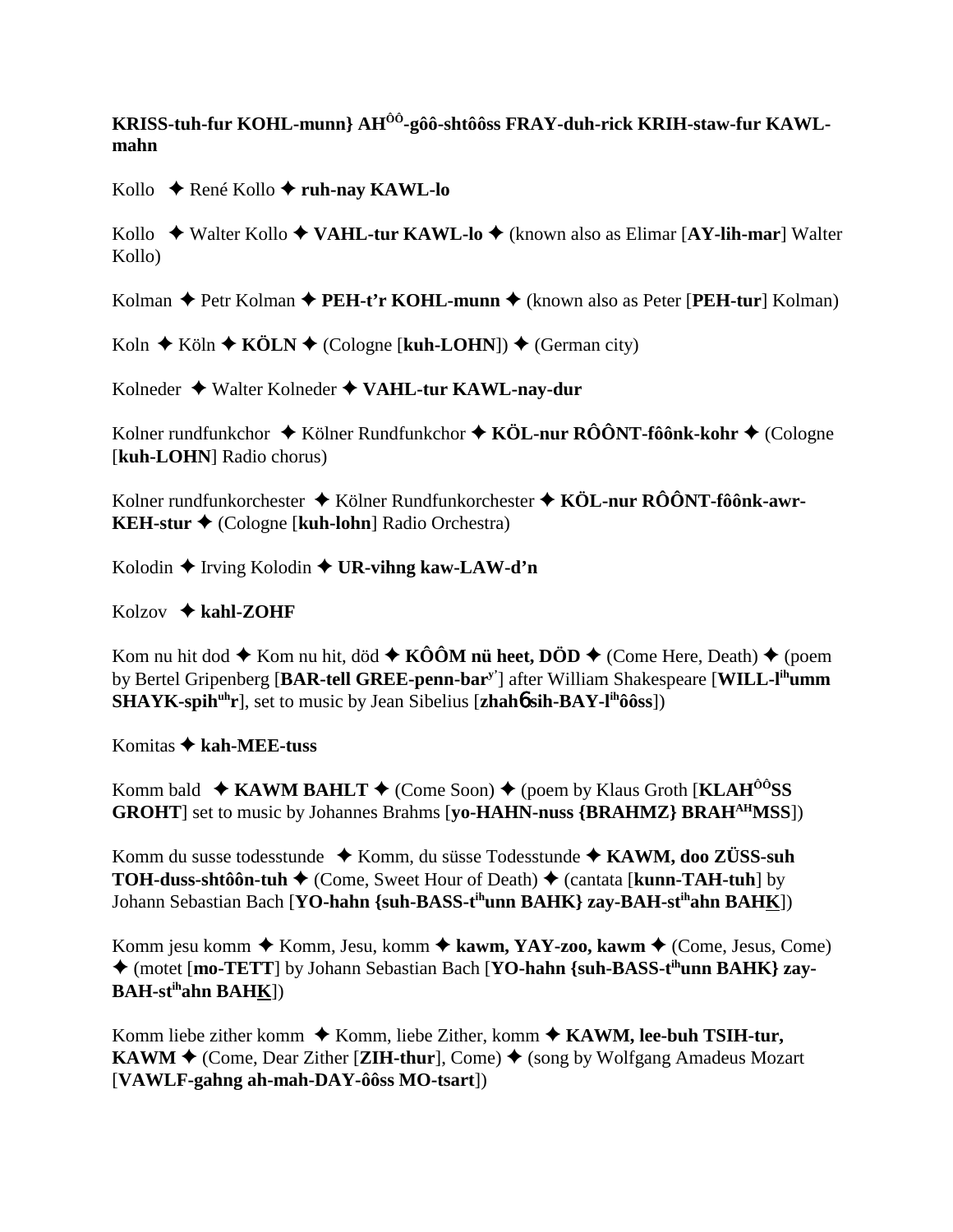**KRISS-tuh-fur KOHL-munn} AH$^{ÔÔ}$-gôô-shtôôss FRAY-duh-rick KRIH-staw-fur KAWL-mahn**

Kollo ✦ René Kollo ✦ **ruh-nay KAWL-lo**

Kollo ✦ Walter Kollo ✦ **VAHL-tur KAWL-lo** ✦ (known also as Elimar [**AY-lih-mar**] Walter Kollo)

Kolman ✦ Petr Kolman ✦ **PEH-t'r KOHL-munn** ✦ (known also as Peter [**PEH-tur**] Kolman)

Koln ✦ Köln ✦ **KÖLN** ✦ (Cologne [**kuh-LOHN**]) ✦ (German city)

Kolneder ✦ Walter Kolneder ✦ **VAHL-tur KAWL-nay-dur**

Kolner rundfunkchor ✦ Kölner Rundfunkchor ✦ **KÖL-nur RÔÔNT-fôônk-kohr** ✦ (Cologne [**kuh-LOHN**] Radio chorus)

Kolner rundfunkorchester ✦ Kölner Rundfunkorchester ✦ **KÖL-nur RÔÔNT-fôônk-awr-KEH-stur** ✦ (Cologne [**kuh-lohn**] Radio Orchestra)

Kolodin ✦ Irving Kolodin ✦ **UR-vihng kaw-LAW-d'n**

Kolzov ✦ **kahl-ZOHF**

Kom nu hit dod ✦ Kom nu hit, död ✦ **KÔÔM nü heet, DÖD** ✦ (Come Here, Death) ✦ (poem by Bertel Gripenberg [**BAR-tell GREE-penn-bar$^{y'}$**] after William Shakespeare [**WILL-l$^{ih}$umm SHAYK-spih$^{uh}$r**], set to music by Jean Sibelius [**zhahɓ sih-BAY-l$^{ih}$ôôss**])

Komitas ✦ **kah-MEE-tuss**

Komm bald ✦ **KAWM BAHLT** ✦ (Come Soon) ✦ (poem by Klaus Groth [**KLAH$^{ÔÔ}$SS GROHT**] set to music by Johannes Brahms [**yo-HAHN-nuss {BRAHMZ} BRAH$^{AH}$MSS**])

Komm du susse todesstunde ✦ Komm, du süsse Todesstunde ✦ **KAWM, doo ZÜSS-suh TOH-duss-shtôôn-tuh** ✦ (Come, Sweet Hour of Death) ✦ (cantata [**kunn-TAH-tuh**] by Johann Sebastian Bach [**YO-hahn {suh-BASS-t$^{ih}$unn BAHK} zay-BAH-st$^{ih}$ahn BAHK**])

Komm jesu komm ✦ Komm, Jesu, komm ✦ **kawm, YAY-zoo, kawm** ✦ (Come, Jesus, Come) ✦ (motet [**mo-TETT**] by Johann Sebastian Bach [**YO-hahn {suh-BASS-t$^{ih}$unn BAHK} zay-BAH-st$^{ih}$ahn BAHK**])

Komm liebe zither komm ✦ Komm, liebe Zither, komm ✦ **KAWM, lee-buh TSIH-tur, KAWM** ✦ (Come, Dear Zither [**ZIH-thur**], Come) ✦ (song by Wolfgang Amadeus Mozart [**VAWLF-gahng ah-mah-DAY-ôôss MO-tsart**])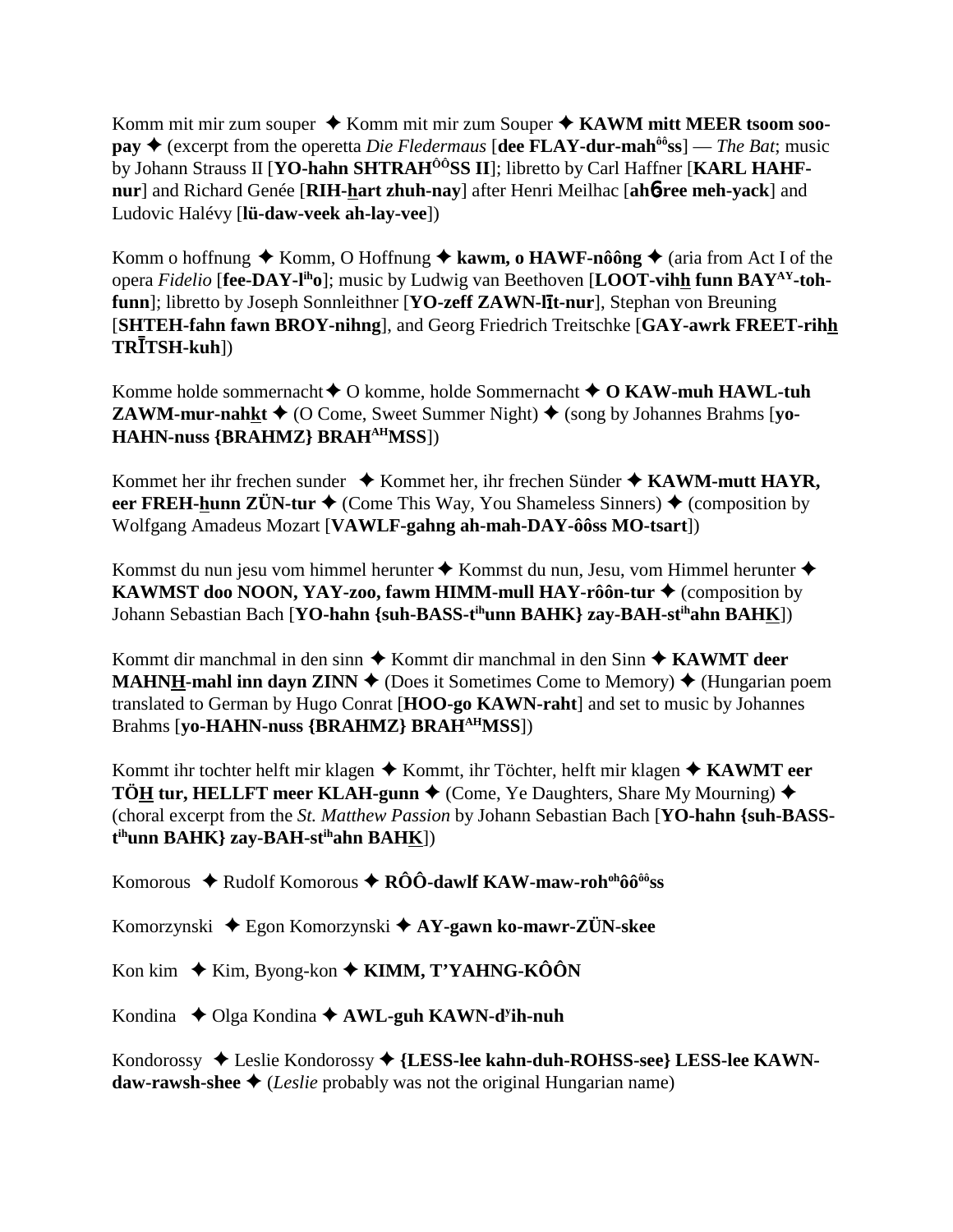Komm mit mir zum souper ✦ Komm mit mir zum Souper ✦ **KAWM mitt MEER tsoom soo-pay** ✦ (excerpt from the operetta *Die Fledermaus* [**dee FLAY-dur-mah^ôô^ss**] — *The Bat*; music by Johann Strauss II [**YO-hahn SHTRAH^ÔÔ^SS II**]; libretto by Carl Haffner [**KARL HAHF-nur**] and Richard Genée [**RIH-h̲art zhuh-nay**] after Henri Meilhac [**ah6ree meh-yack**] and Ludovic Halévy [**lü-daw-veek ah-lay-vee**])

Komm o hoffnung ✦ Komm, O Hoffnung ✦ **kawm, o HAWF-nôông** ✦ (aria from Act I of the opera *Fidelio* [**fee-DAY-l^ih^o**]; music by Ludwig van Beethoven [**LOOT-vihh̲ funn BAY^AY^-toh-funn**]; libretto by Joseph Sonnleithner [**YO-zeff ZAWN-lī̲t-nur**], Stephan von Breuning [**SHTEH-fahn fawn BROY-nihng**], and Georg Friedrich Treitschke [**GAY-awrk FREET-rihh̲ TRĪ̲TSH-kuh**])

Komme holde sommernacht ✦ O komme, holde Sommernacht ✦ **O KAW-muh HAWL-tuh ZAWM-mur-nahk̲t** ✦ (O Come, Sweet Summer Night) ✦ (song by Johannes Brahms [**yo-HAHN-nuss {BRAHMZ} BRAH^AH^MSS**])

Kommet her ihr frechen sunder ✦ Kommet her, ihr frechen Sünder ✦ **KAWM-mutt HAYR, eer FREH-h̲unn ZÜN-tur** ✦ (Come This Way, You Shameless Sinners) ✦ (composition by Wolfgang Amadeus Mozart [**VAWLF-gahng ah-mah-DAY-ôôss MO-tsart**])

Kommst du nun jesu vom himmel herunter ✦ Kommst du nun, Jesu, vom Himmel herunter ✦ **KAWMST doo NOON, YAY-zoo, fawm HIMM-mull HAY-rôôn-tur** ✦ (composition by Johann Sebastian Bach [**YO-hahn {suh-BASS-t^ih^unn BAHK} zay-BAH-st^ih^ahn BAHK̲**])

Kommt dir manchmal in den sinn ✦ Kommt dir manchmal in den Sinn ✦ **KAWMT deer MAHNH̲-mahl inn dayn ZINN** ✦ (Does it Sometimes Come to Memory) ✦ (Hungarian poem translated to German by Hugo Conrat [**HOO-go KAWN-raht**] and set to music by Johannes Brahms [**yo-HAHN-nuss {BRAHMZ} BRAH^AH^MSS**])

Kommt ihr tochter helft mir klagen ✦ Kommt, ihr Töchter, helft mir klagen ✦ **KAWMT eer TÖH̲ tur, HELLFT meer KLAH-gunn** ✦ (Come, Ye Daughters, Share My Mourning) ✦ (choral excerpt from the *St. Matthew Passion* by Johann Sebastian Bach [**YO-hahn {suh-BASS-t^ih^unn BAHK} zay-BAH-st^ih^ahn BAHK̲**])

Komorous ✦ Rudolf Komorous ✦ **RÔÔ-dawlf KAW-maw-roh^oh^ôô^ôô^ss**

Komorzynski ✦ Egon Komorzynski ✦ **AY-gawn ko-mawr-ZÜN-skee**

Kon kim ✦ Kim, Byong-kon ✦ **KIMM, T'YAHNG-KÔÔN**

Kondina ✦ Olga Kondina ✦ **AWL-guh KAWN-d^y^ih-nuh**

Kondorossy ✦ Leslie Kondorossy ✦ **{LESS-lee kahn-duh-ROHSS-see} LESS-lee KAWN-daw-rawsh-shee** ✦ (*Leslie* probably was not the original Hungarian name)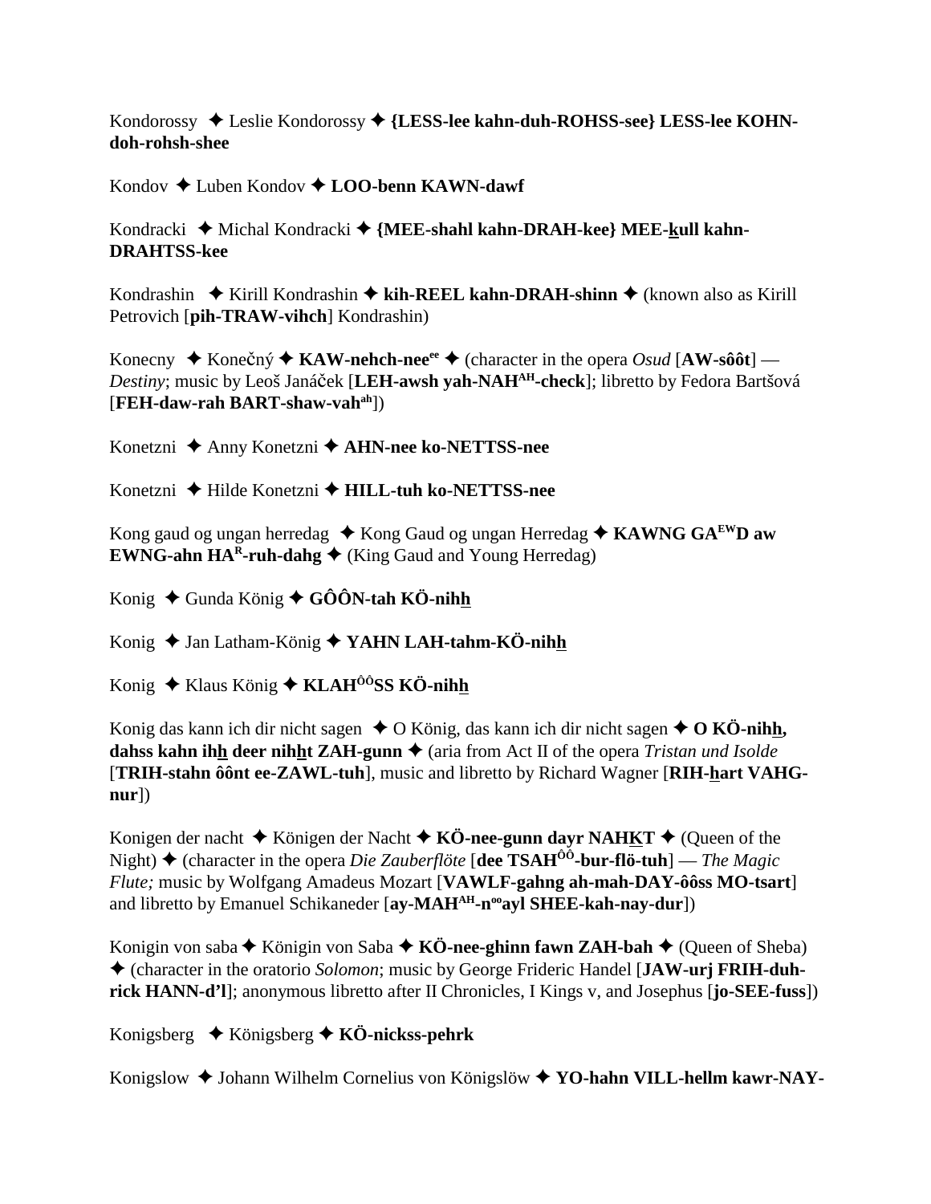Kondorossy ✦ Leslie Kondorossy ✦ **{LESS-lee kahn-duh-ROHSS-see} LESS-lee KOHN-doh-rohsh-shee**

Kondov ✦ Luben Kondov ✦ **LOO-benn KAWN-dawf**

Kondracki ✦ Michal Kondracki ✦ **{MEE-shahl kahn-DRAH-kee} MEE-kull kahn-DRAHTSS-kee**

Kondrashin ✦ Kirill Kondrashin ✦ **kih-REEL kahn-DRAH-shinn** ✦ (known also as Kirill Petrovich [**pih-TRAW-vihch**] Kondrashin)

Konecny ✦ Konečný ✦ **KAW-nehch-nee**[ee] ✦ (character in the opera *Osud* [**AW-sôôt**] — *Destiny*; music by Leoš Janáček [**LEH-awsh yah-NAH**[AH]**-check**]; libretto by Fedora Bartšová [**FEH-daw-rah BART-shaw-vah**[ah]])

Konetzni ✦ Anny Konetzni ✦ **AHN-nee ko-NETTSS-nee**

Konetzni ✦ Hilde Konetzni ✦ **HILL-tuh ko-NETTSS-nee**

Kong gaud og ungan herredag ✦ Kong Gaud og ungan Herredag ✦ **KAWNG GA**[EW]**D aw EWNG-ahn HA**[R]**-ruh-dahg** ✦ (King Gaud and Young Herredag)

Konig ✦ Gunda König ✦ **GÔÔN-tah KÖ-nihh**

Konig ✦ Jan Latham-König ✦ **YAHN LAH-tahm-KÖ-nihh**

Konig ✦ Klaus König ✦ **KLAH**[ÔÔ]**SS KÖ-nihh**

Konig das kann ich dir nicht sagen ✦ O König, das kann ich dir nicht sagen ✦ **O KÖ-nihh, dahss kahn ihh deer nihht ZAH-gunn** ✦ (aria from Act II of the opera *Tristan und Isolde* [**TRIH-stahn ôônt ee-ZAWL-tuh**], music and libretto by Richard Wagner [**RIH-hart VAHG-nur**])

Konigen der nacht ✦ Königen der Nacht ✦ **KÖ-nee-gunn dayr NAHKT** ✦ (Queen of the Night) ✦ (character in the opera *Die Zauberflöte* [**dee TSAH**[ÔÔ]**-bur-flö-tuh**] — *The Magic Flute;* music by Wolfgang Amadeus Mozart [**VAWLF-gahng ah-mah-DAY-ôôss MO-tsart**] and libretto by Emanuel Schikaneder [**ay-MAH**[AH]**-n**[oo]**ayl SHEE-kah-nay-dur**])

Konigin von saba ✦ Königin von Saba ✦ **KÖ-nee-ghinn fawn ZAH-bah** ✦ (Queen of Sheba) ✦ (character in the oratorio *Solomon*; music by George Frideric Handel [**JAW-urj FRIH-duh-rick HANN-d'l**]; anonymous libretto after II Chronicles, I Kings v, and Josephus [**jo-SEE-fuss**])

Konigsberg ✦ Königsberg ✦ **KÖ-nickss-pehrk**

Konigslow ✦ Johann Wilhelm Cornelius von Königslöw ✦ **YO-hahn VILL-hellm kawr-NAY-**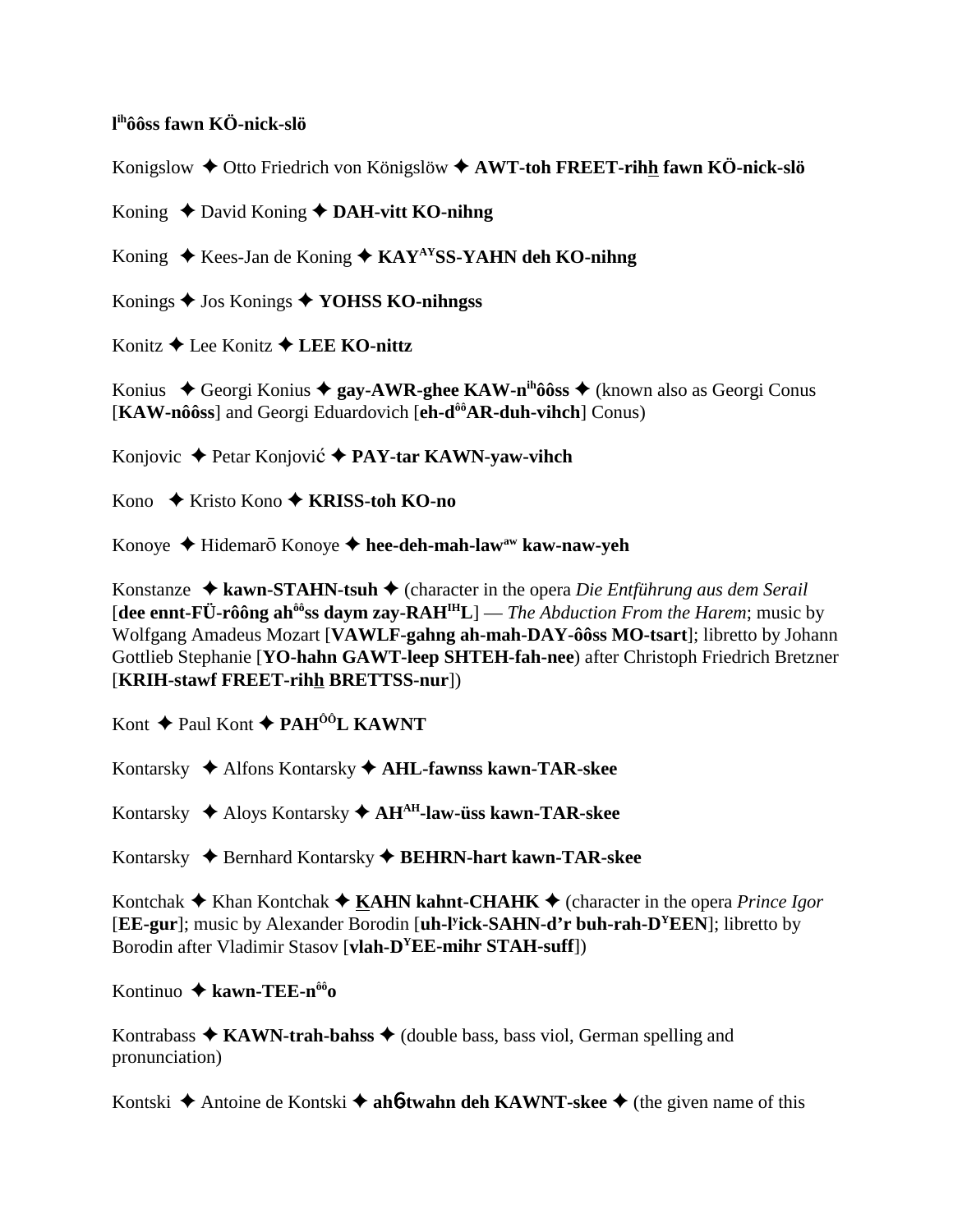**l^ih^ôôss fawn KÖ-nick-slö**

Konigslow ✦ Otto Friedrich von Königslöw ✦ **AWT-toh FREET-rihh fawn KÖ-nick-slö**

Koning ✦ David Koning ✦ **DAH-vitt KO-nihng**

Koning ✦ Kees-Jan de Koning ✦ **KAY^AY^SS-YAHN deh KO-nihng**

Konings ✦ Jos Konings ✦ **YOHSS KO-nihngss**

Konitz ✦ Lee Konitz ✦ **LEE KO-nittz**

Konius ✦ Georgi Konius ✦ **gay-AWR-ghee KAW-n^ih^ôôss** ✦ (known also as Georgi Conus [**KAW-nôôss**] and Georgi Eduardovich [**eh-d^ôô^AR-duh-vihch**] Conus)

Konjovic ✦ Petar Konjović ✦ **PAY-tar KAWN-yaw-vihch**

Kono ✦ Kristo Kono ✦ **KRISS-toh KO-no**

Konoye ✦ Hidemarō Konoye ✦ **hee-deh-mah-law^aw^ kaw-naw-yeh**

Konstanze ✦ **kawn-STAHN-tsuh** ✦ (character in the opera *Die Entführung aus dem Serail* [**dee ennt-FÜ-rôông ah^ôô^ss daym zay-RAH^IH^L**] — *The Abduction From the Harem*; music by Wolfgang Amadeus Mozart [**VAWLF-gahng ah-mah-DAY-ôôss MO-tsart**]; libretto by Johann Gottlieb Stephanie [**YO-hahn GAWT-leep SHTEH-fah-nee**) after Christoph Friedrich Bretzner [**KRIH-stawf FREET-rihh BRETTSS-nur**])

Kont ✦ Paul Kont ✦ **PAH^ÔÔ^L KAWNT**

Kontarsky ✦ Alfons Kontarsky ✦ **AHL-fawnss kawn-TAR-skee**

Kontarsky ✦ Aloys Kontarsky ✦ **AH^AH^-law-üss kawn-TAR-skee**

Kontarsky ✦ Bernhard Kontarsky ✦ **BEHRN-hart kawn-TAR-skee**

Kontchak ✦ Khan Kontchak ✦ **KAHN kahnt-CHAHK** ✦ (character in the opera *Prince Igor* [**EE-gur**]; music by Alexander Borodin [**uh-l^y^ick-SAHN-d'r buh-rah-D^Y^EEN**]; libretto by Borodin after Vladimir Stasov [**vlah-D^Y^EE-mihr STAH-suff**])

Kontinuo ✦ **kawn-TEE-n^ôô^o**

Kontrabass ✦ **KAWN-trah-bahss** ✦ (double bass, bass viol, German spelling and pronunciation)

Kontski ✦ Antoine de Kontski ✦ **ahɓtwahn deh KAWNT-skee** ✦ (the given name of this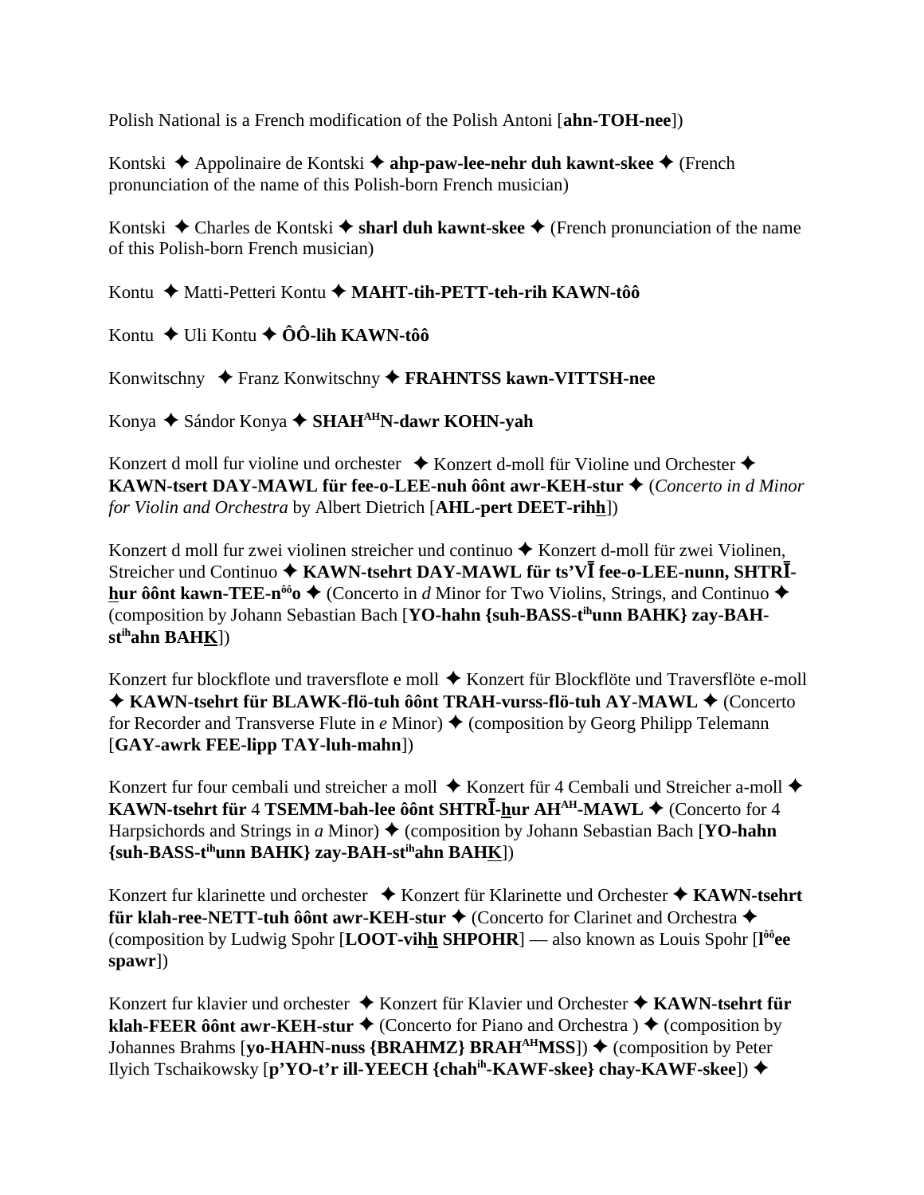Polish National is a French modification of the Polish Antoni [**ahn-TOH-nee**])

Kontski ✦ Appolinaire de Kontski ✦ **ahp-paw-lee-nehr duh kawnt-skee** ✦ (French pronunciation of the name of this Polish-born French musician)

Kontski ✦ Charles de Kontski ✦ **sharl duh kawnt-skee** ✦ (French pronunciation of the name of this Polish-born French musician)

Kontu ✦ Matti-Petteri Kontu ✦ **MAHT-tih-PETT-teh-rih KAWN-tôô**

Kontu ✦ Uli Kontu ✦ **ÔÔ-lih KAWN-tôô**

Konwitschny ✦ Franz Konwitschny ✦ **FRAHNTSS kawn-VITTSH-nee**

Konya ✦ Sándor Konya ✦ **SHAH[AH]N-dawr KOHN-yah**

Konzert d moll fur violine und orchester ✦ Konzert d-moll für Violine und Orchester ✦ **KAWN-tsert DAY-MAWL für fee-o-LEE-nuh ôônt awr-KEH-stur** ✦ (*Concerto in d Minor for Violin and Orchestra* by Albert Dietrich [**AHL-pert DEET-rihh**])

Konzert d moll fur zwei violinen streicher und continuo ✦ Konzert d-moll für zwei Violinen, Streicher und Continuo ✦ **KAWN-tsehrt DAY-MAWL für ts'VĪ fee-o-LEE-nunn, SHTRĪ-hur ôônt kawn-TEE-n[ôô]o** ✦ (Concerto in *d* Minor for Two Violins, Strings, and Continuo ✦ (composition by Johann Sebastian Bach [**YO-hahn {suh-BASS-t[ih]unn BAHK} zay-BAH-st[ih]ahn BAHK**])

Konzert fur blockflote und traversflote e moll ✦ Konzert für Blockflöte und Traversflöte e-moll ✦ **KAWN-tsehrt für BLAWK-flö-tuh ôônt TRAH-vurss-flö-tuh AY-MAWL** ✦ (Concerto for Recorder and Transverse Flute in *e* Minor) ✦ (composition by Georg Philipp Telemann [**GAY-awrk FEE-lipp TAY-luh-mahn**])

Konzert fur four cembali und streicher a moll ✦ Konzert für 4 Cembali und Streicher a-moll ✦ **KAWN-tsehrt für** 4 **TSEMM-bah-lee ôônt SHTRĪ-hur AH[AH]-MAWL** ✦ (Concerto for 4 Harpsichords and Strings in *a* Minor) ✦ (composition by Johann Sebastian Bach [**YO-hahn {suh-BASS-t[ih]unn BAHK} zay-BAH-st[ih]ahn BAHK**])

Konzert fur klarinette und orchester ✦ Konzert für Klarinette und Orchester ✦ **KAWN-tsehrt für klah-ree-NETT-tuh ôônt awr-KEH-stur** ✦ (Concerto for Clarinet and Orchestra ✦ (composition by Ludwig Spohr [**LOOT-vihh SHPOHR**] — also known as Louis Spohr [**l[ôô]ee spawr**])

Konzert fur klavier und orchester ✦ Konzert für Klavier und Orchester ✦ **KAWN-tsehrt für klah-FEER ôônt awr-KEH-stur** ✦ (Concerto for Piano and Orchestra ) ✦ (composition by Johannes Brahms [**yo-HAHN-nuss {BRAHMZ} BRAH[AH]MSS**]) ✦ (composition by Peter Ilyich Tschaikowsky [**p'YO-t'r ill-YEECH {chah[ih]-KAWF-skee} chay-KAWF-skee**]) ✦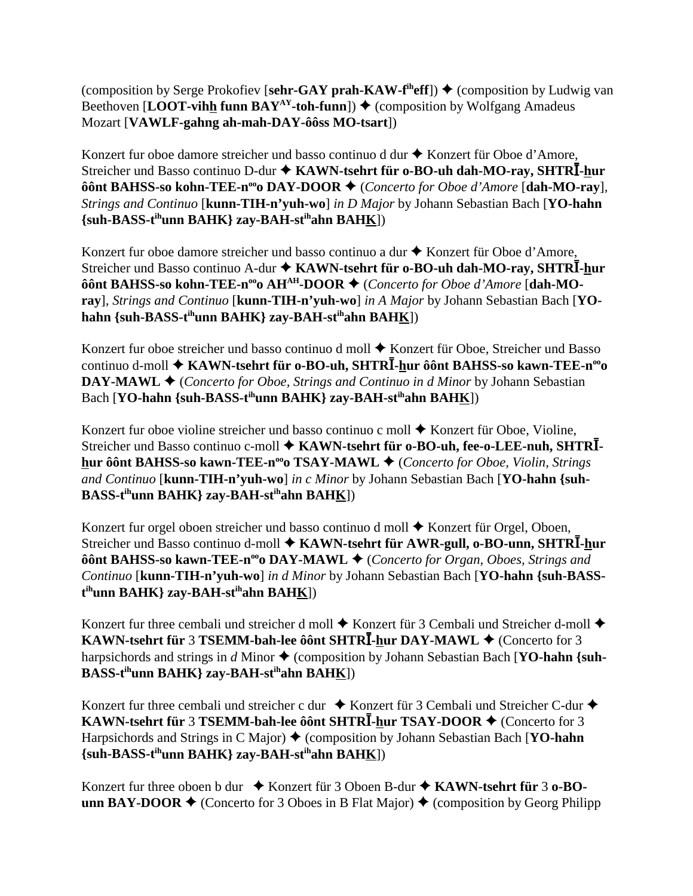(composition by Serge Prokofiev [**sehr-GAY prah-KAW-f<sup>ih</sup>eff**]) ✦ (composition by Ludwig van Beethoven [**LOOT-vihh funn BAY<sup>AY</sup>-toh-funn**]) ✦ (composition by Wolfgang Amadeus Mozart [**VAWLF-gahng ah-mah-DAY-ôôss MO-tsart**])

Konzert fur oboe damore streicher und basso continuo d dur ✦ Konzert für Oboe d'Amore, Streicher und Basso continuo D-dur ✦ **KAWN-tsehrt für o-BO-uh dah-MO-ray, SHTRĪ-hur ôônt BAHSS-so kohn-TEE-n<sup>oo</sup>o DAY-DOOR** ✦ (*Concerto for Oboe d'Amore* [**dah-MO-ray**], *Strings and Continuo* [**kunn-TIH-n'yuh-wo**] *in D Major* by Johann Sebastian Bach [**YO-hahn {suh-BASS-t<sup>ih</sup>unn BAHK} zay-BAH-st<sup>ih</sup>ahn BAHK**])

Konzert fur oboe damore streicher und basso continuo a dur ✦ Konzert für Oboe d'Amore, Streicher und Basso continuo A-dur ✦ **KAWN-tsehrt für o-BO-uh dah-MO-ray, SHTRĪ-hur ôônt BAHSS-so kohn-TEE-n<sup>oo</sup>o AH<sup>AH</sup>-DOOR** ✦ (*Concerto for Oboe d'Amore* [**dah-MO-ray**], *Strings and Continuo* [**kunn-TIH-n'yuh-wo**] *in A Major* by Johann Sebastian Bach [**YO-hahn {suh-BASS-t<sup>ih</sup>unn BAHK} zay-BAH-st<sup>ih</sup>ahn BAHK**])

Konzert fur oboe streicher und basso continuo d moll ✦ Konzert für Oboe, Streicher und Basso continuo d-moll ✦ **KAWN-tsehrt für o-BO-uh, SHTRĪ-hur ôônt BAHSS-so kawn-TEE-n<sup>oo</sup>o DAY-MAWL** ✦ (*Concerto for Oboe, Strings and Continuo in d Minor* by Johann Sebastian Bach [**YO-hahn {suh-BASS-t<sup>ih</sup>unn BAHK} zay-BAH-st<sup>ih</sup>ahn BAHK**])

Konzert fur oboe violine streicher und basso continuo c moll ✦ Konzert für Oboe, Violine, Streicher und Basso continuo c-moll ✦ **KAWN-tsehrt für o-BO-uh, fee-o-LEE-nuh, SHTRĪ-hur ôônt BAHSS-so kawn-TEE-n<sup>oo</sup>o TSAY-MAWL** ✦ (*Concerto for Oboe, Violin, Strings and Continuo* [**kunn-TIH-n'yuh-wo**] *in c Minor* by Johann Sebastian Bach [**YO-hahn {suh-BASS-t<sup>ih</sup>unn BAHK} zay-BAH-st<sup>ih</sup>ahn BAHK**])

Konzert fur orgel oboen streicher und basso continuo d moll ✦ Konzert für Orgel, Oboen, Streicher und Basso continuo d-moll ✦ **KAWN-tsehrt für AWR-gull, o-BO-unn, SHTRĪ-hur ôônt BAHSS-so kawn-TEE-n<sup>oo</sup>o DAY-MAWL** ✦ (*Concerto for Organ, Oboes, Strings and Continuo* [**kunn-TIH-n'yuh-wo**] *in d Minor* by Johann Sebastian Bach [**YO-hahn {suh-BASS-t<sup>ih</sup>unn BAHK} zay-BAH-st<sup>ih</sup>ahn BAHK**])

Konzert fur three cembali und streicher d moll ✦ Konzert für 3 Cembali und Streicher d-moll ✦ **KAWN-tsehrt für** 3 **TSEMM-bah-lee ôônt SHTRĪ-hur DAY-MAWL** ✦ (Concerto for 3 harpsichords and strings in *d* Minor ✦ (composition by Johann Sebastian Bach [**YO-hahn {suh-BASS-t<sup>ih</sup>unn BAHK} zay-BAH-st<sup>ih</sup>ahn BAHK**])

Konzert fur three cembali und streicher c dur ✦ Konzert für 3 Cembali und Streicher C-dur ✦ **KAWN-tsehrt für** 3 **TSEMM-bah-lee ôônt SHTRĪ-hur TSAY-DOOR** ✦ (Concerto for 3 Harpsichords and Strings in C Major) ✦ (composition by Johann Sebastian Bach [**YO-hahn {suh-BASS-t<sup>ih</sup>unn BAHK} zay-BAH-st<sup>ih</sup>ahn BAHK**])

Konzert fur three oboen b dur ✦ Konzert für 3 Oboen B-dur ✦ **KAWN-tsehrt für** 3 **o-BO-unn BAY-DOOR** ✦ (Concerto for 3 Oboes in B Flat Major) ✦ (composition by Georg Philipp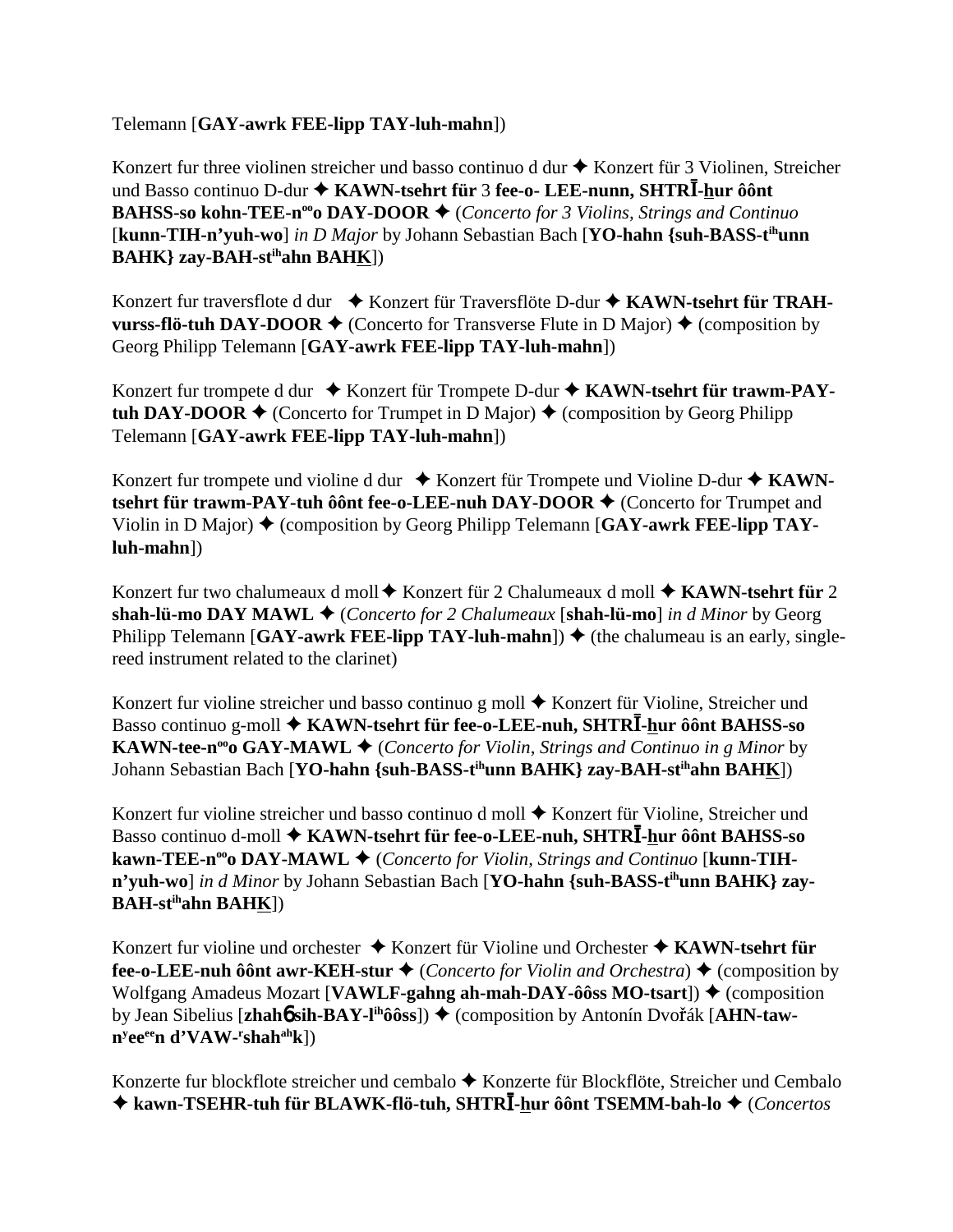Telemann [**GAY-awrk FEE-lipp TAY-luh-mahn**])

Konzert fur three violinen streicher und basso continuo d dur ✦ Konzert für 3 Violinen, Streicher und Basso continuo D-dur ✦ **KAWN-tsehrt für** 3 **fee-o- LEE-nunn, SHTRĪ-hur ôônt BAHSS-so kohn-TEE-n**[oo]**o DAY-DOOR** ✦ (*Concerto for 3 Violins, Strings and Continuo* [**kunn-TIH-n'yuh-wo**] *in D Major* by Johann Sebastian Bach [**YO-hahn {suh-BASS-t**[ih]**unn BAHK} zay-BAH-st**[ih]**ahn BAHK**])

Konzert fur traversflote d dur ✦ Konzert für Traversflöte D-dur ✦ **KAWN-tsehrt für TRAH-vurss-flö-tuh DAY-DOOR** ✦ (Concerto for Transverse Flute in D Major) ✦ (composition by Georg Philipp Telemann [**GAY-awrk FEE-lipp TAY-luh-mahn**])

Konzert fur trompete d dur ✦ Konzert für Trompete D-dur ✦ **KAWN-tsehrt für trawm-PAY-tuh DAY-DOOR** ✦ (Concerto for Trumpet in D Major) ✦ (composition by Georg Philipp Telemann [**GAY-awrk FEE-lipp TAY-luh-mahn**])

Konzert fur trompete und violine d dur ✦ Konzert für Trompete und Violine D-dur ✦ **KAWN-tsehrt für trawm-PAY-tuh ôônt fee-o-LEE-nuh DAY-DOOR** ✦ (Concerto for Trumpet and Violin in D Major) ✦ (composition by Georg Philipp Telemann [**GAY-awrk FEE-lipp TAY-luh-mahn**])

Konzert fur two chalumeaux d moll ✦ Konzert für 2 Chalumeaux d moll ✦ **KAWN-tsehrt für** 2 **shah-lü-mo DAY MAWL** ✦ (*Concerto for 2 Chalumeaux* [**shah-lü-mo**] *in d Minor* by Georg Philipp Telemann [**GAY-awrk FEE-lipp TAY-luh-mahn**]) ✦ (the chalumeau is an early, single-reed instrument related to the clarinet)

Konzert fur violine streicher und basso continuo g moll ✦ Konzert für Violine, Streicher und Basso continuo g-moll ✦ **KAWN-tsehrt für fee-o-LEE-nuh, SHTRĪ-hur ôônt BAHSS-so KAWN-tee-n**[oo]**o GAY-MAWL** ✦ (*Concerto for Violin, Strings and Continuo in g Minor* by Johann Sebastian Bach [**YO-hahn {suh-BASS-t**[ih]**unn BAHK} zay-BAH-st**[ih]**ahn BAHK**])

Konzert fur violine streicher und basso continuo d moll ✦ Konzert für Violine, Streicher und Basso continuo d-moll ✦ **KAWN-tsehrt für fee-o-LEE-nuh, SHTRĪ-hur ôônt BAHSS-so kawn-TEE-n**[oo]**o DAY-MAWL** ✦ (*Concerto for Violin, Strings and Continuo* [**kunn-TIH-n'yuh-wo**] *in d Minor* by Johann Sebastian Bach [**YO-hahn {suh-BASS-t**[ih]**unn BAHK} zay-BAH-st**[ih]**ahn BAHK**])

Konzert fur violine und orchester ✦ Konzert für Violine und Orchester ✦ **KAWN-tsehrt für fee-o-LEE-nuh ôônt awr-KEH-stur** ✦ (*Concerto for Violin and Orchestra*) ✦ (composition by Wolfgang Amadeus Mozart [**VAWLF-gahng ah-mah-DAY-ôôss MO-tsart**]) ✦ (composition by Jean Sibelius [**zhahɓ sih-BAY-l**[ih]**ôôss**]) ✦ (composition by Antonín Dvořák [**AHN-taw-n**[y]**ee**[ee]**n d'VAW-**[r]**shah**[ah]**k**])

Konzerte fur blockflote streicher und cembalo ✦ Konzerte für Blockflöte, Streicher und Cembalo ✦ **kawn-TSEHR-tuh für BLAWK-flö-tuh, SHTRĪ-hur ôônt TSEMM-bah-lo** ✦ (*Concertos*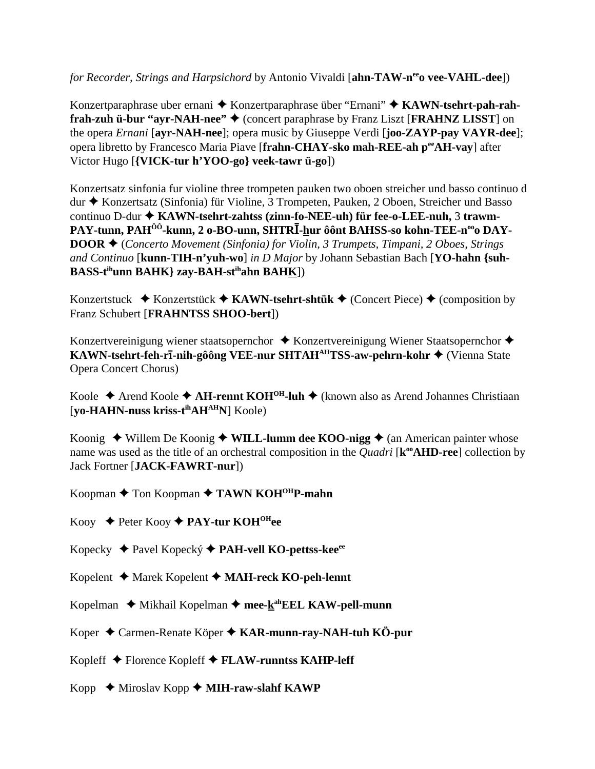*for Recorder, Strings and Harpsichord* by Antonio Vivaldi [**ahn-TAW-n**ee**o vee-VAHL-dee**])

Konzertparaphrase uber ernani ✦ Konzertparaphrase über “Ernani” ✦ **KAWN-tsehrt-pah-rah-frah-zuh ü-bur “ayr-NAH-nee”** ✦ (concert paraphrase by Franz Liszt [**FRAHNZ LISST**] on the opera *Ernani* [**ayr-NAH-nee**]; opera music by Giuseppe Verdi [**joo-ZAYP-pay VAYR-dee**]; opera libretto by Francesco Maria Piave [**frahn-CHAY-sko mah-REE-ah p**ee**AH-vay**] after Victor Hugo [**{VICK-tur h’YOO-go} veek-tawr ü-go**])

Konzertsatz sinfonia fur violine three trompeten pauken two oboen streicher und basso continuo d dur ✦ Konzertsatz (Sinfonia) für Violine, 3 Trompeten, Pauken, 2 Oboen, Streicher und Basso continuo D-dur ✦ **KAWN-tsehrt-zahtss (zinn-fo-NEE-uh) für fee-o-LEE-nuh,** 3 **trawm-PAY-tunn, PAH**ÔÔ**-kunn, 2 o-BO-unn, SHTRĪ-hur ôônt BAHSS-so kohn-TEE-n**oo**o DAY-DOOR** ✦ (*Concerto Movement (Sinfonia) for Violin, 3 Trumpets, Timpani, 2 Oboes, Strings and Continuo* [**kunn-TIH-n’yuh-wo**] *in D Major* by Johann Sebastian Bach [**YO-hahn {suh-BASS-t**ih**unn BAHK} zay-BAH-st**ih**ahn BAHK**])

Konzertstuck ✦ Konzertstück ✦ **KAWN-tsehrt-shtük** ✦ (Concert Piece) ✦ (composition by Franz Schubert [**FRAHNTSS SHOO-bert**])

Konzertvereinigung wiener staatsopernchor ✦ Konzertvereinigung Wiener Staatsopernchor ✦ **KAWN-tsehrt-feh-rī-nih-gôông VEE-nur SHTAH**AH**TSS-aw-pehrn-kohr** ✦ (Vienna State Opera Concert Chorus)

Koole ✦ Arend Koole ✦ **AH-rennt KOH**OH**-luh** ✦ (known also as Arend Johannes Christiaan [**yo-HAHN-nuss kriss-t**ih**AH**AH**N**] Koole)

Koonig ✦ Willem De Koonig ✦ **WILL-lumm dee KOO-nigg** ✦ (an American painter whose name was used as the title of an orchestral composition in the *Quadri* [**k**oo**AHD-ree**] collection by Jack Fortner [**JACK-FAWRT-nur**])

Koopman ✦ Ton Koopman ✦ **TAWN KOH**OH**P-mahn**

Kooy ✦ Peter Kooy ✦ **PAY-tur KOH**OH**ee**

Kopecky ✦ Pavel Kopecký ✦ **PAH-vell KO-pettss-kee**ee

Kopelent ✦ Marek Kopelent ✦ **MAH-reck KO-peh-lennt**

Kopelman ✦ Mikhail Kopelman ✦ **mee-k**ah**EEL KAW-pell-munn**

Koper ✦ Carmen-Renate Köper ✦ **KAR-munn-ray-NAH-tuh KÖ-pur**

Kopleff ✦ Florence Kopleff ✦ **FLAW-runntss KAHP-leff**

Kopp ✦ Miroslav Kopp ✦ **MIH-raw-slahf KAWP**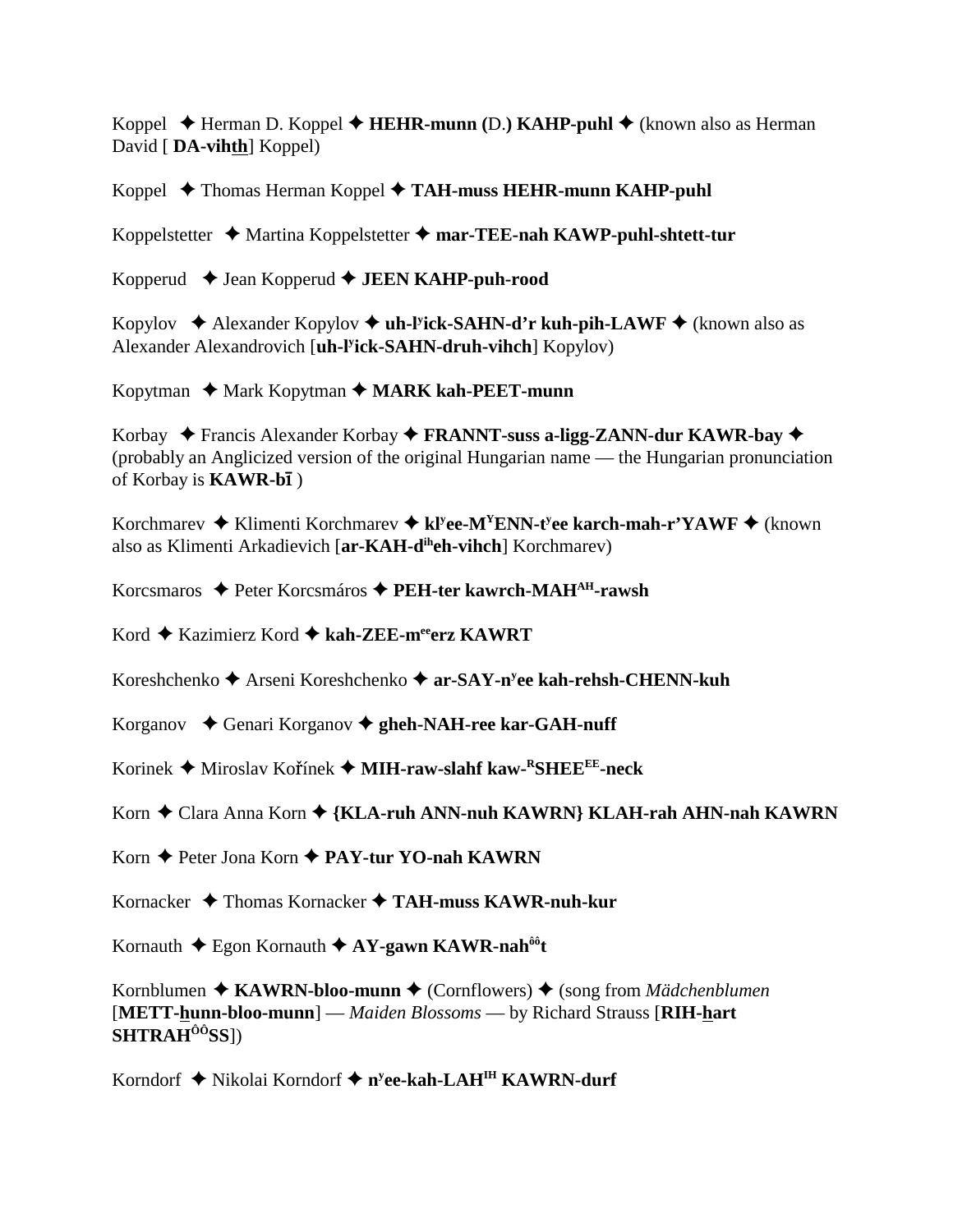Koppel ✦ Herman D. Koppel ✦ **HEHR-munn (**D.**) KAHP-puhl** ✦ (known also as Herman David [ **DA-vihth**] Koppel)

Koppel ✦ Thomas Herman Koppel ✦ **TAH-muss HEHR-munn KAHP-puhl**

Koppelstetter ✦ Martina Koppelstetter ✦ **mar-TEE-nah KAWP-puhl-shtett-tur**

Kopperud ✦ Jean Kopperud ✦ **JEEN KAHP-puh-rood**

Kopylov ✦ Alexander Kopylov ✦ **uh-l$^{y}$ick-SAHN-d'r kuh-pih-LAWF** ✦ (known also as Alexander Alexandrovich [**uh-l$^{y}$ick-SAHN-druh-vihch**] Kopylov)

Kopytman ✦ Mark Kopytman ✦ **MARK kah-PEET-munn**

Korbay ✦ Francis Alexander Korbay ✦ **FRANNT-suss a-ligg-ZANN-dur KAWR-bay** ✦ (probably an Anglicized version of the original Hungarian name — the Hungarian pronunciation of Korbay is **KAWR-bī** )

Korchmarev ✦ Klimenti Korchmarev ✦ **kl$^{y}$ee-M$^{Y}$ENN-t$^{y}$ee karch-mah-r'YAWF** ✦ (known also as Klimenti Arkadievich [**ar-KAH-d$^{ih}$eh-vihch**] Korchmarev)

Korcsmaros ✦ Peter Korcsmáros ✦ **PEH-ter kawrch-MAH$^{AH}$-rawsh**

Kord ✦ Kazimierz Kord ✦ **kah-ZEE-m$^{ee}$erz KAWRT**

Koreshchenko ✦ Arseni Koreshchenko ✦ **ar-SAY-n$^{y}$ee kah-rehsh-CHENN-kuh**

Korganov ✦ Genari Korganov ✦ **gheh-NAH-ree kar-GAH-nuff**

Korinek ✦ Miroslav Kořínek ✦ **MIH-raw-slahf kaw-$^{R}$SHEE$^{EE}$-neck**

Korn ✦ Clara Anna Korn ✦ **{KLA-ruh ANN-nuh KAWRN} KLAH-rah AHN-nah KAWRN**

Korn ✦ Peter Jona Korn ✦ **PAY-tur YO-nah KAWRN**

Kornacker ✦ Thomas Kornacker ✦ **TAH-muss KAWR-nuh-kur**

Kornauth ✦ Egon Kornauth ✦ **AY-gawn KAWR-nah$^{ôô}$t**

Kornblumen ✦ **KAWRN-bloo-munn** ✦ (Cornflowers) ✦ (song from *Mädchenblumen* [**METT-hunn-bloo-munn**] — *Maiden Blossoms* — by Richard Strauss [**RIH-hart SHTRAH$^{ÔÔ}$SS**])

Korndorf ✦ Nikolai Korndorf ✦ **n$^{y}$ee-kah-LAH$^{IH}$ KAWRN-durf**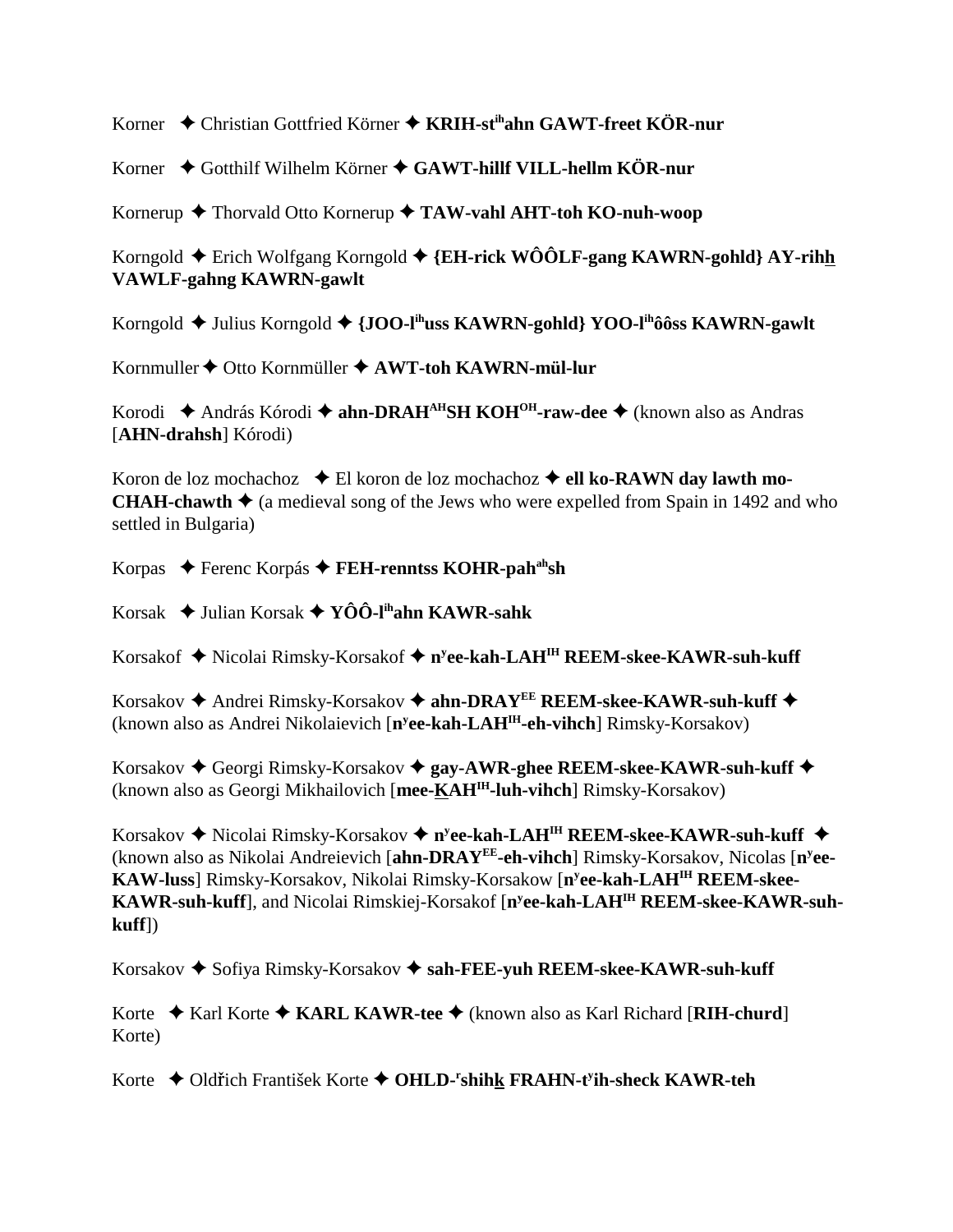Korner ✦ Christian Gottfried Körner ✦ **KRIH-st^ih^ahn GAWT-freet KÖR-nur**

Korner ✦ Gotthilf Wilhelm Körner ✦ **GAWT-hillf VILL-hellm KÖR-nur**

Kornerup ✦ Thorvald Otto Kornerup ✦ **TAW-vahl AHT-toh KO-nuh-woop**

Korngold ✦ Erich Wolfgang Korngold ✦ **{EH-rick WÔÔLF-gang KAWRN-gohld} AY-rihh VAWLF-gahng KAWRN-gawlt**

Korngold ✦ Julius Korngold ✦ **{JOO-l^ih^uss KAWRN-gohld} YOO-l^ih^ôôss KAWRN-gawlt**

Kornmuller ✦ Otto Kornmüller ✦ **AWT-toh KAWRN-mül-lur**

Korodi ✦ András Kórodi ✦ **ahn-DRAH^AH^SH KOH^OH^-raw-dee** ✦ (known also as Andras [**AHN-drahsh**] Kórodi)

Koron de loz mochachoz ✦ El koron de loz mochachoz ✦ **ell ko-RAWN day lawth mo-CHAH-chawth** ✦ (a medieval song of the Jews who were expelled from Spain in 1492 and who settled in Bulgaria)

Korpas ✦ Ferenc Korpás ✦ **FEH-renntss KOHR-pah^ah^sh**

Korsak ✦ Julian Korsak ✦ **YÔÔ-l^ih^ahn KAWR-sahk**

Korsakof ✦ Nicolai Rimsky-Korsakof ✦ **n^y^ee-kah-LAH^IH^ REEM-skee-KAWR-suh-kuff**

Korsakov ✦ Andrei Rimsky-Korsakov ✦ **ahn-DRAY^EE^ REEM-skee-KAWR-suh-kuff** ✦ (known also as Andrei Nikolaievich [**n^y^ee-kah-LAH^IH^-eh-vihch**] Rimsky-Korsakov)

Korsakov ✦ Georgi Rimsky-Korsakov ✦ **gay-AWR-ghee REEM-skee-KAWR-suh-kuff** ✦ (known also as Georgi Mikhailovich [**mee-KAH^IH^-luh-vihch**] Rimsky-Korsakov)

Korsakov ✦ Nicolai Rimsky-Korsakov ✦ **n^y^ee-kah-LAH^IH^ REEM-skee-KAWR-suh-kuff** ✦ (known also as Nikolai Andreievich [**ahn-DRAY^EE^-eh-vihch**] Rimsky-Korsakov, Nicolas [**n^y^ee-KAW-luss**] Rimsky-Korsakov, Nikolai Rimsky-Korsakow [**n^y^ee-kah-LAH^IH^ REEM-skee-KAWR-suh-kuff**], and Nicolai Rimskiej-Korsakof [**n^y^ee-kah-LAH^IH^ REEM-skee-KAWR-suh-kuff**])

Korsakov ✦ Sofiya Rimsky-Korsakov ✦ **sah-FEE-yuh REEM-skee-KAWR-suh-kuff**

Korte ✦ Karl Korte ✦ **KARL KAWR-tee** ✦ (known also as Karl Richard [**RIH-churd**] Korte)

Korte ✦ Oldřich František Korte ✦ **OHLD-^r^shihk FRAHN-t^y^ih-sheck KAWR-teh**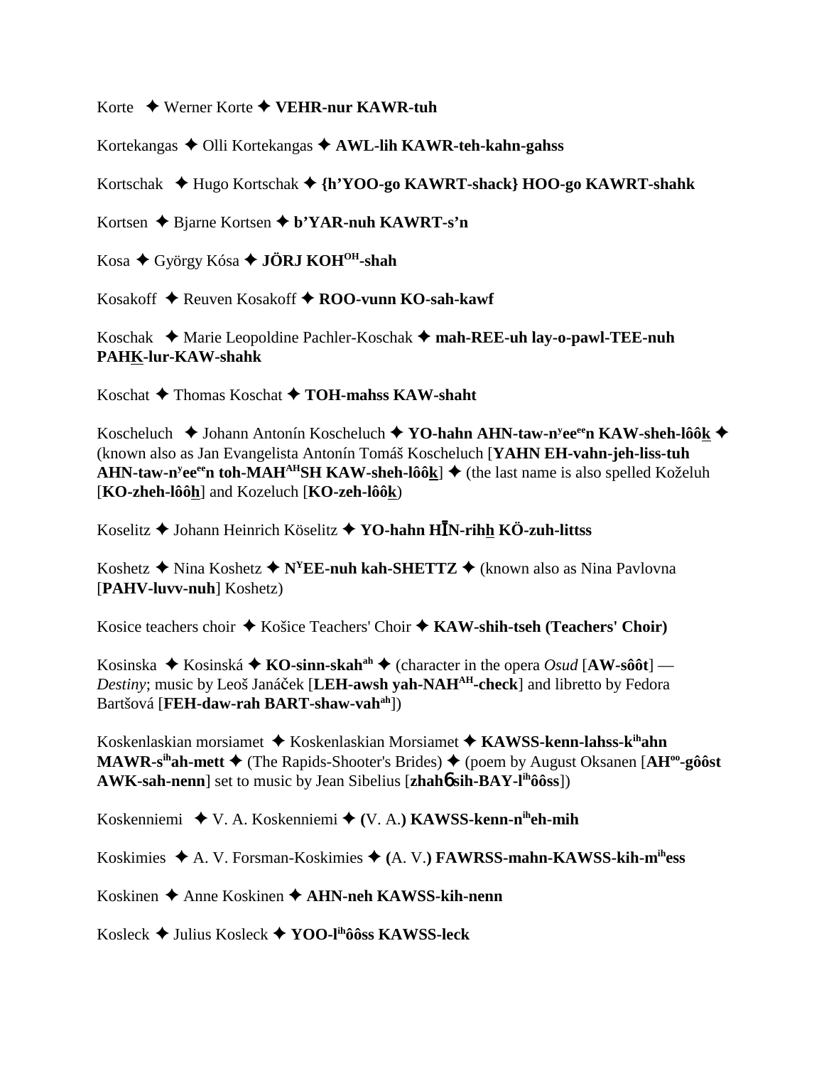Korte ✦ Werner Korte ✦ **VEHR-nur KAWR-tuh**

Kortekangas ✦ Olli Kortekangas ✦ **AWL-lih KAWR-teh-kahn-gahss**

Kortschak ✦ Hugo Kortschak ✦ **{h'YOO-go KAWRT-shack} HOO-go KAWRT-shahk**

Kortsen ✦ Bjarne Kortsen ✦ **b'YAR-nuh KAWRT-s'n**

Kosa ✦ György Kósa ✦ **JÖRJ KOH$^{OH}$-shah**

Kosakoff ✦ Reuven Kosakoff ✦ **ROO-vunn KO-sah-kawf**

Koschak ✦ Marie Leopoldine Pachler-Koschak ✦ **mah-REE-uh lay-o-pawl-TEE-nuh PAHK-lur-KAW-shahk**

Koschat ✦ Thomas Koschat ✦ **TOH-mahss KAW-shaht**

Koscheluch ✦ Johann Antonín Koscheluch ✦ **YO-hahn AHN-taw-n$^{y}$ee$^{ee}$n KAW-sheh-lôôk** ✦ (known also as Jan Evangelista Antonín Tomáš Koscheluch [**YAHN EH-vahn-jeh-liss-tuh AHN-taw-n$^{y}$ee$^{ee}$n toh-MAH$^{AH}$SH KAW-sheh-lôôk**] ✦ (the last name is also spelled Koželuh [**KO-zheh-lôôh**] and Kozeluch [**KO-zeh-lôôk**])

Koselitz ✦ Johann Heinrich Köselitz ✦ **YO-hahn HĪN-rihh KÖ-zuh-littss**

Koshetz ✦ Nina Koshetz ✦ **N$^{Y}$EE-nuh kah-SHETTZ** ✦ (known also as Nina Pavlovna [**PAHV-luvv-nuh**] Koshetz)

Kosice teachers choir ✦ Košice Teachers' Choir ✦ **KAW-shih-tseh (Teachers' Choir)**

Kosinska ✦ Kosinská ✦ **KO-sinn-skah$^{ah}$** ✦ (character in the opera *Osud* [**AW-sôôt**] — *Destiny*; music by Leoš Janáček [**LEH-awsh yah-NAH$^{AH}$-check**] and libretto by Fedora Bartšová [**FEH-daw-rah BART-shaw-vah$^{ah}$**])

Koskenlaskian morsiamet ✦ Koskenlaskian Morsiamet ✦ **KAWSS-kenn-lahss-k$^{ih}$ahn MAWR-s$^{ih}$ah-mett** ✦ (The Rapids-Shooter's Brides) ✦ (poem by August Oksanen [**AH$^{oo}$-gôôst AWK-sah-nenn**] set to music by Jean Sibelius [**zhahɓ sih-BAY-l$^{ih}$ôôss**])

Koskenniemi ✦ V. A. Koskenniemi ✦ **(**V. A.**) KAWSS-kenn-n$^{ih}$eh-mih**

Koskimies ✦ A. V. Forsman-Koskimies ✦ **(**A. V.**) FAWRSS-mahn-KAWSS-kih-m$^{ih}$ess**

Koskinen ✦ Anne Koskinen ✦ **AHN-neh KAWSS-kih-nenn**

Kosleck ✦ Julius Kosleck ✦ **YOO-l$^{ih}$ôôss KAWSS-leck**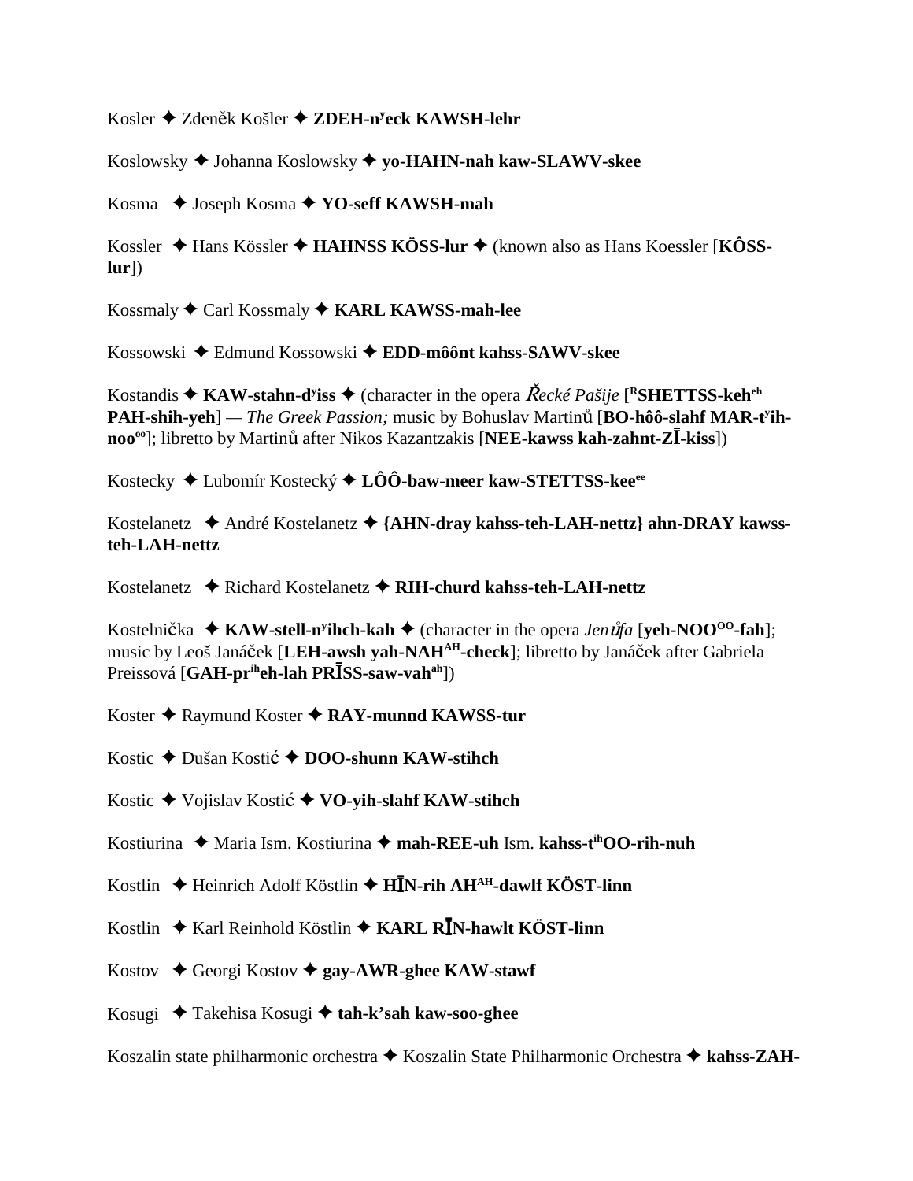Kosler ✦ Zdeněk Košler ✦ **ZDEH-nʸeck KAWSH-lehr**

Koslowsky ✦ Johanna Koslowsky ✦ **yo-HAHN-nah kaw-SLAWV-skee**

Kosma ✦ Joseph Kosma ✦ **YO-seff KAWSH-mah**

Kossler ✦ Hans Kössler ✦ **HAHNSS KÖSS-lur** ✦ (known also as Hans Koessler [**KÔSS-lur**])

Kossmaly ✦ Carl Kossmaly ✦ **KARL KAWSS-mah-lee**

Kossowski ✦ Edmund Kossowski ✦ **EDD-môônt kahss-SAWV-skee**

Kostandis ✦ **KAW-stahn-dʸiss** ✦ (character in the opera *Řecké Pašije* [**ᴿSHETTSS-kehᵉʰ PAH-shih-yeh**] — *The Greek Passion;* music by Bohuslav Martinů [**BO-hôô-slahf MAR-tʸih-nooᵒᵒ**]; libretto by Martinů after Nikos Kazantzakis [**NEE-kawss kah-zahnt-ZĪ-kiss**])

Kostecky ✦ Lubomír Kostecký ✦ **LÔÔ-baw-meer kaw-STETTSS-keeᵉᵉ**

Kostelanetz ✦ André Kostelanetz ✦ **{AHN-dray kahss-teh-LAH-nettz} ahn-DRAY kawss-teh-LAH-nettz**

Kostelanetz ✦ Richard Kostelanetz ✦ **RIH-churd kahss-teh-LAH-nettz**

Kostelnička ✦ **KAW-stell-nʸihch-kah** ✦ (character in the opera *Jenůfa* [**yeh-NOOᴼᴼ-fah**]; music by Leoš Janáček [**LEH-awsh yah-NAHᴬᴴ-check**]; libretto by Janáček after Gabriela Preissová [**GAH-prⁱʰeh-lah PRĪSS-saw-vahᵃʰ**])

Koster ✦ Raymund Koster ✦ **RAY-munnd KAWSS-tur**

Kostic ✦ Dušan Kostić ✦ **DOO-shunn KAW-stihch**

Kostic ✦ Vojislav Kostić ✦ **VO-yih-slahf KAW-stihch**

Kostiurina ✦ Maria Ism. Kostiurina ✦ **mah-REE-uh** Ism. **kahss-tⁱʰOO-rih-nuh**

Kostlin ✦ Heinrich Adolf Köstlin ✦ **HĪN-ri<u>h</u> AHᴬᴴ-dawlf KÖST-linn**

Kostlin ✦ Karl Reinhold Köstlin ✦ **KARL RĪN-hawlt KÖST-linn**

Kostov ✦ Georgi Kostov ✦ **gay-AWR-ghee KAW-stawf**

Kosugi ✦ Takehisa Kosugi ✦ **tah-k'sah kaw-soo-ghee**

Koszalin state philharmonic orchestra ✦ Koszalin State Philharmonic Orchestra ✦ **kahss-ZAH-**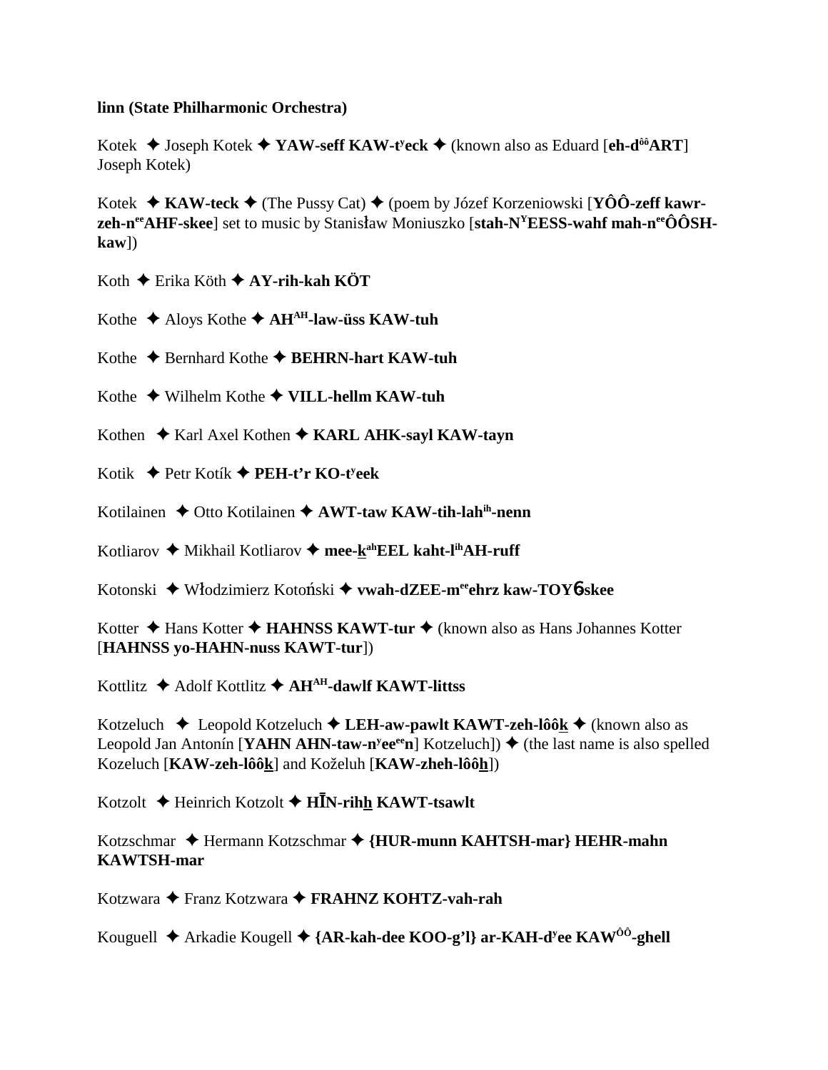**linn (State Philharmonic Orchestra)**

Kotek ✦ Joseph Kotek ✦ **YAW-seff KAW-t$^{y}$eck** ✦ (known also as Eduard [**eh-d$^{ôô}$ART**] Joseph Kotek)

Kotek ✦ **KAW-teck** ✦ (The Pussy Cat) ✦ (poem by Józef Korzeniowski [**YÔÔ-zeff kawr-zeh-n$^{ee}$AHF-skee**] set to music by Stanisław Moniuszko [**stah-N$^{Y}$EESS-wahf mah-n$^{ee}$ÔÔSH-kaw**])

Koth ✦ Erika Köth ✦ **AY-rih-kah KÖT**

Kothe ✦ Aloys Kothe ✦ **AH$^{AH}$-law-üss KAW-tuh**

Kothe ✦ Bernhard Kothe ✦ **BEHRN-hart KAW-tuh**

Kothe ✦ Wilhelm Kothe ✦ **VILL-hellm KAW-tuh**

Kothen ✦ Karl Axel Kothen ✦ **KARL AHK-sayl KAW-tayn**

Kotik ✦ Petr Kotík ✦ **PEH-t'r KO-t$^{y}$eek**

Kotilainen ✦ Otto Kotilainen ✦ **AWT-taw KAW-tih-lah$^{ih}$-nenn**

Kotliarov ✦ Mikhail Kotliarov ✦ **mee-k$^{ah}$EEL kaht-l$^{ih}$AH-ruff**

Kotonski ✦ Włodzimierz Kotoński ✦ **vwah-dZEE-m$^{ee}$ehrz kaw-TOY6-skee**

Kotter ✦ Hans Kotter ✦ **HAHNSS KAWT-tur** ✦ (known also as Hans Johannes Kotter [**HAHNSS yo-HAHN-nuss KAWT-tur**])

Kottlitz ✦ Adolf Kottlitz ✦ **AH$^{AH}$-dawlf KAWT-littss**

Kotzeluch ✦ Leopold Kotzeluch ✦ **LEH-aw-pawlt KAWT-zeh-lôôk** ✦ (known also as Leopold Jan Antonín [**YAHN AHN-taw-n$^{y}$ee$^{ee}$n**] Kotzeluch]) ✦ (the last name is also spelled Kozeluch [**KAW-zeh-lôôk**] and Koželuh [**KAW-zheh-lôôh**])

Kotzolt ✦ Heinrich Kotzolt ✦ **HĪN-rihh KAWT-tsawlt**

Kotzschmar ✦ Hermann Kotzschmar ✦ **{HUR-munn KAHTSH-mar} HEHR-mahn KAWTSH-mar**

Kotzwara ✦ Franz Kotzwara ✦ **FRAHNZ KOHTZ-vah-rah**

Kouguell ✦ Arkadie Kougell ✦ **{AR-kah-dee KOO-g'l} ar-KAH-d$^{y}$ee KAW$^{ÔÔ}$-ghell**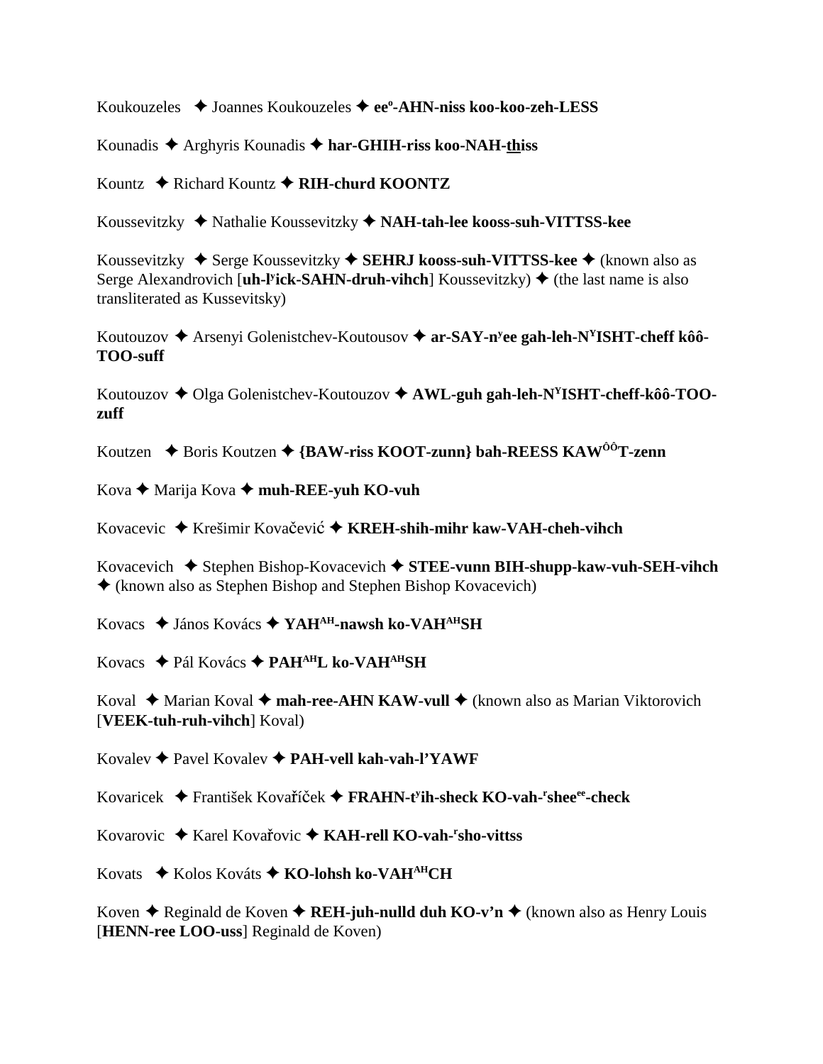Koukouzeles ✦ Joannes Koukouzeles ✦ **ee°-AHN-niss koo-koo-zeh-LESS**

Kounadis ✦ Arghyris Kounadis ✦ **har-GHIH-riss koo-NAH-thiss**

Kountz ✦ Richard Kountz ✦ **RIH-churd KOONTZ**

Koussevitzky ✦ Nathalie Koussevitzky ✦ **NAH-tah-lee kooss-suh-VITTSS-kee**

Koussevitzky ✦ Serge Koussevitzky ✦ **SEHRJ kooss-suh-VITTSS-kee** ✦ (known also as Serge Alexandrovich [**uh-lʸick-SAHN-druh-vihch**] Koussevitzky) ✦ (the last name is also transliterated as Kussevitsky)

Koutouzov ✦ Arsenyi Golenistchev-Koutousov ✦ **ar-SAY-nʸee gah-leh-NʸISHT-cheff kôô-TOO-suff**

Koutouzov ✦ Olga Golenistchev-Koutouzov ✦ **AWL-guh gah-leh-NʸISHT-cheff-kôô-TOO-zuff**

Koutzen ✦ Boris Koutzen ✦ **{BAW-riss KOOT-zunn} bah-REESS KAWôôT-zenn**

Kova ✦ Marija Kova ✦ **muh-REE-yuh KO-vuh**

Kovacevic ✦ Krešimir Kovačević ✦ **KREH-shih-mihr kaw-VAH-cheh-vihch**

Kovacevich ✦ Stephen Bishop-Kovacevich ✦ **STEE-vunn BIH-shupp-kaw-vuh-SEH-vihch** ✦ (known also as Stephen Bishop and Stephen Bishop Kovacevich)

Kovacs ✦ János Kovács ✦ **YAHAH-nawsh ko-VAHAHSH**

Kovacs ✦ Pál Kovács ✦ **PAHAHL ko-VAHAHSH**

Koval ✦ Marian Koval ✦ **mah-ree-AHN KAW-vull** ✦ (known also as Marian Viktorovich [**VEEK-tuh-ruh-vihch**] Koval)

Kovalev ✦ Pavel Kovalev ✦ **PAH-vell kah-vah-l'YAWF**

Kovaricek ✦ František Kovaříček ✦ **FRAHN-tʸih-sheck KO-vah-ʳsheeee-check**

Kovarovic ✦ Karel Kovařovic ✦ **KAH-rell KO-vah-ʳsho-vittss**

Kovats ✦ Kolos Kováts ✦ **KO-lohsh ko-VAHAHCH**

Koven ✦ Reginald de Koven ✦ **REH-juh-nulld duh KO-v'n** ✦ (known also as Henry Louis [**HENN-ree LOO-uss**] Reginald de Koven)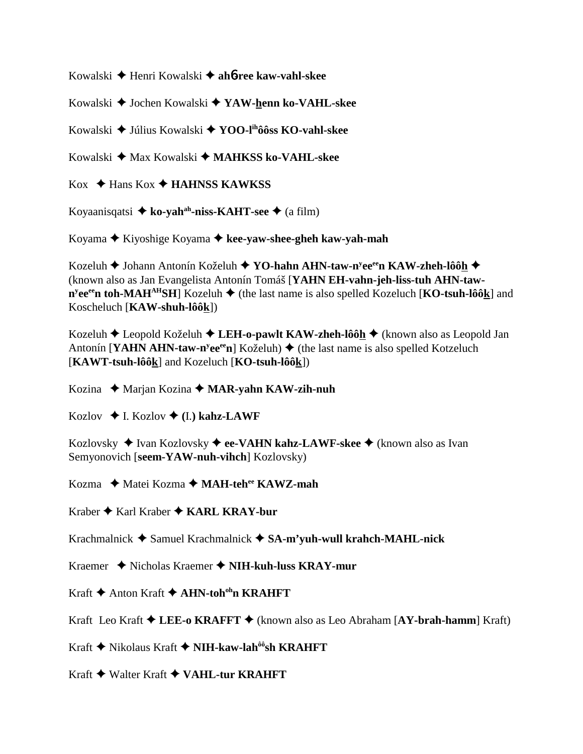Kowalski ✦ Henri Kowalski ✦ **ahɓree kaw-vahl-skee**

Kowalski ✦ Jochen Kowalski ✦ **YAW-henn ko-VAHL-skee**

Kowalski ✦ Július Kowalski ✦ **YOO-l^ih^ôôss KO-vahl-skee**

Kowalski ✦ Max Kowalski ✦ **MAHKSS ko-VAHL-skee**

Kox ✦ Hans Kox ✦ **HAHNSS KAWKSS**

Koyaanisqatsi ✦ **ko-yah^ah^-niss-KAHT-see** ✦ (a film)

Koyama ✦ Kiyoshige Koyama ✦ **kee-yaw-shee-gheh kaw-yah-mah**

Kozeluh ✦ Johann Antonín Koželuh ✦ **YO-hahn AHN-taw-n^y^ee^ee^n KAW-zheh-lôôh** ✦ (known also as Jan Evangelista Antonín Tomáš [**YAHN EH-vahn-jeh-liss-tuh AHN-taw-n^y^ee^ee^n toh-MAH^AH^SH**] Kozeluh ✦ (the last name is also spelled Kozeluch [**KO-tsuh-lôôk**] and Koscheluch [**KAW-shuh-lôôk**])

Kozeluh ✦ Leopold Koželuh ✦ **LEH-o-pawlt KAW-zheh-lôôh** ✦ (known also as Leopold Jan Antonín [**YAHN AHN-taw-n^y^ee^ee^n**] Koželuh) ✦ (the last name is also spelled Kotzeluch [**KAWT-tsuh-lôôk**] and Kozeluch [**KO-tsuh-lôôk**])

Kozina ✦ Marjan Kozina ✦ **MAR-yahn KAW-zih-nuh**

Kozlov ✦ I. Kozlov ✦ **(I.) kahz-LAWF**

Kozlovsky ✦ Ivan Kozlovsky ✦ **ee-VAHN kahz-LAWF-skee** ✦ (known also as Ivan Semyonovich [**seem-YAW-nuh-vihch**] Kozlovsky)

Kozma ✦ Matei Kozma ✦ **MAH-teh^ee^ KAWZ-mah**

Kraber ✦ Karl Kraber ✦ **KARL KRAY-bur**

Krachmalnick ✦ Samuel Krachmalnick ✦ **SA-m'yuh-wull krahch-MAHL-nick**

Kraemer ✦ Nicholas Kraemer ✦ **NIH-kuh-luss KRAY-mur**

Kraft ✦ Anton Kraft ✦ **AHN-toh^oh^n KRAHFT**

Kraft Leo Kraft ✦ **LEE-o KRAFFT** ✦ (known also as Leo Abraham [**AY-brah-hamm**] Kraft)

Kraft ✦ Nikolaus Kraft ✦ **NIH-kaw-lah^ôô^sh KRAHFT**

Kraft ✦ Walter Kraft ✦ **VAHL-tur KRAHFT**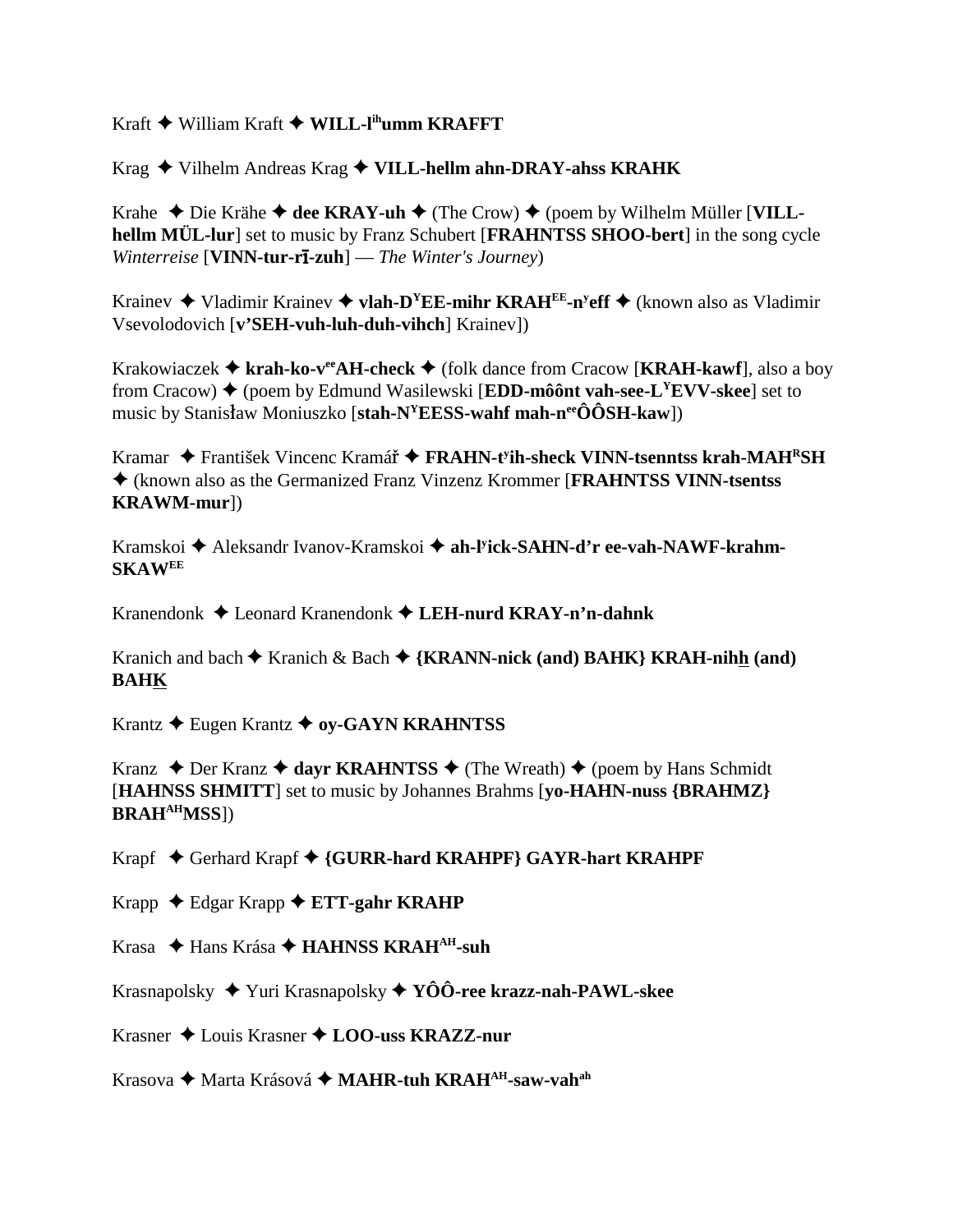Kraft ✦ William Kraft ✦ **WILL-l^ih^umm KRAFFT**

Krag ✦ Vilhelm Andreas Krag ✦ **VILL-hellm ahn-DRAY-ahss KRAHK**

Krahe ✦ Die Krähe ✦ **dee KRAY-uh** ✦ (The Crow) ✦ (poem by Wilhelm Müller [**VILL-hellm MÜL-lur**] set to music by Franz Schubert [**FRAHNTSS SHOO-bert**] in the song cycle *Winterreise* [**VINN-tur-rī-zuh**] — *The Winter's Journey*)

Krainev ✦ Vladimir Krainev ✦ **vlah-D^Y^EE-mihr KRAH^EE^-n^y^eff** ✦ (known also as Vladimir Vsevolodovich [**v'SEH-vuh-luh-duh-vihch**] Krainev])

Krakowiaczek ✦ **krah-ko-v^ee^AH-check** ✦ (folk dance from Cracow [**KRAH-kawf**], also a boy from Cracow) ✦ (poem by Edmund Wasilewski [**EDD-môônt vah-see-L^Y^EVV-skee**] set to music by Stanisław Moniuszko [**stah-N^Y^EESS-wahf mah-n^ee^ÔÔSH-kaw**])

Kramar ✦ František Vincenc Kramář ✦ **FRAHN-t^y^ih-sheck VINN-tsenntss krah-MAH^R^SH** ✦ (known also as the Germanized Franz Vinzenz Krommer [**FRAHNTSS VINN-tsentss KRAWM-mur**])

Kramskoi ✦ Aleksandr Ivanov-Kramskoi ✦ **ah-l^y^ick-SAHN-d'r ee-vah-NAWF-krahm-SKAW^EE^**

Kranendonk ✦ Leonard Kranendonk ✦ **LEH-nurd KRAY-n'n-dahnk**

Kranich and bach ✦ Kranich & Bach ✦ **{KRANN-nick (and) BAHK} KRAH-nihh (and) BAHK**

Krantz ✦ Eugen Krantz ✦ **oy-GAYN KRAHNTSS**

Kranz ✦ Der Kranz ✦ **dayr KRAHNTSS** ✦ (The Wreath) ✦ (poem by Hans Schmidt [**HAHNSS SHMITT**] set to music by Johannes Brahms [**yo-HAHN-nuss {BRAHMZ} BRAH^AH^MSS**])

Krapf ✦ Gerhard Krapf ✦ **{GURR-hard KRAHPF} GAYR-hart KRAHPF**

Krapp ✦ Edgar Krapp ✦ **ETT-gahr KRAHP**

Krasa ✦ Hans Krása ✦ **HAHNSS KRAH^AH^-suh**

Krasnapolsky ✦ Yuri Krasnapolsky ✦ **YÔÔ-ree krazz-nah-PAWL-skee**

Krasner ✦ Louis Krasner ✦ **LOO-uss KRAZZ-nur**

Krasova ✦ Marta Krásová ✦ **MAHR-tuh KRAH^AH^-saw-vah^ah^**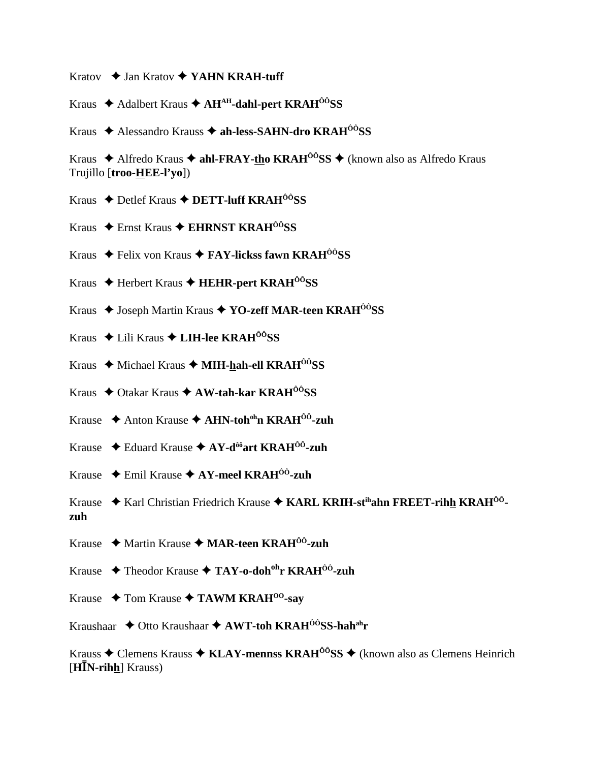Kratov ✦ Jan Kratov ✦ **YAHN KRAH-tuff**

Kraus ✦ Adalbert Kraus ✦ **AH[AH]-dahl-pert KRAH[ÔÔ]SS**

Kraus ✦ Alessandro Krauss ✦ **ah-less-SAHN-dro KRAH[ÔÔ]SS**

Kraus ✦ Alfredo Kraus ✦ **ahl-FRAY-tho KRAH[ÔÔ]SS** ✦ (known also as Alfredo Kraus Trujillo [**troo-HEE-l'yo**])

Kraus ✦ Detlef Kraus ✦ **DETT-luff KRAH[ÔÔ]SS**

Kraus ✦ Ernst Kraus ✦ **EHRNST KRAH[ÔÔ]SS**

Kraus ✦ Felix von Kraus ✦ **FAY-lickss fawn KRAH[ÔÔ]SS**

Kraus ✦ Herbert Kraus ✦ **HEHR-pert KRAH[ÔÔ]SS**

Kraus ✦ Joseph Martin Kraus ✦ **YO-zeff MAR-teen KRAH[ÔÔ]SS**

Kraus ✦ Lili Kraus ✦ **LIH-lee KRAH[ÔÔ]SS**

Kraus ✦ Michael Kraus ✦ **MIH-hah-ell KRAH[ÔÔ]SS**

Kraus ✦ Otakar Kraus ✦ **AW-tah-kar KRAH[ÔÔ]SS**

Krause ✦ Anton Krause ✦ **AHN-toh[oh]n KRAH[ÔÔ]-zuh**

Krause ✦ Eduard Krause ✦ **AY-d[ôô]art KRAH[ÔÔ]-zuh**

Krause ✦ Emil Krause ✦ **AY-meel KRAH[ÔÔ]-zuh**

Krause ✦ Karl Christian Friedrich Krause ✦ **KARL KRIH-st[ih]ahn FREET-rihh KRAH[ÔÔ]-zuh**

Krause ✦ Martin Krause ✦ **MAR-teen KRAH[ÔÔ]-zuh**

Krause ✦ Theodor Krause ✦ **TAY-o-doh[oh]r KRAH[ÔÔ]-zuh**

Krause ✦ Tom Krause ✦ **TAWM KRAH[OO]-say**

Kraushaar ✦ Otto Kraushaar ✦ **AWT-toh KRAH[ÔÔ]SS-hah[ah]r**

Krauss ✦ Clemens Krauss ✦ **KLAY-mennss KRAH[ÔÔ]SS** ✦ (known also as Clemens Heinrich [**HĪN-rihh**] Krauss)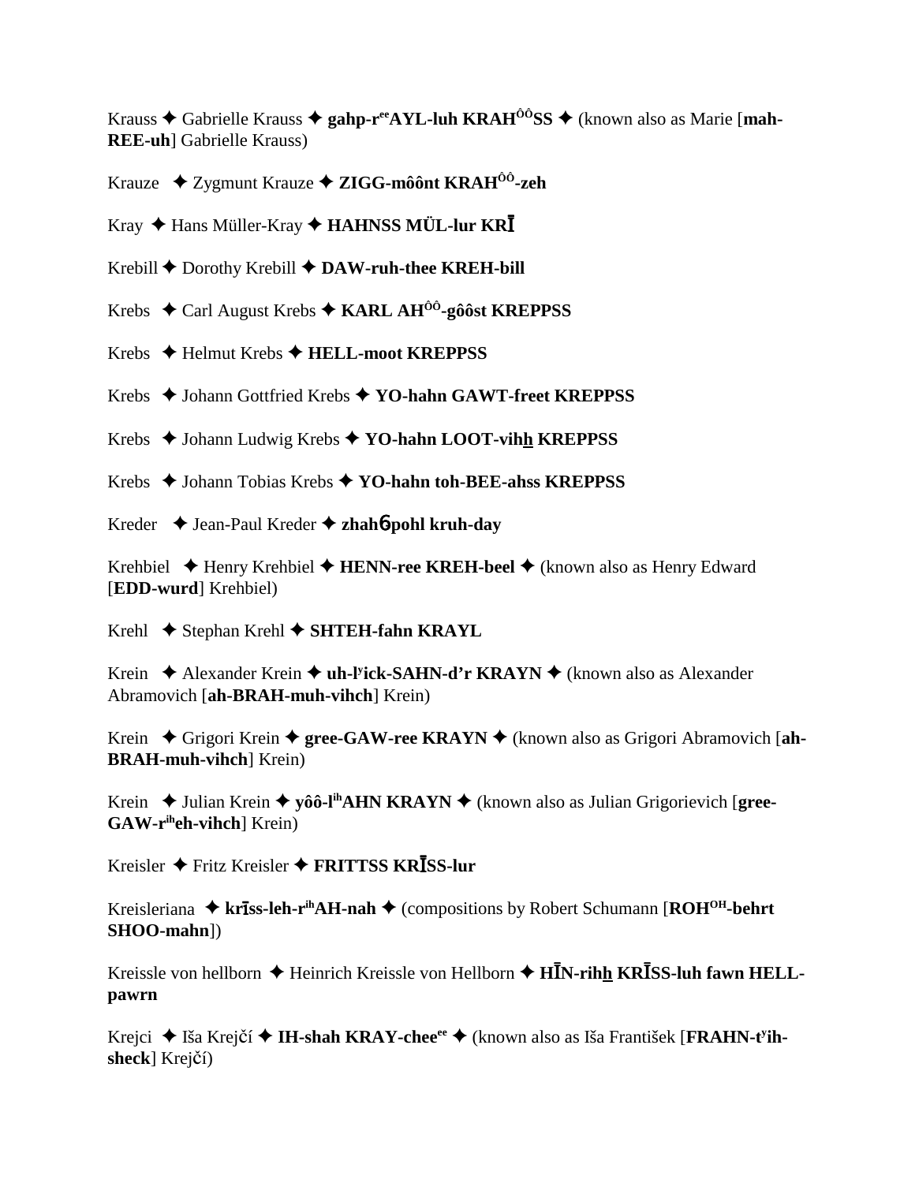Krauss ✦ Gabrielle Krauss ✦ **gahp-r[ee]AYL-luh KRAH[ÔÔ]SS** ✦ (known also as Marie [**mah-REE-uh**] Gabrielle Krauss)

Krauze ✦ Zygmunt Krauze ✦ **ZIGG-môônt KRAH[ÔÔ]-zeh**

Kray ✦ Hans Müller-Kray ✦ **HAHNSS MÜL-lur KRĪ**

Krebill ✦ Dorothy Krebill ✦ **DAW-ruh-thee KREH-bill**

Krebs ✦ Carl August Krebs ✦ **KARL AH[ÔÔ]-gôôst KREPPSS**

Krebs ✦ Helmut Krebs ✦ **HELL-moot KREPPSS**

Krebs ✦ Johann Gottfried Krebs ✦ **YO-hahn GAWT-freet KREPPSS**

Krebs ✦ Johann Ludwig Krebs ✦ **YO-hahn LOOT-vihh KREPPSS**

Krebs ✦ Johann Tobias Krebs ✦ **YO-hahn toh-BEE-ahss KREPPSS**

Kreder ✦ Jean-Paul Kreder ✦ **zhahɓpohl kruh-day**

Krehbiel ✦ Henry Krehbiel ✦ **HENN-ree KREH-beel** ✦ (known also as Henry Edward [**EDD-wurd**] Krehbiel)

Krehl ✦ Stephan Krehl ✦ **SHTEH-fahn KRAYL**

Krein ✦ Alexander Krein ✦ **uh-l[y]ick-SAHN-d'r KRAYN** ✦ (known also as Alexander Abramovich [**ah-BRAH-muh-vihch**] Krein)

Krein ✦ Grigori Krein ✦ **gree-GAW-ree KRAYN** ✦ (known also as Grigori Abramovich [**ah-BRAH-muh-vihch**] Krein)

Krein ✦ Julian Krein ✦ **yôô-l[ih]AHN KRAYN** ✦ (known also as Julian Grigorievich [**gree-GAW-r[ih]eh-vihch**] Krein)

Kreisler ✦ Fritz Kreisler ✦ **FRITTSS KRĪSS-lur**

Kreisleriana ✦ **krīss-leh-r[ih]AH-nah** ✦ (compositions by Robert Schumann [**ROH[OH]-behrt SHOO-mahn**])

Kreissle von hellborn ✦ Heinrich Kreissle von Hellborn ✦ **HĪN-rihh KRĪSS-luh fawn HELL-pawrn**

Krejci ✦ Iša Krejčí ✦ **IH-shah KRAY-chee[ee]** ✦ (known also as Iša František [**FRAHN-t[y]ih-sheck**] Krejčí)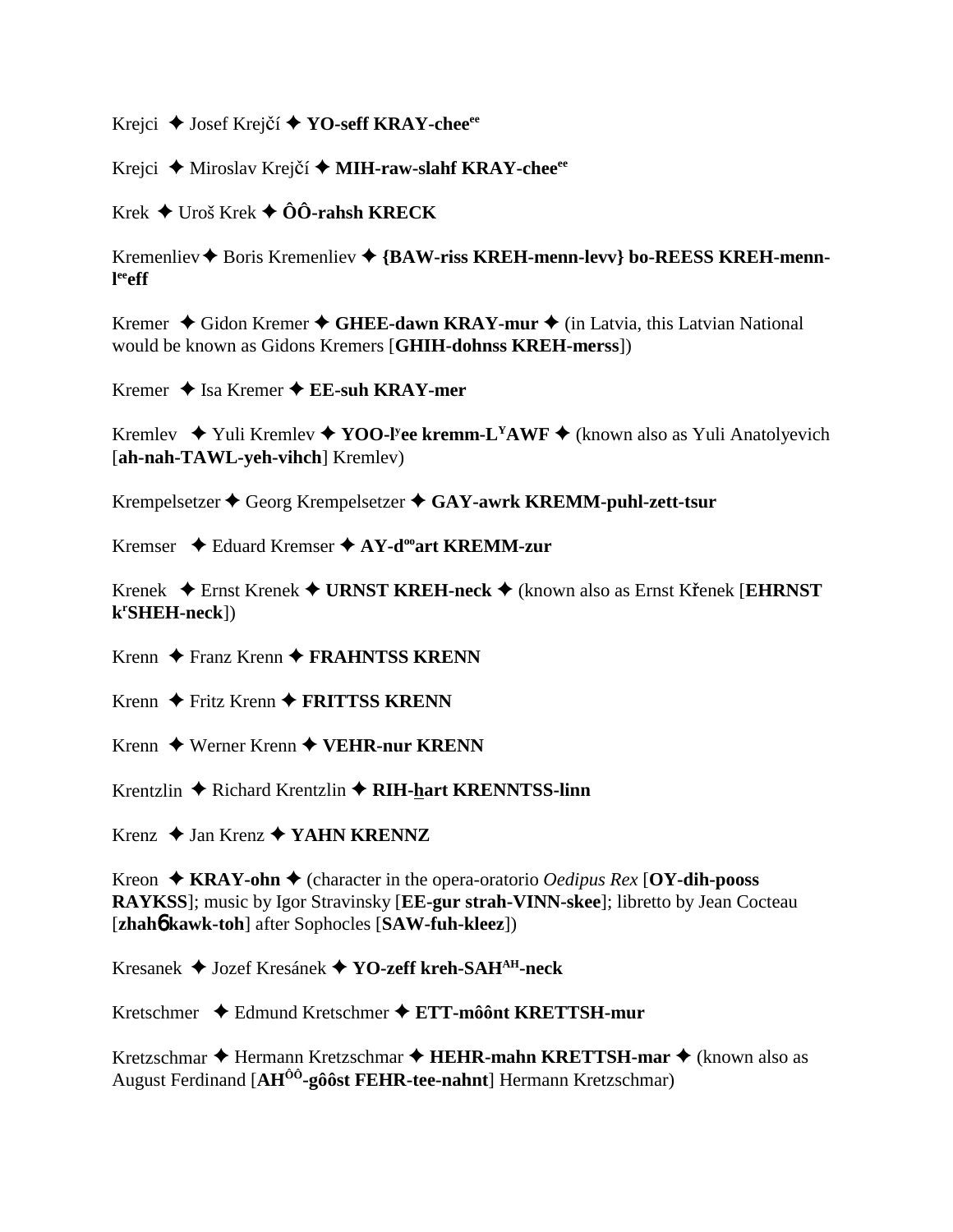Krejci ✦ Josef Krejčí ✦ **YO-seff KRAY-chee^ee^**

Krejci ✦ Miroslav Krejčí ✦ **MIH-raw-slahf KRAY-chee^ee^**

Krek ✦ Uroš Krek ✦ **ÔÔ-rahsh KRECK**

Kremenliev ✦ Boris Kremenliev ✦ **{BAW-riss KREH-menn-levv} bo-REESS KREH-menn-l^ee^eff**

Kremer ✦ Gidon Kremer ✦ **GHEE-dawn KRAY-mur** ✦ (in Latvia, this Latvian National would be known as Gidons Kremers [**GHIH-dohnss KREH-merss**])

Kremer ✦ Isa Kremer ✦ **EE-suh KRAY-mer**

Kremlev ✦ Yuli Kremlev ✦ **YOO-l^y^ee kremm-L^Y^AWF** ✦ (known also as Yuli Anatolyevich [**ah-nah-TAWL-yeh-vihch**] Kremlev)

Krempelsetzer ✦ Georg Krempelsetzer ✦ **GAY-awrk KREMM-puhl-zett-tsur**

Kremser ✦ Eduard Kremser ✦ **AY-d^oo^art KREMM-zur**

Krenek ✦ Ernst Krenek ✦ **URNST KREH-neck** ✦ (known also as Ernst Křenek [**EHRNST k^r^SHEH-neck**])

Krenn ✦ Franz Krenn ✦ **FRAHNTSS KRENN**

Krenn ✦ Fritz Krenn ✦ **FRITTSS KRENN**

Krenn ✦ Werner Krenn ✦ **VEHR-nur KRENN**

Krentzlin ✦ Richard Krentzlin ✦ **RIH-hart KRENNTSS-linn**

Krenz ✦ Jan Krenz ✦ **YAHN KRENNZ**

Kreon ✦ **KRAY-ohn** ✦ (character in the opera-oratorio *Oedipus Rex* [**OY-dih-pooss RAYKSS**]; music by Igor Stravinsky [**EE-gur strah-VINN-skee**]; libretto by Jean Cocteau [**zhahɓ kawk-toh**] after Sophocles [**SAW-fuh-kleez**])

Kresanek ✦ Jozef Kresánek ✦ **YO-zeff kreh-SAH^AH^-neck**

Kretschmer ✦ Edmund Kretschmer ✦ **ETT-môônt KRETTSH-mur**

Kretzschmar ✦ Hermann Kretzschmar ✦ **HEHR-mahn KRETTSH-mar** ✦ (known also as August Ferdinand [**AH^ÔÔ^-gôôst FEHR-tee-nahnt**] Hermann Kretzschmar)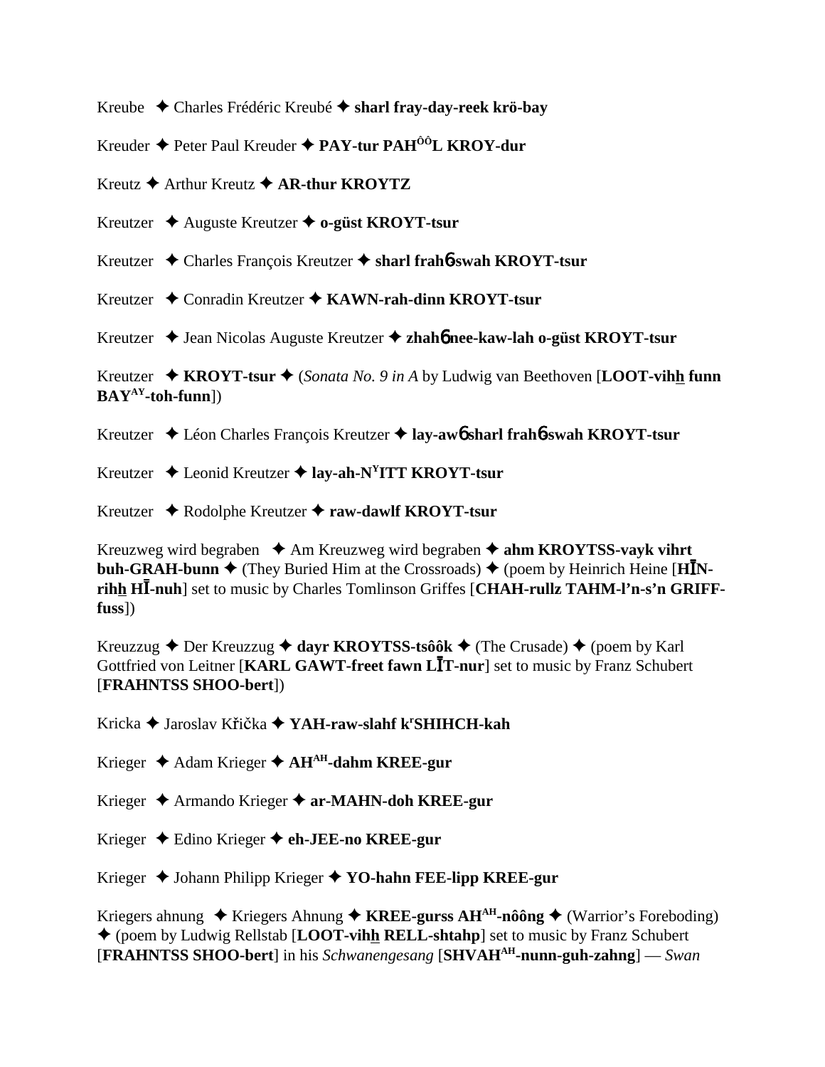Kreube ✦ Charles Frédéric Kreubé ✦ **sharl fray-day-reek krö-bay**

Kreuder ✦ Peter Paul Kreuder ✦ **PAY-tur PAH^ÔÔ^L KROY-dur**

Kreutz ✦ Arthur Kreutz ✦ **AR-thur KROYTZ**

Kreutzer ✦ Auguste Kreutzer ✦ **o-güst KROYT-tsur**

Kreutzer ✦ Charles François Kreutzer ✦ **sharl frahɓ-swah KROYT-tsur**

Kreutzer ✦ Conradin Kreutzer ✦ **KAWN-rah-dinn KROYT-tsur**

Kreutzer ✦ Jean Nicolas Auguste Kreutzer ✦ **zhahɓ nee-kaw-lah o-güst KROYT-tsur**

Kreutzer ✦ **KROYT-tsur** ✦ (*Sonata No. 9 in A* by Ludwig van Beethoven [**LOOT-vihh funn BAY^AY^-toh-funn**])

Kreutzer ✦ Léon Charles François Kreutzer ✦ **lay-awɓ sharl frahɓ-swah KROYT-tsur**

Kreutzer ✦ Leonid Kreutzer ✦ **lay-ah-N^Y^ITT KROYT-tsur**

Kreutzer ✦ Rodolphe Kreutzer ✦ **raw-dawlf KROYT-tsur**

Kreuzweg wird begraben ✦ Am Kreuzweg wird begraben ✦ **ahm KROYTSS-vayk vihrt buh-GRAH-bunn** ✦ (They Buried Him at the Crossroads) ✦ (poem by Heinrich Heine [**HĪN-rihh HĪ-nuh**] set to music by Charles Tomlinson Griffes [**CHAH-rullz TAHM-l'n-s'n GRIFF-fuss**])

Kreuzzug ✦ Der Kreuzzug ✦ **dayr KROYTSS-tsôôk** ✦ (The Crusade) ✦ (poem by Karl Gottfried von Leitner [**KARL GAWT-freet fawn LĪT-nur**] set to music by Franz Schubert [**FRAHNTSS SHOO-bert**])

Kricka ✦ Jaroslav Křička ✦ **YAH-raw-slahf k^r^SHIHCH-kah**

Krieger ✦ Adam Krieger ✦ **AH^AH^-dahm KREE-gur**

Krieger ✦ Armando Krieger ✦ **ar-MAHN-doh KREE-gur**

Krieger ✦ Edino Krieger ✦ **eh-JEE-no KREE-gur**

Krieger ✦ Johann Philipp Krieger ✦ **YO-hahn FEE-lipp KREE-gur**

Kriegers ahnung ✦ Kriegers Ahnung ✦ **KREE-gurss AH^AH^-nôông** ✦ (Warrior's Foreboding) ✦ (poem by Ludwig Rellstab [**LOOT-vihh RELL-shtahp**] set to music by Franz Schubert [**FRAHNTSS SHOO-bert**] in his *Schwanengesang* [**SHVAH^AH^-nunn-guh-zahng**] — *Swan*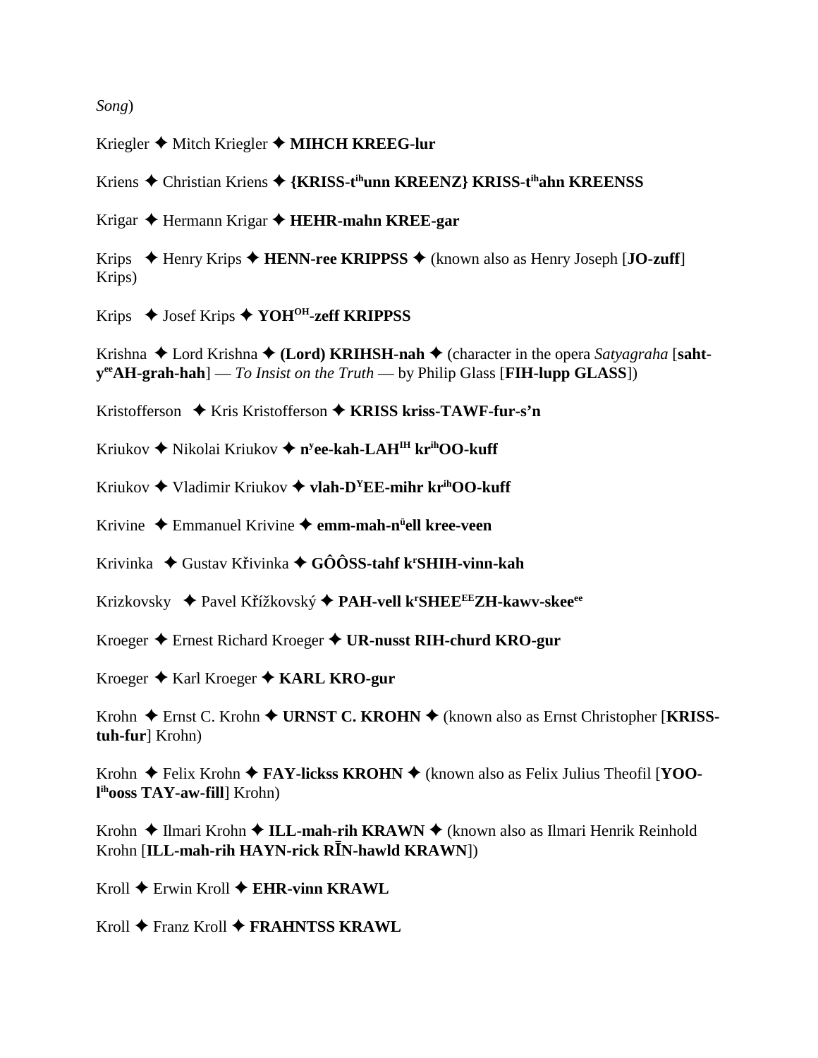*Song*)

Kriegler ✦ Mitch Kriegler ✦ **MIHCH KREEG-lur**

Kriens ✦ Christian Kriens ✦ **{KRISS-t[ih]unn KREENZ} KRISS-t[ih]ahn KREENSS**

Krigar ✦ Hermann Krigar ✦ **HEHR-mahn KREE-gar**

Krips ✦ Henry Krips ✦ **HENN-ree KRIPPSS** ✦ (known also as Henry Joseph [**JO-zuff**] Krips)

Krips ✦ Josef Krips ✦ **YOH[OH]-zeff KRIPPSS**

Krishna ✦ Lord Krishna ✦ **(Lord) KRIHSH-nah** ✦ (character in the opera *Satyagraha* [**saht-y[ee]AH-grah-hah**] — *To Insist on the Truth* — by Philip Glass [**FIH-lupp GLASS**])

Kristofferson ✦ Kris Kristofferson ✦ **KRISS kriss-TAWF-fur-s'n**

Kriukov ✦ Nikolai Kriukov ✦ **n[y]ee-kah-LAH[IH] kr[ih]OO-kuff**

Kriukov ✦ Vladimir Kriukov ✦ **vlah-D[Y]EE-mihr kr[ih]OO-kuff**

Krivine ✦ Emmanuel Krivine ✦ **emm-mah-n[ü]ell kree-veen**

Krivinka ✦ Gustav Křivinka ✦ **GÔÔSS-tahf k[r]SHIH-vinn-kah**

Krizkovsky ✦ Pavel Křížkovský ✦ **PAH-vell k[r]SHEE[EE]ZH-kawv-skee[ee]**

Kroeger ✦ Ernest Richard Kroeger ✦ **UR-nusst RIH-churd KRO-gur**

Kroeger ✦ Karl Kroeger ✦ **KARL KRO-gur**

Krohn ✦ Ernst C. Krohn ✦ **URNST C. KROHN** ✦ (known also as Ernst Christopher [**KRISS-tuh-fur**] Krohn)

Krohn ✦ Felix Krohn ✦ **FAY-lickss KROHN** ✦ (known also as Felix Julius Theofil [**YOO-l[ih]ooss TAY-aw-fill**] Krohn)

Krohn ✦ Ilmari Krohn ✦ **ILL-mah-rih KRAWN** ✦ (known also as Ilmari Henrik Reinhold Krohn [**ILL-mah-rih HAYN-rick RĪN-hawld KRAWN**])

Kroll ✦ Erwin Kroll ✦ **EHR-vinn KRAWL**

Kroll ✦ Franz Kroll ✦ **FRAHNTSS KRAWL**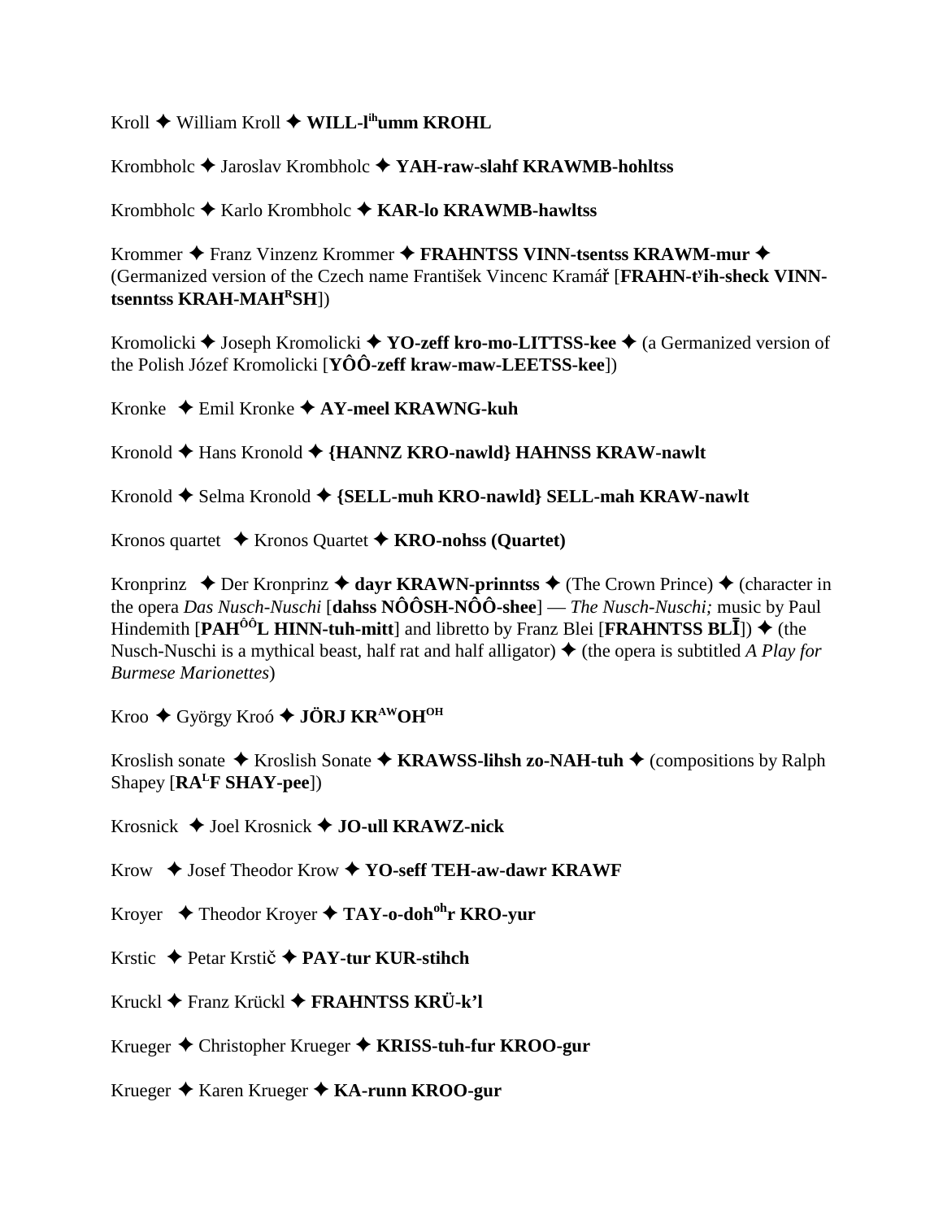Kroll ✦ William Kroll ✦ **WILL-l^ih^umm KROHL**

Krombholc ✦ Jaroslav Krombholc ✦ **YAH-raw-slahf KRAWMB-hohltss**

Krombholc ✦ Karlo Krombholc ✦ **KAR-lo KRAWMB-hawltss**

Krommer ✦ Franz Vinzenz Krommer ✦ **FRAHNTSS VINN-tsentss KRAWM-mur** ✦ (Germanized version of the Czech name František Vincenc Kramář [**FRAHN-tʸih-sheck VINN-tsenntss KRAH-MAH^R^SH**])

Kromolicki ✦ Joseph Kromolicki ✦ **YO-zeff kro-mo-LITTSS-kee** ✦ (a Germanized version of the Polish Józef Kromolicki [**YÔÔ-zeff kraw-maw-LEETSS-kee**])

Kronke ✦ Emil Kronke ✦ **AY-meel KRAWNG-kuh**

Kronold ✦ Hans Kronold ✦ **{HANNZ KRO-nawld} HAHNSS KRAW-nawlt**

Kronold ✦ Selma Kronold ✦ **{SELL-muh KRO-nawld} SELL-mah KRAW-nawlt**

Kronos quartet ✦ Kronos Quartet ✦ **KRO-nohss (Quartet)**

Kronprinz ✦ Der Kronprinz ✦ **dayr KRAWN-prinntss** ✦ (The Crown Prince) ✦ (character in the opera *Das Nusch-Nuschi* [**dahss NÔÔSH-NÔÔ-shee**] — *The Nusch-Nuschi;* music by Paul Hindemith [**PAH^ÔÔ^L HINN-tuh-mitt**] and libretto by Franz Blei [**FRAHNTSS BLĪ**]) ✦ (the Nusch-Nuschi is a mythical beast, half rat and half alligator) ✦ (the opera is subtitled *A Play for Burmese Marionettes*)

Kroo ✦ György Kroó ✦ **JÖRJ KR^AW^OH^OH^**

Kroslish sonate ✦ Kroslish Sonate ✦ **KRAWSS-lihsh zo-NAH-tuh** ✦ (compositions by Ralph Shapey [**RA^L^F SHAY-pee**])

Krosnick ✦ Joel Krosnick ✦ **JO-ull KRAWZ-nick**

Krow ✦ Josef Theodor Krow ✦ **YO-seff TEH-aw-dawr KRAWF**

Kroyer ✦ Theodor Kroyer ✦ **TAY-o-doh^oh^r KRO-yur**

Krstic ✦ Petar Krstič ✦ **PAY-tur KUR-stihch**

Kruckl ✦ Franz Krückl ✦ **FRAHNTSS KRÜ-k'l**

Krueger ✦ Christopher Krueger ✦ **KRISS-tuh-fur KROO-gur**

Krueger ✦ Karen Krueger ✦ **KA-runn KROO-gur**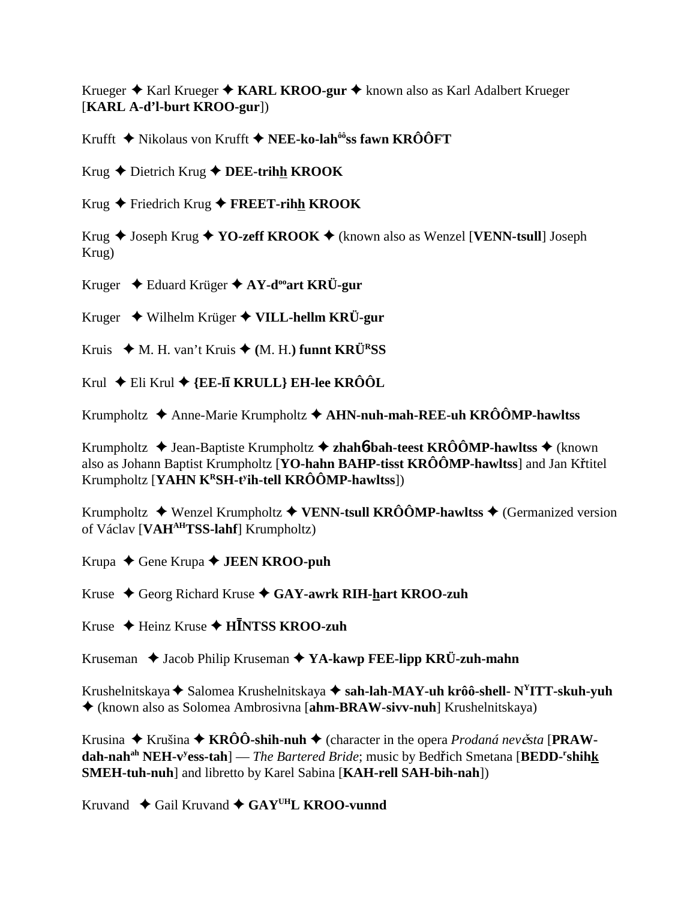Krueger ✦ Karl Krueger ✦ **KARL KROO-gur** ✦ known also as Karl Adalbert Krueger [**KARL A-d'l-burt KROO-gur**])

Krufft ✦ Nikolaus von Krufft ✦ **NEE-ko-lahôôss fawn KRÔÔFT**

Krug ✦ Dietrich Krug ✦ **DEE-trihh KROOK**

Krug ✦ Friedrich Krug ✦ **FREET-rihh KROOK**

Krug ✦ Joseph Krug ✦ **YO-zeff KROOK** ✦ (known also as Wenzel [**VENN-tsull**] Joseph Krug)

Kruger ✦ Eduard Krüger ✦ **AY-dooart KRÜ-gur**

Kruger ✦ Wilhelm Krüger ✦ **VILL-hellm KRÜ-gur**

Kruis ✦ M. H. van't Kruis ✦ **(**M. H.**) funnt KRÜRSS**

Krul ✦ Eli Krul ✦ **{EE-lī KRULL} EH-lee KRÔÔL**

Krumpholtz ✦ Anne-Marie Krumpholtz ✦ **AHN-nuh-mah-REE-uh KRÔÔMP-hawltss**

Krumpholtz ✦ Jean-Baptiste Krumpholtz ✦ **zhahɓ-bah-teest KRÔÔMP-hawltss** ✦ (known also as Johann Baptist Krumpholtz [**YO-hahn BAHP-tisst KRÔÔMP-hawltss**] and Jan Křtitel Krumpholtz [**YAHN KRSH-tyih-tell KRÔÔMP-hawltss**])

Krumpholtz ✦ Wenzel Krumpholtz ✦ **VENN-tsull KRÔÔMP-hawltss** ✦ (Germanized version of Václav [**VAHAHTSS-lahf**] Krumpholtz)

Krupa ✦ Gene Krupa ✦ **JEEN KROO-puh**

Kruse ✦ Georg Richard Kruse ✦ **GAY-awrk RIH-hart KROO-zuh**

Kruse ✦ Heinz Kruse ✦ **HĪNTSS KROO-zuh**

Kruseman ✦ Jacob Philip Kruseman ✦ **YA-kawp FEE-lipp KRÜ-zuh-mahn**

Krushelnitskaya ✦ Salomea Krushelnitskaya ✦ **sah-lah-MAY-uh krôô-shell- NYITT-skuh-yuh** ✦ (known also as Solomea Ambrosivna [**ahm-BRAW-sivv-nuh**] Krushelnitskaya)

Krusina ✦ Krušina ✦ **KRÔÔ-shih-nuh** ✦ (character in the opera *Prodaná nevěsta* [**PRAW-dah-nahah NEH-vyess-tah**] — *The Bartered Bride*; music by Bedřich Smetana [**BEDD-rshihk SMEH-tuh-nuh**] and libretto by Karel Sabina [**KAH-rell SAH-bih-nah**])

Kruvand ✦ Gail Kruvand ✦ **GAYUHL KROO-vunnd**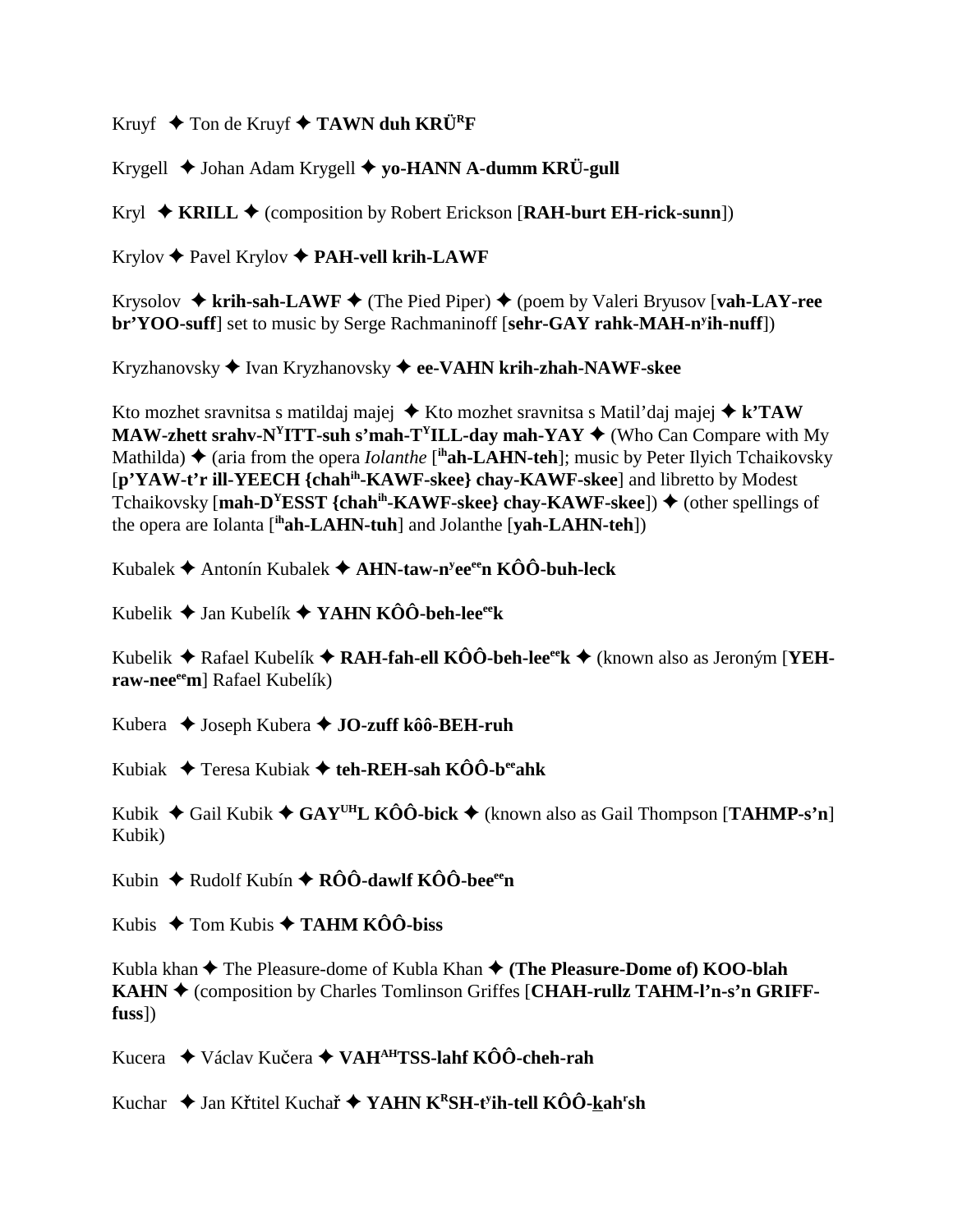Kruyf ✦ Ton de Kruyf ✦ **TAWN duh KRÜ^R^F**

Krygell ✦ Johan Adam Krygell ✦ **yo-HANN A-dumm KRÜ-gull**

Kryl ✦ **KRILL** ✦ (composition by Robert Erickson [**RAH-burt EH-rick-sunn**])

Krylov ✦ Pavel Krylov ✦ **PAH-vell krih-LAWF**

Krysolov ✦ **krih-sah-LAWF** ✦ (The Pied Piper) ✦ (poem by Valeri Bryusov [**vah-LAY-ree br'YOO-suff**] set to music by Serge Rachmaninoff [**sehr-GAY rahk-MAH-n^y^ih-nuff**])

Kryzhanovsky ✦ Ivan Kryzhanovsky ✦ **ee-VAHN krih-zhah-NAWF-skee**

Kto mozhet sravnitsa s matildaj majej ✦ Kto mozhet sravnitsa s Matil'daj majej ✦ **k'TAW MAW-zhett srahv-N^Y^ITT-suh s'mah-T^Y^ILL-day mah-YAY** ✦ (Who Can Compare with My Mathilda) ✦ (aria from the opera *Iolanthe* [**^ih^ah-LAHN-teh**]; music by Peter Ilyich Tchaikovsky [**p'YAW-t'r ill-YEECH {chah^ih^-KAWF-skee} chay-KAWF-skee**] and libretto by Modest Tchaikovsky [**mah-D^Y^ESST {chah^ih^-KAWF-skee} chay-KAWF-skee**]) ✦ (other spellings of the opera are Iolanta [**^ih^ah-LAHN-tuh**] and Jolanthe [**yah-LAHN-teh**])

Kubalek ✦ Antonín Kubalek ✦ **AHN-taw-n^y^ee^ee^n KÔÔ-buh-leck**

Kubelik ✦ Jan Kubelík ✦ **YAHN KÔÔ-beh-lee^ee^k**

Kubelik ✦ Rafael Kubelík ✦ **RAH-fah-ell KÔÔ-beh-lee^ee^k** ✦ (known also as Jeroným [**YEH-raw-nee^ee^m**] Rafael Kubelík)

Kubera ✦ Joseph Kubera ✦ **JO-zuff kôô-BEH-ruh**

Kubiak ✦ Teresa Kubiak ✦ **teh-REH-sah KÔÔ-b^ee^ahk**

Kubik ✦ Gail Kubik ✦ **GAY^UH^L KÔÔ-bick** ✦ (known also as Gail Thompson [**TAHMP-s'n**] Kubik)

Kubin ✦ Rudolf Kubín ✦ **RÔÔ-dawlf KÔÔ-bee^ee^n**

Kubis ✦ Tom Kubis ✦ **TAHM KÔÔ-biss**

Kubla khan ✦ The Pleasure-dome of Kubla Khan ✦ **(The Pleasure-Dome of) KOO-blah KAHN** ✦ (composition by Charles Tomlinson Griffes [**CHAH-rullz TAHM-l'n-s'n GRIFF-fuss**])

Kucera ✦ Václav Kučera ✦ **VAH^AH^TSS-lahf KÔÔ-cheh-rah**

Kuchar ✦ Jan Křtitel Kuchař ✦ **YAHN K^R^SH-t^y^ih-tell KÔÔ-kah^r^sh**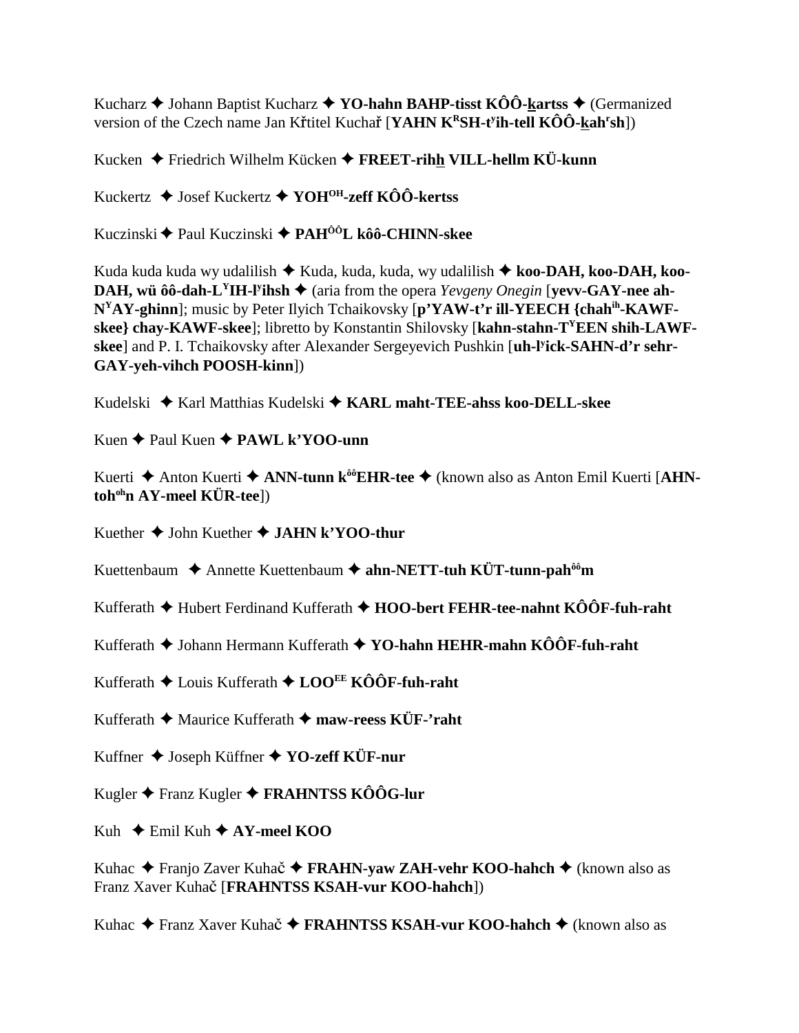Kucharz ✦ Johann Baptist Kucharz ✦ **YO-hahn BAHP-tisst KÔÔ-kartss** ✦ (Germanized version of the Czech name Jan Křtitel Kuchař [**YAHN K[R]SH-t[y]ih-tell KÔÔ-kah[r]sh**])

Kucken ✦ Friedrich Wilhelm Kücken ✦ **FREET-rihh VILL-hellm KÜ-kunn**

Kuckertz ✦ Josef Kuckertz ✦ **YOH[OH]-zeff KÔÔ-kertss**

Kuczinski ✦ Paul Kuczinski ✦ **PAH[ÔÔ]L kôô-CHINN-skee**

Kuda kuda kuda wy udalilish ✦ Kuda, kuda, kuda, wy udalilish ✦ **koo-DAH, koo-DAH, koo-DAH, wü ôô-dah-L[Y]IH-l[y]ihsh** ✦ (aria from the opera *Yevgeny Onegin* [**yevv-GAY-nee ah-N[Y]AY-ghinn**]; music by Peter Ilyich Tchaikovsky [**p'YAW-t'r ill-YEECH {chah[ih]-KAWF-skee} chay-KAWF-skee**]; libretto by Konstantin Shilovsky [**kahn-stahn-T[Y]EEN shih-LAWF-skee**] and P. I. Tchaikovsky after Alexander Sergeyevich Pushkin [**uh-l[y]ick-SAHN-d'r sehr-GAY-yeh-vihch POOSH-kinn**])

Kudelski ✦ Karl Matthias Kudelski ✦ **KARL maht-TEE-ahss koo-DELL-skee**

Kuen ✦ Paul Kuen ✦ **PAWL k'YOO-unn**

Kuerti ✦ Anton Kuerti ✦ **ANN-tunn k[ôô]EHR-tee** ✦ (known also as Anton Emil Kuerti [**AHN-toh[oh]n AY-meel KÜR-tee**])

Kuether ✦ John Kuether ✦ **JAHN k'YOO-thur**

Kuettenbaum ✦ Annette Kuettenbaum ✦ **ahn-NETT-tuh KÜT-tunn-pah[ôô]m**

Kufferath ✦ Hubert Ferdinand Kufferath ✦ **HOO-bert FEHR-tee-nahnt KÔÔF-fuh-raht**

Kufferath ✦ Johann Hermann Kufferath ✦ **YO-hahn HEHR-mahn KÔÔF-fuh-raht**

Kufferath ✦ Louis Kufferath ✦ **LOO[EE] KÔÔF-fuh-raht**

Kufferath ✦ Maurice Kufferath ✦ **maw-reess KÜF-'raht**

Kuffner ✦ Joseph Küffner ✦ **YO-zeff KÜF-nur**

Kugler ✦ Franz Kugler ✦ **FRAHNTSS KÔÔG-lur**

Kuh ✦ Emil Kuh ✦ **AY-meel KOO**

Kuhac ✦ Franjo Zaver Kuhač ✦ **FRAHN-yaw ZAH-vehr KOO-hahch** ✦ (known also as Franz Xaver Kuhač [**FRAHNTSS KSAH-vur KOO-hahch**])

Kuhac ✦ Franz Xaver Kuhač ✦ **FRAHNTSS KSAH-vur KOO-hahch** ✦ (known also as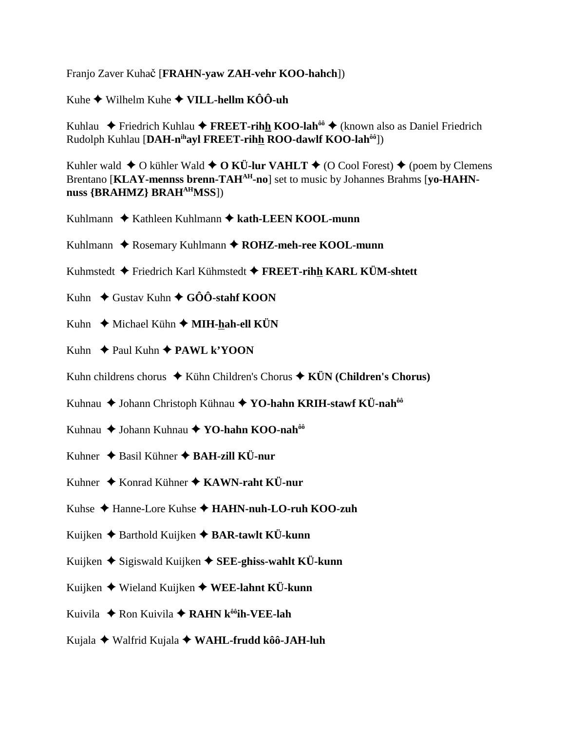Franjo Zaver Kuhač [**FRAHN-yaw ZAH-vehr KOO-hahch**])

Kuhe ✦ Wilhelm Kuhe ✦ **VILL-hellm KÔÔ-uh**

Kuhlau ✦ Friedrich Kuhlau ✦ **FREET-rihh KOO-lah**[ôô] ✦ (known also as Daniel Friedrich Rudolph Kuhlau [**DAH-n**[ih]**ayl FREET-rihh ROO-dawlf KOO-lah**[ôô]])

Kuhler wald ✦ O kühler Wald ✦ **O KÜ-lur VAHLT** ✦ (O Cool Forest) ✦ (poem by Clemens Brentano [**KLAY-mennss brenn-TAH**[AH]**-no**] set to music by Johannes Brahms [**yo-HAHN-nuss {BRAHMZ} BRAH**[AH]**MSS**])

Kuhlmann ✦ Kathleen Kuhlmann ✦ **kath-LEEN KOOL-munn**

Kuhlmann ✦ Rosemary Kuhlmann ✦ **ROHZ-meh-ree KOOL-munn**

Kuhmstedt ✦ Friedrich Karl Kühmstedt ✦ **FREET-rihh KARL KÜM-shtett**

Kuhn ✦ Gustav Kuhn ✦ **GÔÔ-stahf KOON**

Kuhn ✦ Michael Kühn ✦ **MIH-hah-ell KÜN**

Kuhn ✦ Paul Kuhn ✦ **PAWL k'YOON**

Kuhn childrens chorus ✦ Kühn Children's Chorus ✦ **KÜN (Children's Chorus)**

Kuhnau ✦ Johann Christoph Kühnau ✦ **YO-hahn KRIH-stawf KÜ-nah**[ôô]

Kuhnau ✦ Johann Kuhnau ✦ **YO-hahn KOO-nah**[ôô]

Kuhner ✦ Basil Kühner ✦ **BAH-zill KÜ-nur**

Kuhner ✦ Konrad Kühner ✦ **KAWN-raht KÜ-nur**

Kuhse ✦ Hanne-Lore Kuhse ✦ **HAHN-nuh-LO-ruh KOO-zuh**

Kuijken ✦ Barthold Kuijken ✦ **BAR-tawlt KÜ-kunn**

Kuijken ✦ Sigiswald Kuijken ✦ **SEE-ghiss-wahlt KÜ-kunn**

Kuijken ✦ Wieland Kuijken ✦ **WEE-lahnt KÜ-kunn**

Kuivila ✦ Ron Kuivila ✦ **RAHN k**[ôô]**ih-VEE-lah**

Kujala ✦ Walfrid Kujala ✦ **WAHL-frudd kôô-JAH-luh**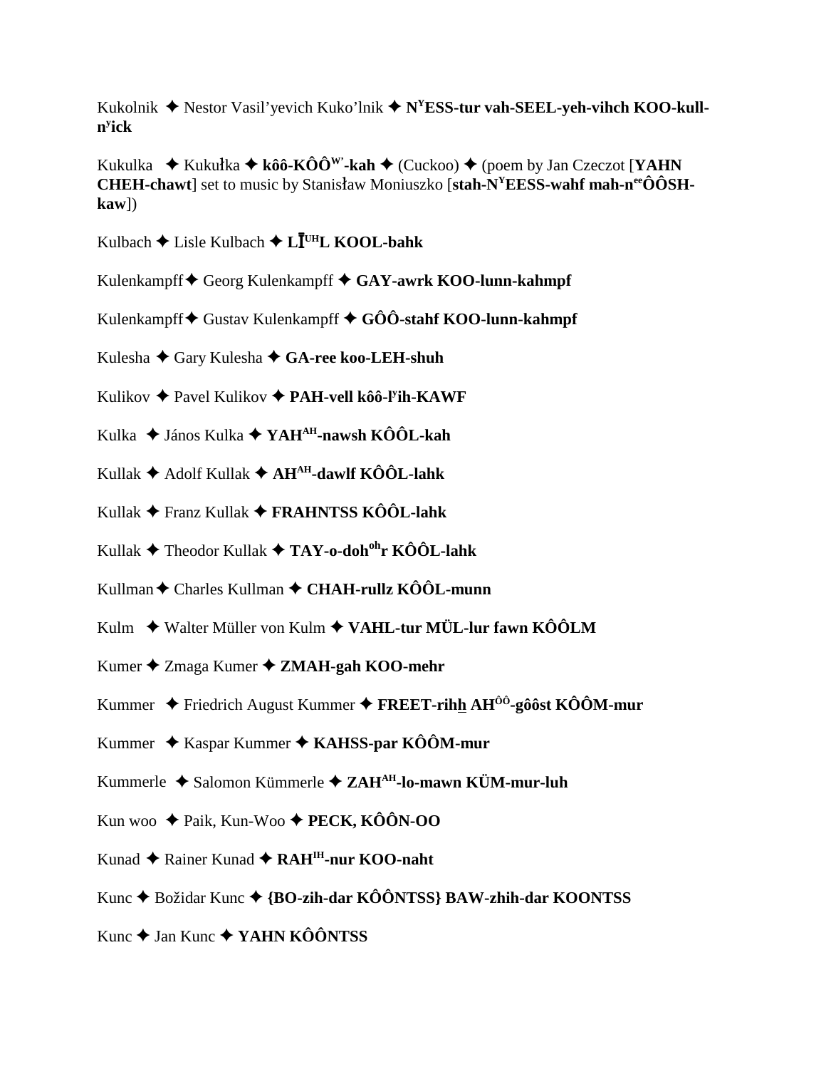Kukolnik ✦ Nestor Vasil'yevich Kuko'lnik ✦ **N[Y]ESS-tur vah-SEEL-yeh-vihch KOO-kull-n[y]ick**

Kukulka ✦ Kukułka ✦ **kôô-KÔÔ[W']-kah** ✦ (Cuckoo) ✦ (poem by Jan Czeczot [**YAHN CHEH-chawt**] set to music by Stanisław Moniuszko [**stah-N[Y]EESS-wahf mah-n[ee]ÔÔSH-kaw**])

Kulbach ✦ Lisle Kulbach ✦ **LĪ[UH]L KOOL-bahk**

Kulenkampff ✦ Georg Kulenkampff ✦ **GAY-awrk KOO-lunn-kahmpf**

Kulenkampff ✦ Gustav Kulenkampff ✦ **GÔÔ-stahf KOO-lunn-kahmpf**

Kulesha ✦ Gary Kulesha ✦ **GA-ree koo-LEH-shuh**

Kulikov ✦ Pavel Kulikov ✦ **PAH-vell kôô-l[y]ih-KAWF**

Kulka ✦ János Kulka ✦ **YAH[AH]-nawsh KÔÔL-kah**

Kullak ✦ Adolf Kullak ✦ **AH[AH]-dawlf KÔÔL-lahk**

Kullak ✦ Franz Kullak ✦ **FRAHNTSS KÔÔL-lahk**

Kullak ✦ Theodor Kullak ✦ **TAY-o-doh[oh]r KÔÔL-lahk**

Kullman ✦ Charles Kullman ✦ **CHAH-rullz KÔÔL-munn**

Kulm ✦ Walter Müller von Kulm ✦ **VAHL-tur MÜL-lur fawn KÔÔLM**

Kumer ✦ Zmaga Kumer ✦ **ZMAH-gah KOO-mehr**

Kummer ✦ Friedrich August Kummer ✦ **FREET-rih<u>h</u> AH[ÔÔ]-gôôst KÔÔM-mur**

Kummer ✦ Kaspar Kummer ✦ **KAHSS-par KÔÔM-mur**

Kummerle ✦ Salomon Kümmerle ✦ **ZAH[AH]-lo-mawn KÜM-mur-luh**

Kun woo ✦ Paik, Kun-Woo ✦ **PECK, KÔÔN-OO**

Kunad ✦ Rainer Kunad ✦ **RAH[IH]-nur KOO-naht**

Kunc ✦ Božidar Kunc ✦ **{BO-zih-dar KÔÔNTSS} BAW-zhih-dar KOONTSS**

Kunc ✦ Jan Kunc ✦ **YAHN KÔÔNTSS**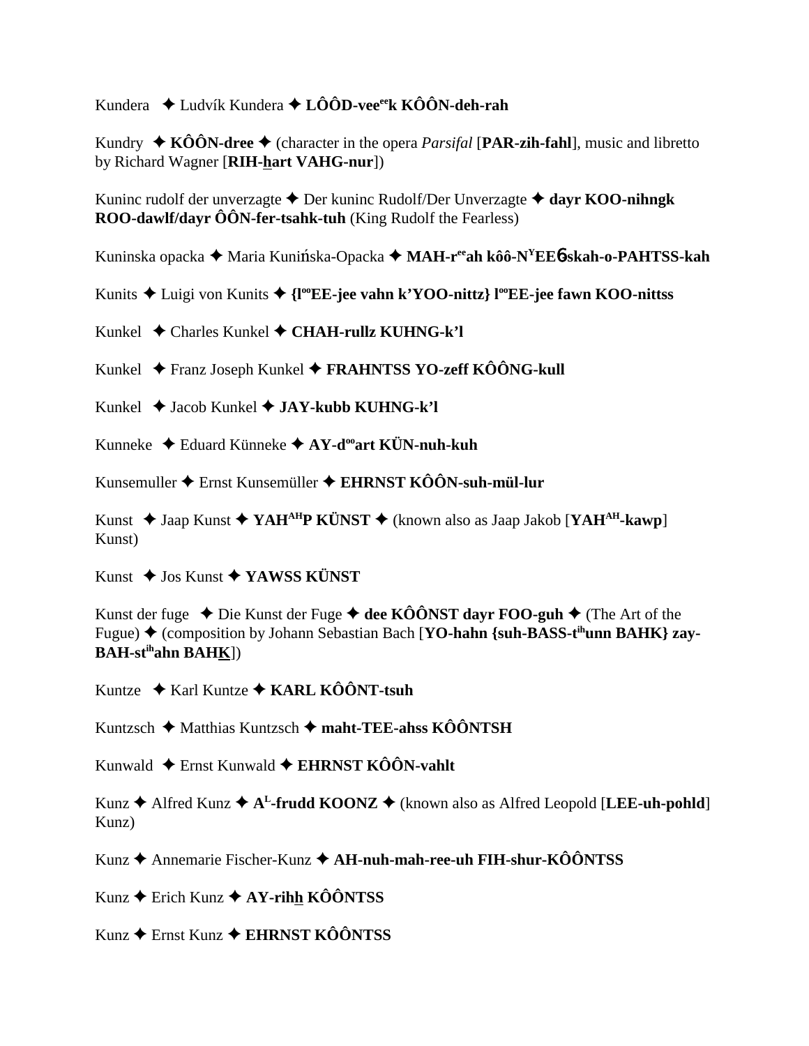Kundera ✦ Ludvík Kundera ✦ **LÔÔD-vee[ee]k KÔÔN-deh-rah**

Kundry ✦ **KÔÔN-dree** ✦ (character in the opera *Parsifal* [**PAR-zih-fahl**], music and libretto by Richard Wagner [**RIH-hart VAHG-nur**])

Kuninc rudolf der unverzagte ✦ Der kuninc Rudolf/Der Unverzagte ✦ **dayr KOO-nihngk ROO-dawlf/dayr ÔÔN-fer-tsahk-tuh** (King Rudolf the Fearless)

Kuninska opacka ✦ Maria Kunińska-Opacka ✦ **MAH-r[ee]ah kôô-N[Y]EE6-skah-o-PAHTSS-kah**

Kunits ✦ Luigi von Kunits ✦ **{l[oo]EE-jee vahn k'YOO-nittz} l[oo]EE-jee fawn KOO-nittss**

Kunkel ✦ Charles Kunkel ✦ **CHAH-rullz KUHNG-k'l**

Kunkel ✦ Franz Joseph Kunkel ✦ **FRAHNTSS YO-zeff KÔÔNG-kull**

Kunkel ✦ Jacob Kunkel ✦ **JAY-kubb KUHNG-k'l**

Kunneke ✦ Eduard Künneke ✦ **AY-d[oo]art KÜN-nuh-kuh**

Kunsemuller ✦ Ernst Kunsemüller ✦ **EHRNST KÔÔN-suh-mül-lur**

Kunst ✦ Jaap Kunst ✦ **YAH[AH]P KÜNST** ✦ (known also as Jaap Jakob [**YAH[AH]-kawp**] Kunst)

Kunst ✦ Jos Kunst ✦ **YAWSS KÜNST**

Kunst der fuge ✦ Die Kunst der Fuge ✦ **dee KÔÔNST dayr FOO-guh** ✦ (The Art of the Fugue) ✦ (composition by Johann Sebastian Bach [**YO-hahn {suh-BASS-t[ih]unn BAHK} zay-BAH-st[ih]ahn BAHK**])

Kuntze ✦ Karl Kuntze ✦ **KARL KÔÔNT-tsuh**

Kuntzsch ✦ Matthias Kuntzsch ✦ **maht-TEE-ahss KÔÔNTSH**

Kunwald ✦ Ernst Kunwald ✦ **EHRNST KÔÔN-vahlt**

Kunz ✦ Alfred Kunz ✦ **A[L]-frudd KOONZ** ✦ (known also as Alfred Leopold [**LEE-uh-pohld**] Kunz)

Kunz ✦ Annemarie Fischer-Kunz ✦ **AH-nuh-mah-ree-uh FIH-shur-KÔÔNTSS**

Kunz ✦ Erich Kunz ✦ **AY-rihh KÔÔNTSS**

Kunz ✦ Ernst Kunz ✦ **EHRNST KÔÔNTSS**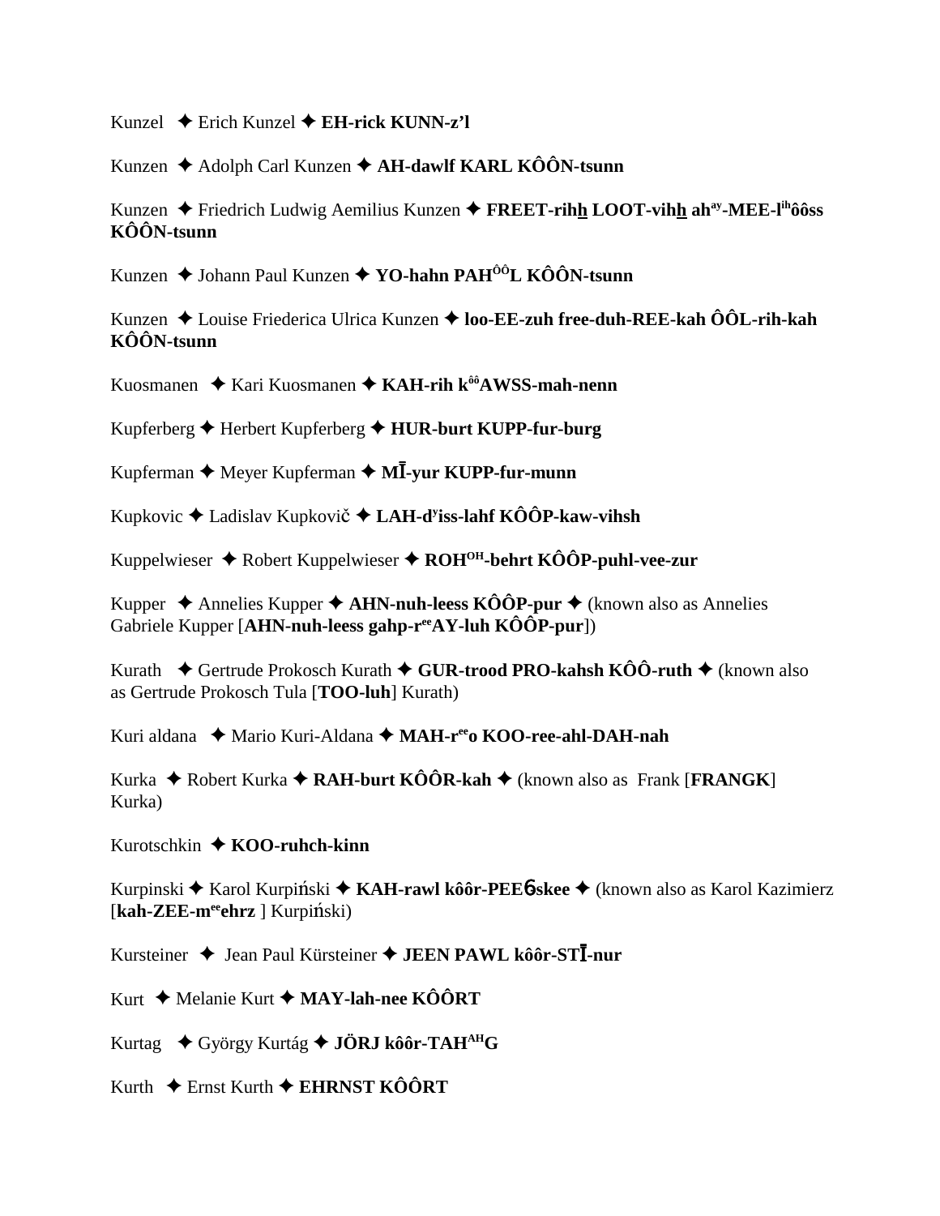Kunzel ✦ Erich Kunzel ✦ **EH-rick KUNN-z'l**

Kunzen ✦ Adolph Carl Kunzen ✦ **AH-dawlf KARL KÔÔN-tsunn**

Kunzen ✦ Friedrich Ludwig Aemilius Kunzen ✦ **FREET-rihh LOOT-vihh ah[ay]-MEE-l[ih]ôôss KÔÔN-tsunn**

Kunzen ✦ Johann Paul Kunzen ✦ **YO-hahn PAH[ÔÔ]L KÔÔN-tsunn**

Kunzen ✦ Louise Friederica Ulrica Kunzen ✦ **loo-EE-zuh free-duh-REE-kah ÔÔL-rih-kah KÔÔN-tsunn**

Kuosmanen ✦ Kari Kuosmanen ✦ **KAH-rih k[ôô]AWSS-mah-nenn**

Kupferberg ✦ Herbert Kupferberg ✦ **HUR-burt KUPP-fur-burg**

Kupferman ✦ Meyer Kupferman ✦ **MĪ-yur KUPP-fur-munn**

Kupkovic ✦ Ladislav Kupkovič ✦ **LAH-d[y]iss-lahf KÔÔP-kaw-vihsh**

Kuppelwieser ✦ Robert Kuppelwieser ✦ **ROH[OH]-behrt KÔÔP-puhl-vee-zur**

Kupper ✦ Annelies Kupper ✦ **AHN-nuh-leess KÔÔP-pur** ✦ (known also as Annelies Gabriele Kupper [**AHN-nuh-leess gahp-r[ee]AY-luh KÔÔP-pur**])

Kurath ✦ Gertrude Prokosch Kurath ✦ **GUR-trood PRO-kahsh KÔÔ-ruth** ✦ (known also as Gertrude Prokosch Tula [**TOO-luh**] Kurath)

Kuri aldana ✦ Mario Kuri-Aldana ✦ **MAH-r[ee]o KOO-ree-ahl-DAH-nah**

Kurka ✦ Robert Kurka ✦ **RAH-burt KÔÔR-kah** ✦ (known also as Frank [**FRANGK**] Kurka)

Kurotschkin ✦ **KOO-ruhch-kinn**

Kurpinski ✦ Karol Kurpiński ✦ **KAH-rawl kôôr-PEEɓskee** ✦ (known also as Karol Kazimierz [**kah-ZEE-m[ee]ehrz** ] Kurpiński)

Kursteiner ✦ Jean Paul Kürsteiner ✦ **JEEN PAWL kôôr-STĪ-nur**

Kurt ✦ Melanie Kurt ✦ **MAY-lah-nee KÔÔRT**

Kurtag ✦ György Kurtág ✦ **JÖRJ kôôr-TAH[AH]G**

Kurth ✦ Ernst Kurth ✦ **EHRNST KÔÔRT**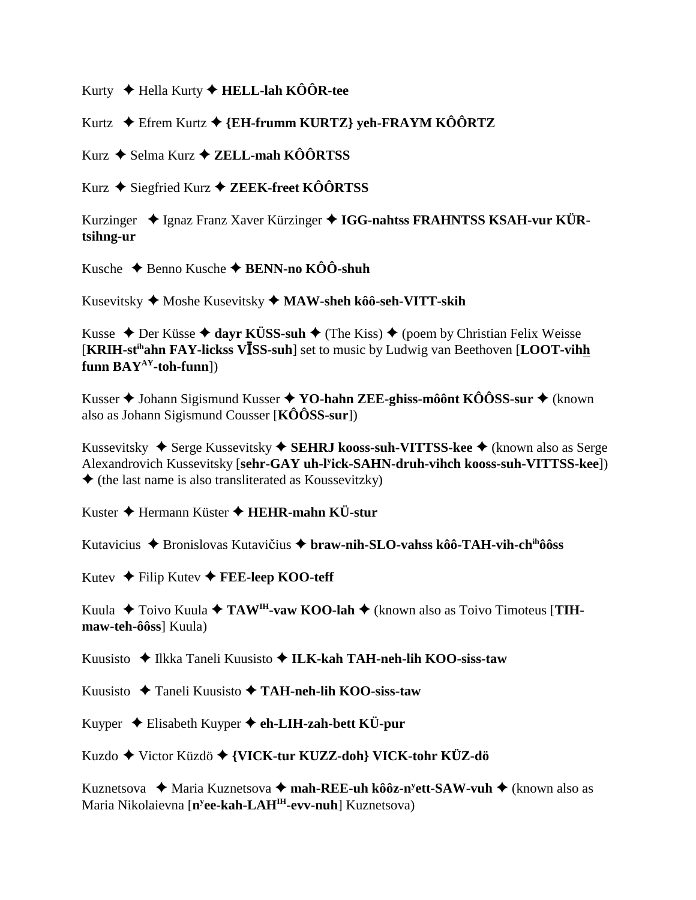Kurty ✦ Hella Kurty ✦ **HELL-lah KÔÔR-tee**

Kurtz ✦ Efrem Kurtz ✦ **{EH-frumm KURTZ} yeh-FRAYM KÔÔRTZ**

Kurz ✦ Selma Kurz ✦ **ZELL-mah KÔÔRTSS**

Kurz ✦ Siegfried Kurz ✦ **ZEEK-freet KÔÔRTSS**

Kurzinger ✦ Ignaz Franz Xaver Kürzinger ✦ **IGG-nahtss FRAHNTSS KSAH-vur KÜR-tsihng-ur**

Kusche ✦ Benno Kusche ✦ **BENN-no KÔÔ-shuh**

Kusevitsky ✦ Moshe Kusevitsky ✦ **MAW-sheh kôô-seh-VITT-skih**

Kusse ✦ Der Küsse ✦ **dayr KÜSS-suh** ✦ (The Kiss) ✦ (poem by Christian Felix Weisse [**KRIH-st**[ih]**ahn FAY-lickss VĪSS-suh**] set to music by Ludwig van Beethoven [**LOOT-vihh funn BAY**[AY]**-toh-funn**])

Kusser ✦ Johann Sigismund Kusser ✦ **YO-hahn ZEE-ghiss-môônt KÔÔSS-sur** ✦ (known also as Johann Sigismund Cousser [**KÔÔSS-sur**])

Kussevitsky ✦ Serge Kussevitsky ✦ **SEHRJ kooss-suh-VITTSS-kee** ✦ (known also as Serge Alexandrovich Kussevitsky [**sehr-GAY uh-l**[y]**ick-SAHN-druh-vihch kooss-suh-VITTSS-kee**]) ✦ (the last name is also transliterated as Koussevitzky)

Kuster ✦ Hermann Küster ✦ **HEHR-mahn KÜ-stur**

Kutavicius ✦ Bronislovas Kutavičius ✦ **braw-nih-SLO-vahss kôô-TAH-vih-ch**[ih]**ôôss**

Kutev ✦ Filip Kutev ✦ **FEE-leep KOO-teff**

Kuula ✦ Toivo Kuula ✦ **TAW**[IH]**-vaw KOO-lah** ✦ (known also as Toivo Timoteus [**TIH-maw-teh-ôôss**] Kuula)

Kuusisto ✦ Ilkka Taneli Kuusisto ✦ **ILK-kah TAH-neh-lih KOO-siss-taw**

Kuusisto ✦ Taneli Kuusisto ✦ **TAH-neh-lih KOO-siss-taw**

Kuyper ✦ Elisabeth Kuyper ✦ **eh-LIH-zah-bett KÜ-pur**

Kuzdo ✦ Victor Küzdö ✦ **{VICK-tur KUZZ-doh} VICK-tohr KÜZ-dö**

Kuznetsova ✦ Maria Kuznetsova ✦ **mah-REE-uh kôôz-n**[y]**ett-SAW-vuh** ✦ (known also as Maria Nikolaievna [**n**[y]**ee-kah-LAH**[IH]**-evv-nuh**] Kuznetsova)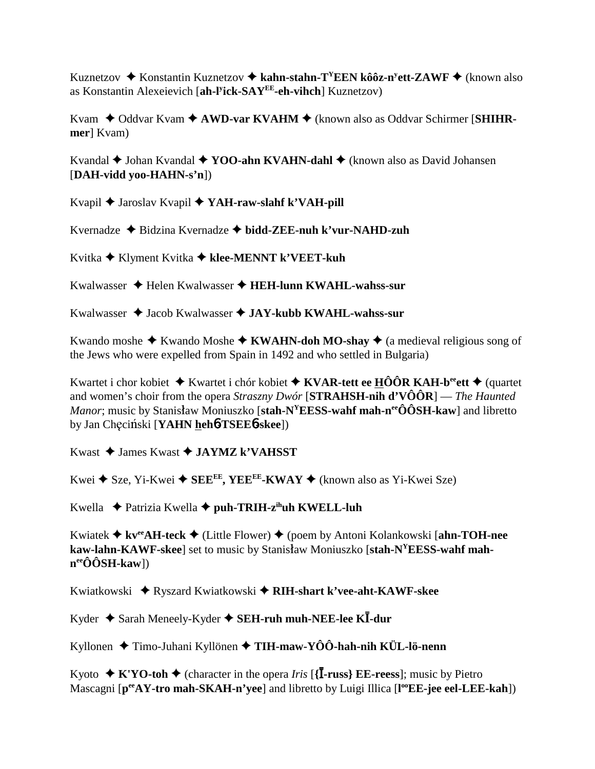Kuznetzov ✦ Konstantin Kuznetzov ✦ **kahn-stahn-TYEEN kôôz-nyett-ZAWF** ✦ (known also as Konstantin Alexeievich [**ah-lyick-SAYEE-eh-vihch**] Kuznetzov)

Kvam ✦ Oddvar Kvam ✦ **AWD-var KVAHM** ✦ (known also as Oddvar Schirmer [**SHIHR-mer**] Kvam)

Kvandal ✦ Johan Kvandal ✦ **YOO-ahn KVAHN-dahl** ✦ (known also as David Johansen [**DAH-vidd yoo-HAHN-s'n**])

Kvapil ✦ Jaroslav Kvapil ✦ **YAH-raw-slahf k'VAH-pill**

Kvernadze ✦ Bidzina Kvernadze ✦ **bidd-ZEE-nuh k'vur-NAHD-zuh**

Kvitka ✦ Klyment Kvitka ✦ **klee-MENNT k'VEET-kuh**

Kwalwasser ✦ Helen Kwalwasser ✦ **HEH-lunn KWAHL-wahss-sur**

Kwalwasser ✦ Jacob Kwalwasser ✦ **JAY-kubb KWAHL-wahss-sur**

Kwando moshe ✦ Kwando Moshe ✦ **KWAHN-doh MO-shay** ✦ (a medieval religious song of the Jews who were expelled from Spain in 1492 and who settled in Bulgaria)

Kwartet i chor kobiet ✦ Kwartet i chór kobiet ✦ **KVAR-tett ee HÔÔR KAH-beeett** ✦ (quartet and women's choir from the opera *Straszny Dwór* [**STRAHSH-nih d'VÔÔR**] — *The Haunted Manor*; music by Stanisław Moniuszko [**stah-NYEESS-wahf mah-neeÔÔSH-kaw**] and libretto by Jan Chęciński [**YAHN heh6-TSEE6-skee**])

Kwast ✦ James Kwast ✦ **JAYMZ k'VAHSST**

Kwei ✦ Sze, Yi-Kwei ✦ **SEEEE, YEEEE-KWAY** ✦ (known also as Yi-Kwei Sze)

Kwella ✦ Patrizia Kwella ✦ **puh-TRIH-zihuh KWELL-luh**

Kwiatek ✦ **kveeAH-teck** ✦ (Little Flower) ✦ (poem by Antoni Kolankowski [**ahn-TOH-nee kaw-lahn-KAWF-skee**] set to music by Stanisław Moniuszko [**stah-NYEESS-wahf mah-neeÔÔSH-kaw**])

Kwiatkowski ✦ Ryszard Kwiatkowski ✦ **RIH-shart k'vee-aht-KAWF-skee**

Kyder ✦ Sarah Meneely-Kyder ✦ **SEH-ruh muh-NEE-lee KĪ-dur**

Kyllonen ✦ Timo-Juhani Kyllönen ✦ **TIH-maw-YÔÔ-hah-nih KÜL-lö-nenn**

Kyoto ✦ **K'YO-toh** ✦ (character in the opera *Iris* [**{Ī-russ} EE-reess**]; music by Pietro Mascagni [**peeAY-tro mah-SKAH-n'yee**] and libretto by Luigi Illica [**looEE-jee eel-LEE-kah**])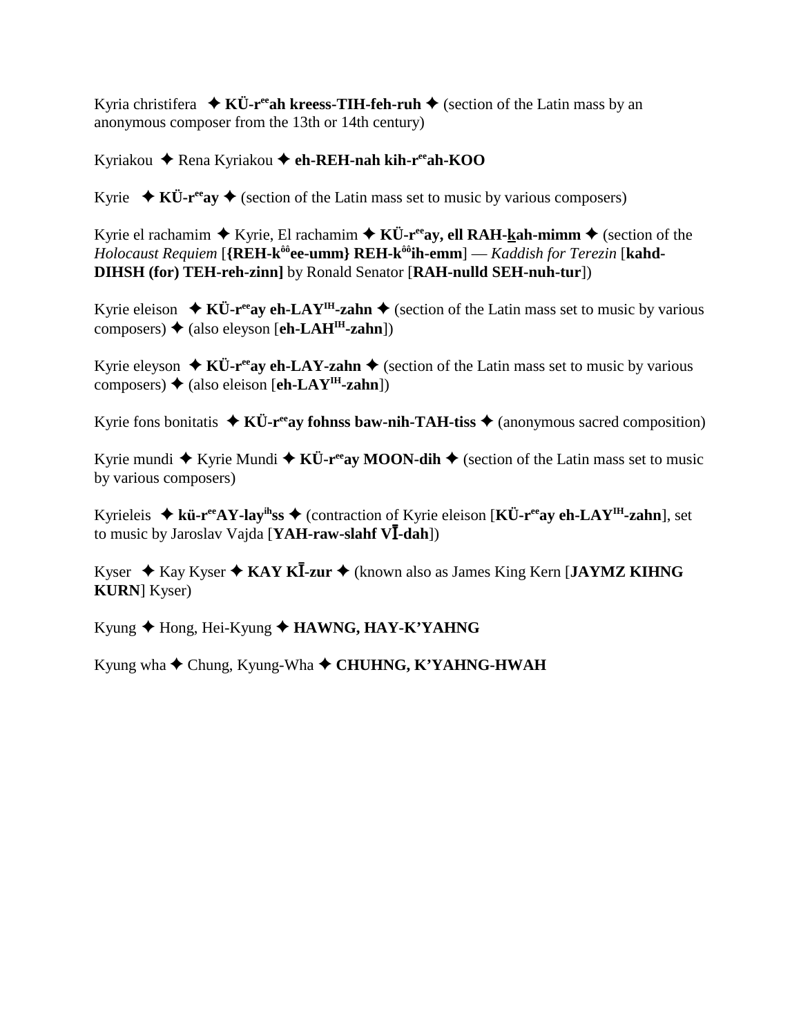Kyria christifera ✦ **KÜ-r$^{ee}$ah kreess-TIH-feh-ruh** ✦ (section of the Latin mass by an anonymous composer from the 13th or 14th century)

Kyriakou ✦ Rena Kyriakou ✦ **eh-REH-nah kih-r$^{ee}$ah-KOO**

Kyrie ✦ **KÜ-r$^{ee}$ay** ✦ (section of the Latin mass set to music by various composers)

Kyrie el rachamim ✦ Kyrie, El rachamim ✦ **KÜ-r$^{ee}$ay, ell RAH-k̲ah-mimm** ✦ (section of the *Holocaust Requiem* [**{REH-k$^{ôô}$ee-umm} REH-k$^{ôô}$ih-emm**] — *Kaddish for Terezin* [**kahd-DIHSH (for) TEH-reh-zinn]** by Ronald Senator [**RAH-nulld SEH-nuh-tur**])

Kyrie eleison ✦ **KÜ-r$^{ee}$ay eh-LAY$^{IH}$-zahn** ✦ (section of the Latin mass set to music by various composers) ✦ (also eleyson [**eh-LAH$^{IH}$-zahn**])

Kyrie eleyson ✦ **KÜ-r$^{ee}$ay eh-LAY-zahn** ✦ (section of the Latin mass set to music by various composers) ✦ (also eleison [**eh-LAY$^{IH}$-zahn**])

Kyrie fons bonitatis ✦ **KÜ-r$^{ee}$ay fohnss baw-nih-TAH-tiss** ✦ (anonymous sacred composition)

Kyrie mundi ✦ Kyrie Mundi ✦ **KÜ-r$^{ee}$ay MOON-dih** ✦ (section of the Latin mass set to music by various composers)

Kyrieleis ✦ **kü-r$^{ee}$AY-lay$^{ih}$ss** ✦ (contraction of Kyrie eleison [**KÜ-r$^{ee}$ay eh-LAY$^{IH}$-zahn**], set to music by Jaroslav Vajda [**YAH-raw-slahf VĪ-dah**])

Kyser ✦ Kay Kyser ✦ **KAY KĪ-zur** ✦ (known also as James King Kern [**JAYMZ KIHNG KURN**] Kyser)

Kyung ✦ Hong, Hei-Kyung ✦ **HAWNG, HAY-K'YAHNG**

Kyung wha ✦ Chung, Kyung-Wha ✦ **CHUHNG, K'YAHNG-HWAH**